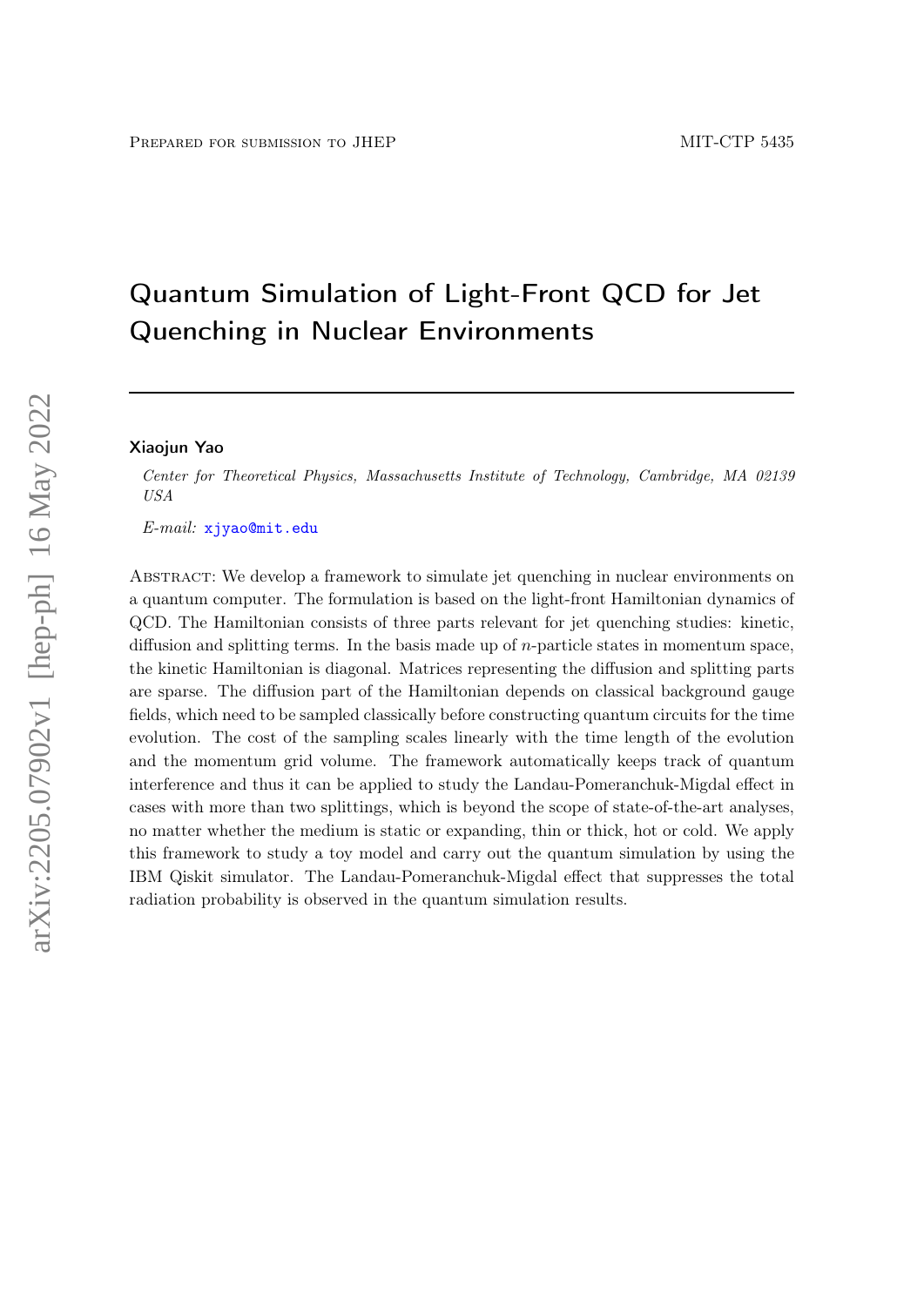Prepared for submission to JHEP

MIT-CTP 5435

# Quantum Simulation of Light-Front QCD for Jet Quenching in Nuclear Environments

**Xiaojun Yao**

*Center for Theoretical Physics, Massachusetts Institute of Technology, Cambridge, MA 02139 USA*

*E-mail:* xjyao@mit.edu

Abstract: We develop a framework to simulate jet quenching in nuclear environments on a quantum computer. The formulation is based on the light-front Hamiltonian dynamics of QCD. The Hamiltonian consists of three parts relevant for jet quenching studies: kinetic, diffusion and splitting terms. In the basis made up of $n$-particle states in momentum space, the kinetic Hamiltonian is diagonal. Matrices representing the diffusion and splitting parts are sparse. The diffusion part of the Hamiltonian depends on classical background gauge fields, which need to be sampled classically before constructing quantum circuits for the time evolution. The cost of the sampling scales linearly with the time length of the evolution and the momentum grid volume. The framework automatically keeps track of quantum interference and thus it can be applied to study the Landau-Pomeranchuk-Migdal effect in cases with more than two splittings, which is beyond the scope of state-of-the-art analyses, no matter whether the medium is static or expanding, thin or thick, hot or cold. We apply this framework to study a toy model and carry out the quantum simulation by using the IBM Qiskit simulator. The Landau-Pomeranchuk-Migdal effect that suppresses the total radiation probability is observed in the quantum simulation results.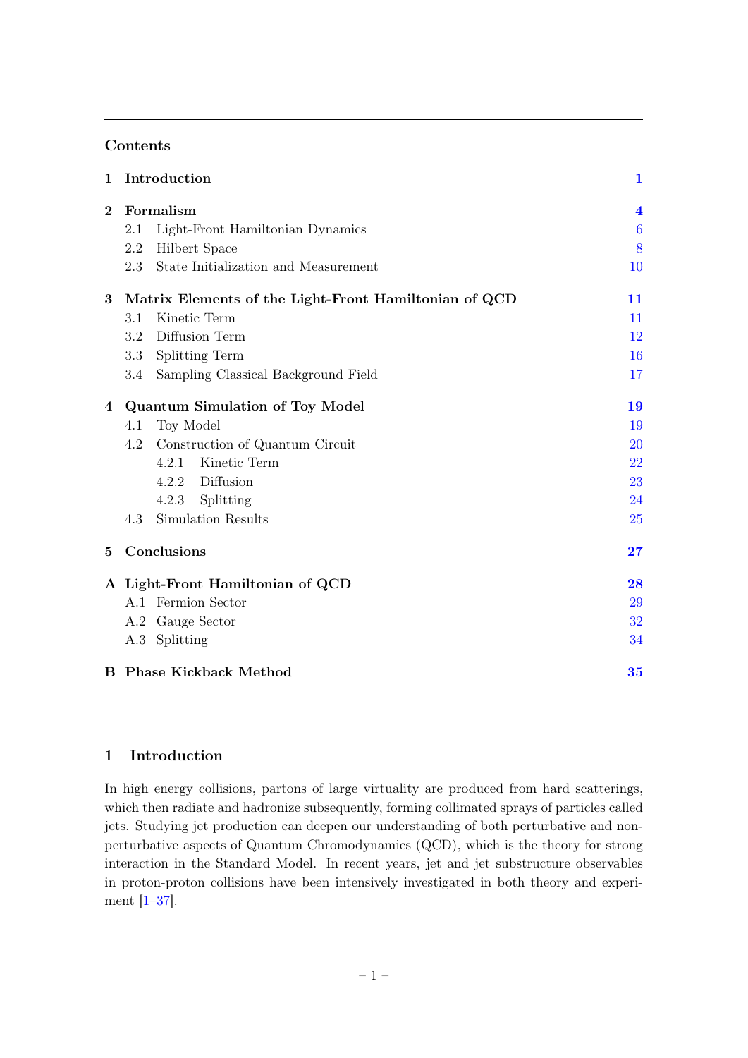## Contents

**1 Introduction** — 1

**2 Formalism** — 4
- 2.1 Light-Front Hamiltonian Dynamics — 6
- 2.2 Hilbert Space — 8
- 2.3 State Initialization and Measurement — 10

**3 Matrix Elements of the Light-Front Hamiltonian of QCD** — 11
- 3.1 Kinetic Term — 11
- 3.2 Diffusion Term — 12
- 3.3 Splitting Term — 16
- 3.4 Sampling Classical Background Field — 17

**4 Quantum Simulation of Toy Model** — 19
- 4.1 Toy Model — 19
- 4.2 Construction of Quantum Circuit — 20
  - 4.2.1 Kinetic Term — 22
  - 4.2.2 Diffusion — 23
  - 4.2.3 Splitting — 24
- 4.3 Simulation Results — 25

**5 Conclusions** — 27

**A Light-Front Hamiltonian of QCD** — 28
- A.1 Fermion Sector — 29
- A.2 Gauge Sector — 32
- A.3 Splitting — 34

**B Phase Kickback Method** — 35

# 1 Introduction

In high energy collisions, partons of large virtuality are produced from hard scatterings, which then radiate and hadronize subsequently, forming collimated sprays of particles called jets. Studying jet production can deepen our understanding of both perturbative and non-perturbative aspects of Quantum Chromodynamics (QCD), which is the theory for strong interaction in the Standard Model. In recent years, jet and jet substructure observables in proton-proton collisions have been intensively investigated in both theory and experiment [1–37].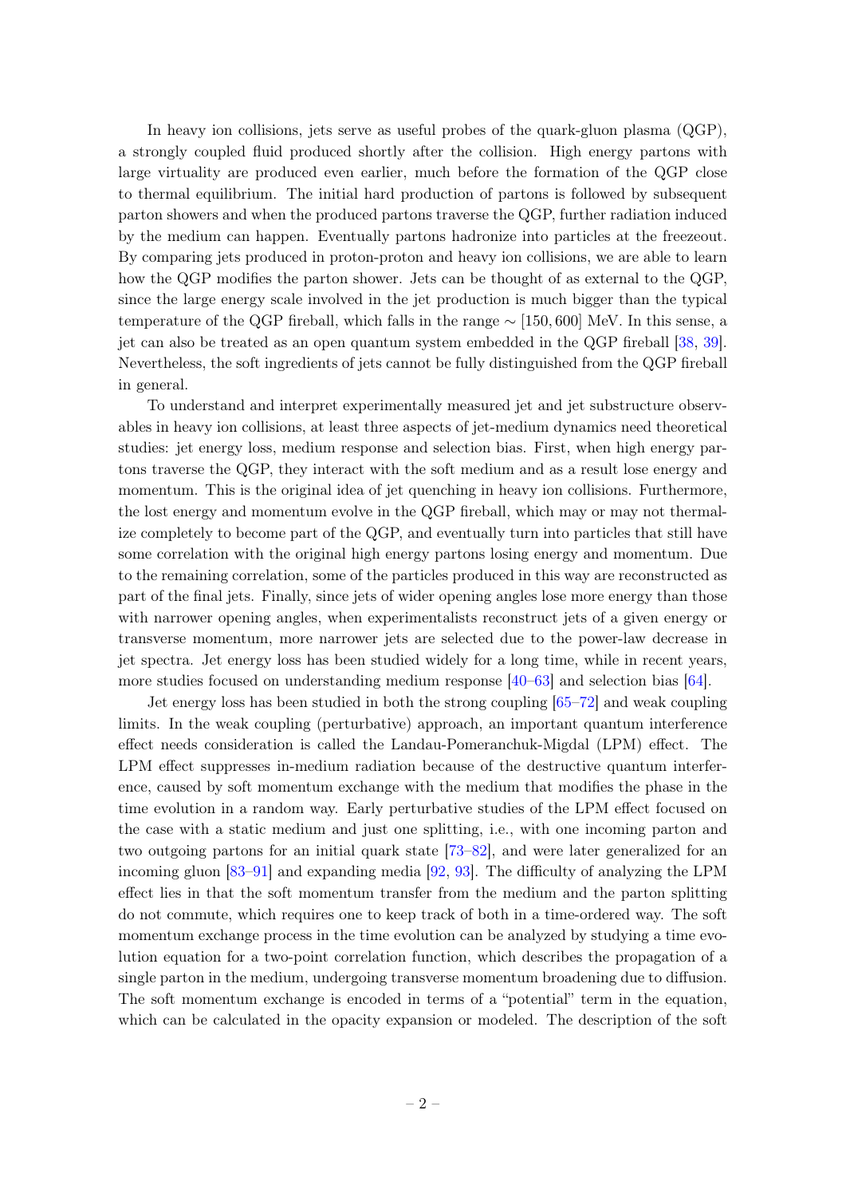In heavy ion collisions, jets serve as useful probes of the quark-gluon plasma (QGP), a strongly coupled fluid produced shortly after the collision. High energy partons with large virtuality are produced even earlier, much before the formation of the QGP close to thermal equilibrium. The initial hard production of partons is followed by subsequent parton showers and when the produced partons traverse the QGP, further radiation induced by the medium can happen. Eventually partons hadronize into particles at the freezeout. By comparing jets produced in proton-proton and heavy ion collisions, we are able to learn how the QGP modifies the parton shower. Jets can be thought of as external to the QGP, since the large energy scale involved in the jet production is much bigger than the typical temperature of the QGP fireball, which falls in the range $\sim [150, 600]$ MeV. In this sense, a jet can also be treated as an open quantum system embedded in the QGP fireball [38, 39]. Nevertheless, the soft ingredients of jets cannot be fully distinguished from the QGP fireball in general.

To understand and interpret experimentally measured jet and jet substructure observables in heavy ion collisions, at least three aspects of jet-medium dynamics need theoretical studies: jet energy loss, medium response and selection bias. First, when high energy partons traverse the QGP, they interact with the soft medium and as a result lose energy and momentum. This is the original idea of jet quenching in heavy ion collisions. Furthermore, the lost energy and momentum evolve in the QGP fireball, which may or may not thermalize completely to become part of the QGP, and eventually turn into particles that still have some correlation with the original high energy partons losing energy and momentum. Due to the remaining correlation, some of the particles produced in this way are reconstructed as part of the final jets. Finally, since jets of wider opening angles lose more energy than those with narrower opening angles, when experimentalists reconstruct jets of a given energy or transverse momentum, more narrower jets are selected due to the power-law decrease in jet spectra. Jet energy loss has been studied widely for a long time, while in recent years, more studies focused on understanding medium response [40–63] and selection bias [64].

Jet energy loss has been studied in both the strong coupling [65–72] and weak coupling limits. In the weak coupling (perturbative) approach, an important quantum interference effect needs consideration is called the Landau-Pomeranchuk-Migdal (LPM) effect. The LPM effect suppresses in-medium radiation because of the destructive quantum interference, caused by soft momentum exchange with the medium that modifies the phase in the time evolution in a random way. Early perturbative studies of the LPM effect focused on the case with a static medium and just one splitting, i.e., with one incoming parton and two outgoing partons for an initial quark state [73–82], and were later generalized for an incoming gluon [83–91] and expanding media [92, 93]. The difficulty of analyzing the LPM effect lies in that the soft momentum transfer from the medium and the parton splitting do not commute, which requires one to keep track of both in a time-ordered way. The soft momentum exchange process in the time evolution can be analyzed by studying a time evolution equation for a two-point correlation function, which describes the propagation of a single parton in the medium, undergoing transverse momentum broadening due to diffusion. The soft momentum exchange is encoded in terms of a "potential" term in the equation, which can be calculated in the opacity expansion or modeled. The description of the soft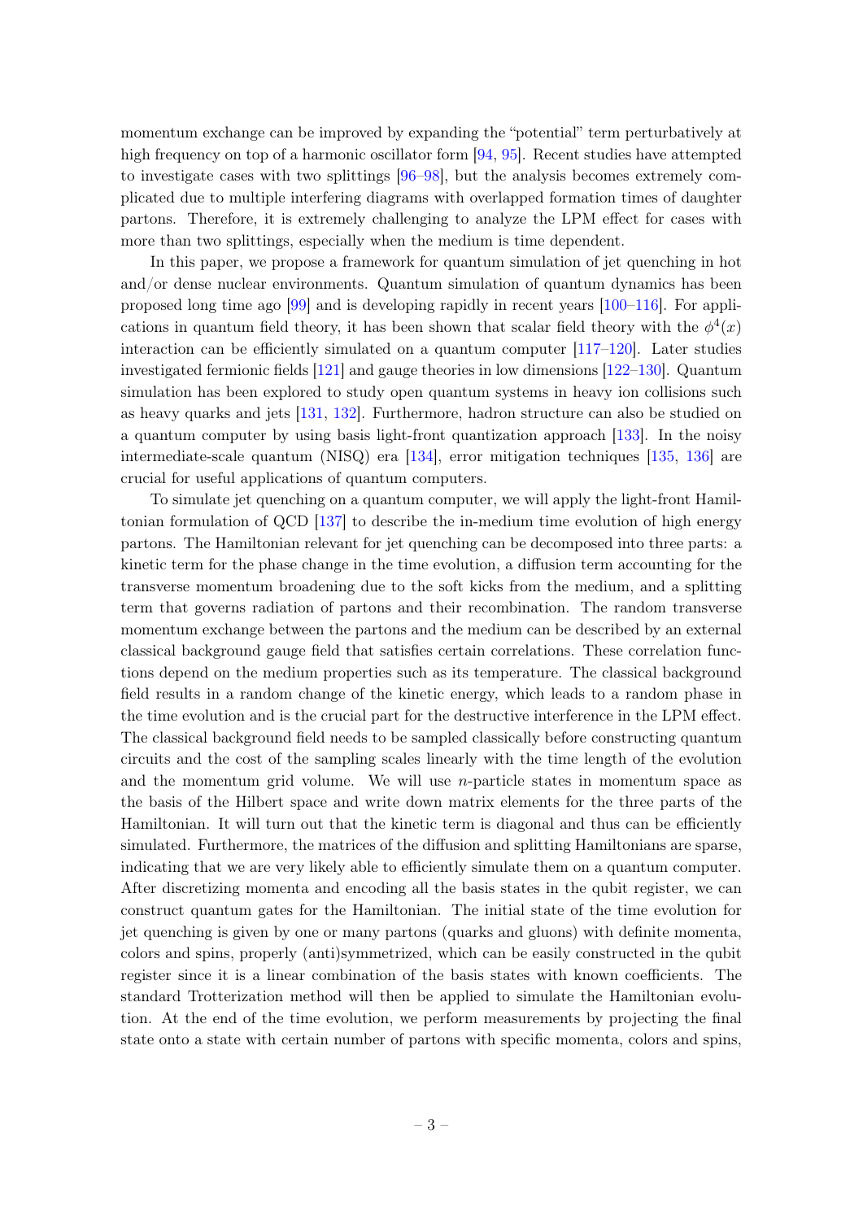momentum exchange can be improved by expanding the "potential" term perturbatively at high frequency on top of a harmonic oscillator form [94, 95]. Recent studies have attempted to investigate cases with two splittings [96–98], but the analysis becomes extremely complicated due to multiple interfering diagrams with overlapped formation times of daughter partons. Therefore, it is extremely challenging to analyze the LPM effect for cases with more than two splittings, especially when the medium is time dependent.

In this paper, we propose a framework for quantum simulation of jet quenching in hot and/or dense nuclear environments. Quantum simulation of quantum dynamics has been proposed long time ago [99] and is developing rapidly in recent years [100–116]. For applications in quantum field theory, it has been shown that scalar field theory with the $\phi^4(x)$ interaction can be efficiently simulated on a quantum computer [117–120]. Later studies investigated fermionic fields [121] and gauge theories in low dimensions [122–130]. Quantum simulation has been explored to study open quantum systems in heavy ion collisions such as heavy quarks and jets [131, 132]. Furthermore, hadron structure can also be studied on a quantum computer by using basis light-front quantization approach [133]. In the noisy intermediate-scale quantum (NISQ) era [134], error mitigation techniques [135, 136] are crucial for useful applications of quantum computers.

To simulate jet quenching on a quantum computer, we will apply the light-front Hamiltonian formulation of QCD [137] to describe the in-medium time evolution of high energy partons. The Hamiltonian relevant for jet quenching can be decomposed into three parts: a kinetic term for the phase change in the time evolution, a diffusion term accounting for the transverse momentum broadening due to the soft kicks from the medium, and a splitting term that governs radiation of partons and their recombination. The random transverse momentum exchange between the partons and the medium can be described by an external classical background gauge field that satisfies certain correlations. These correlation functions depend on the medium properties such as its temperature. The classical background field results in a random change of the kinetic energy, which leads to a random phase in the time evolution and is the crucial part for the destructive interference in the LPM effect. The classical background field needs to be sampled classically before constructing quantum circuits and the cost of the sampling scales linearly with the time length of the evolution and the momentum grid volume. We will use $n$-particle states in momentum space as the basis of the Hilbert space and write down matrix elements for the three parts of the Hamiltonian. It will turn out that the kinetic term is diagonal and thus can be efficiently simulated. Furthermore, the matrices of the diffusion and splitting Hamiltonians are sparse, indicating that we are very likely able to efficiently simulate them on a quantum computer. After discretizing momenta and encoding all the basis states in the qubit register, we can construct quantum gates for the Hamiltonian. The initial state of the time evolution for jet quenching is given by one or many partons (quarks and gluons) with definite momenta, colors and spins, properly (anti)symmetrized, which can be easily constructed in the qubit register since it is a linear combination of the basis states with known coefficients. The standard Trotterization method will then be applied to simulate the Hamiltonian evolution. At the end of the time evolution, we perform measurements by projecting the final state onto a state with certain number of partons with specific momenta, colors and spins,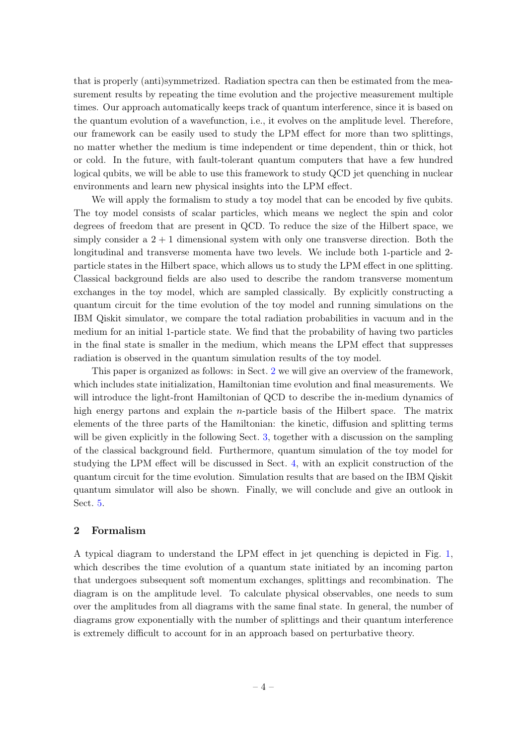that is properly (anti)symmetrized. Radiation spectra can then be estimated from the measurement results by repeating the time evolution and the projective measurement multiple times. Our approach automatically keeps track of quantum interference, since it is based on the quantum evolution of a wavefunction, i.e., it evolves on the amplitude level. Therefore, our framework can be easily used to study the LPM effect for more than two splittings, no matter whether the medium is time independent or time dependent, thin or thick, hot or cold. In the future, with fault-tolerant quantum computers that have a few hundred logical qubits, we will be able to use this framework to study QCD jet quenching in nuclear environments and learn new physical insights into the LPM effect.

We will apply the formalism to study a toy model that can be encoded by five qubits. The toy model consists of scalar particles, which means we neglect the spin and color degrees of freedom that are present in QCD. To reduce the size of the Hilbert space, we simply consider a $2+1$ dimensional system with only one transverse direction. Both the longitudinal and transverse momenta have two levels. We include both 1-particle and 2-particle states in the Hilbert space, which allows us to study the LPM effect in one splitting. Classical background fields are also used to describe the random transverse momentum exchanges in the toy model, which are sampled classically. By explicitly constructing a quantum circuit for the time evolution of the toy model and running simulations on the IBM Qiskit simulator, we compare the total radiation probabilities in vacuum and in the medium for an initial 1-particle state. We find that the probability of having two particles in the final state is smaller in the medium, which means the LPM effect that suppresses radiation is observed in the quantum simulation results of the toy model.

This paper is organized as follows: in Sect. 2 we will give an overview of the framework, which includes state initialization, Hamiltonian time evolution and final measurements. We will introduce the light-front Hamiltonian of QCD to describe the in-medium dynamics of high energy partons and explain the $n$-particle basis of the Hilbert space. The matrix elements of the three parts of the Hamiltonian: the kinetic, diffusion and splitting terms will be given explicitly in the following Sect. 3, together with a discussion on the sampling of the classical background field. Furthermore, quantum simulation of the toy model for studying the LPM effect will be discussed in Sect. 4, with an explicit construction of the quantum circuit for the time evolution. Simulation results that are based on the IBM Qiskit quantum simulator will also be shown. Finally, we will conclude and give an outlook in Sect. 5.

## 2 Formalism

A typical diagram to understand the LPM effect in jet quenching is depicted in Fig. 1, which describes the time evolution of a quantum state initiated by an incoming parton that undergoes subsequent soft momentum exchanges, splittings and recombination. The diagram is on the amplitude level. To calculate physical observables, one needs to sum over the amplitudes from all diagrams with the same final state. In general, the number of diagrams grow exponentially with the number of splittings and their quantum interference is extremely difficult to account for in an approach based on perturbative theory.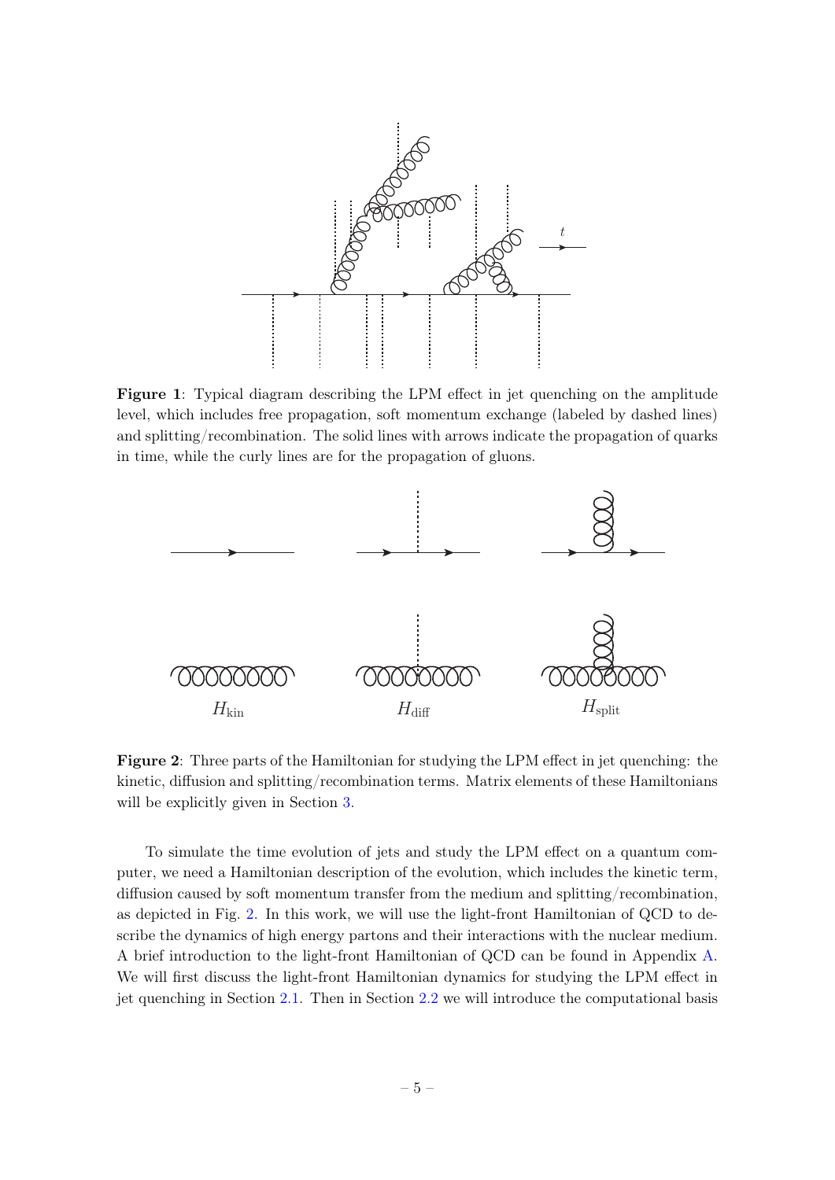**Figure 1**: Typical diagram describing the LPM effect in jet quenching on the amplitude level, which includes free propagation, soft momentum exchange (labeled by dashed lines) and splitting/recombination. The solid lines with arrows indicate the propagation of quarks in time, while the curly lines are for the propagation of gluons.

**Figure 2**: Three parts of the Hamiltonian for studying the LPM effect in jet quenching: the kinetic, diffusion and splitting/recombination terms. Matrix elements of these Hamiltonians will be explicitly given in Section 3.

To simulate the time evolution of jets and study the LPM effect on a quantum computer, we need a Hamiltonian description of the evolution, which includes the kinetic term, diffusion caused by soft momentum transfer from the medium and splitting/recombination, as depicted in Fig. 2. In this work, we will use the light-front Hamiltonian of QCD to describe the dynamics of high energy partons and their interactions with the nuclear medium. A brief introduction to the light-front Hamiltonian of QCD can be found in Appendix A. We will first discuss the light-front Hamiltonian dynamics for studying the LPM effect in jet quenching in Section 2.1. Then in Section 2.2 we will introduce the computational basis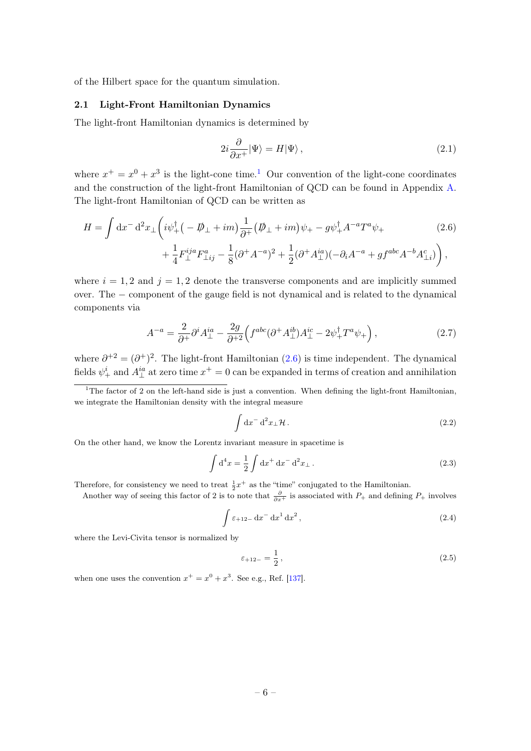of the Hilbert space for the quantum simulation.

### 2.1 Light-Front Hamiltonian Dynamics

The light-front Hamiltonian dynamics is determined by

$$2i\frac{\partial}{\partial x^+}|\Psi\rangle = H|\Psi\rangle\,, \tag{2.1}$$

where $x^+ = x^0 + x^3$ is the light-cone time.[1] Our convention of the light-cone coordinates and the construction of the light-front Hamiltonian of QCD can be found in Appendix A. The light-front Hamiltonian of QCD can be written as

$$\begin{aligned} H = \int \mathrm{d}x^- \,\mathrm{d}^2 x_\perp \bigg( & i\psi_+^\dagger \big( -\not{D}_\perp + im \big) \frac{1}{\partial^+} \big( \not{D}_\perp + im \big) \psi_+ - g\psi_+^\dagger A^{-a} T^a \psi_+ \\ & + \frac{1}{4} F_\perp^{ija} F_{\perp ij}^a - \frac{1}{8} (\partial^+ A^{-a})^2 + \frac{1}{2} (\partial^+ A_\perp^{ia})(-\partial_i A^{-a} + g f^{abc} A^{-b} A_{\perp i}^c) \bigg)\,, \end{aligned} \tag{2.6}$$

where $i = 1, 2$ and $j = 1, 2$ denote the transverse components and are implicitly summed over. The $-$ component of the gauge field is not dynamical and is related to the dynamical components via

$$A^{-a} = \frac{2}{\partial^+}\partial^i A_\perp^{ia} - \frac{2g}{\partial^{+2}}\Big( f^{abc}(\partial^+ A_\perp^{ib}) A_\perp^{ic} - 2\psi_+^\dagger T^a \psi_+ \Big)\,, \tag{2.7}$$

where $\partial^{+2} = (\partial^+)^2$. The light-front Hamiltonian (2.6) is time independent. The dynamical fields $\psi_+^i$ and $A_\perp^{ia}$ at zero time $x^+ = 0$ can be expanded in terms of creation and annihilation

---

[1] The factor of 2 on the left-hand side is just a convention. When defining the light-front Hamiltonian, we integrate the Hamiltonian density with the integral measure

$$\int \mathrm{d}x^- \,\mathrm{d}^2 x_\perp \mathcal{H}\,. \tag{2.2}$$

On the other hand, we know the Lorentz invariant measure in spacetime is

$$\int \mathrm{d}^4 x = \frac{1}{2}\int \mathrm{d}x^+ \,\mathrm{d}x^- \,\mathrm{d}^2 x_\perp\,. \tag{2.3}$$

Therefore, for consistency we need to treat $\frac{1}{2}x^+$ as the "time" conjugated to the Hamiltonian.

Another way of seeing this factor of 2 is to note that $\frac{\partial}{\partial x^+}$ is associated with $P_+$ and defining $P_+$ involves

$$\int \varepsilon_{+12-} \,\mathrm{d}x^- \,\mathrm{d}x^1 \,\mathrm{d}x^2\,, \tag{2.4}$$

where the Levi-Civita tensor is normalized by

$$\varepsilon_{+12-} = \frac{1}{2}\,, \tag{2.5}$$

when one uses the convention $x^+ = x^0 + x^3$. See e.g., Ref. [137].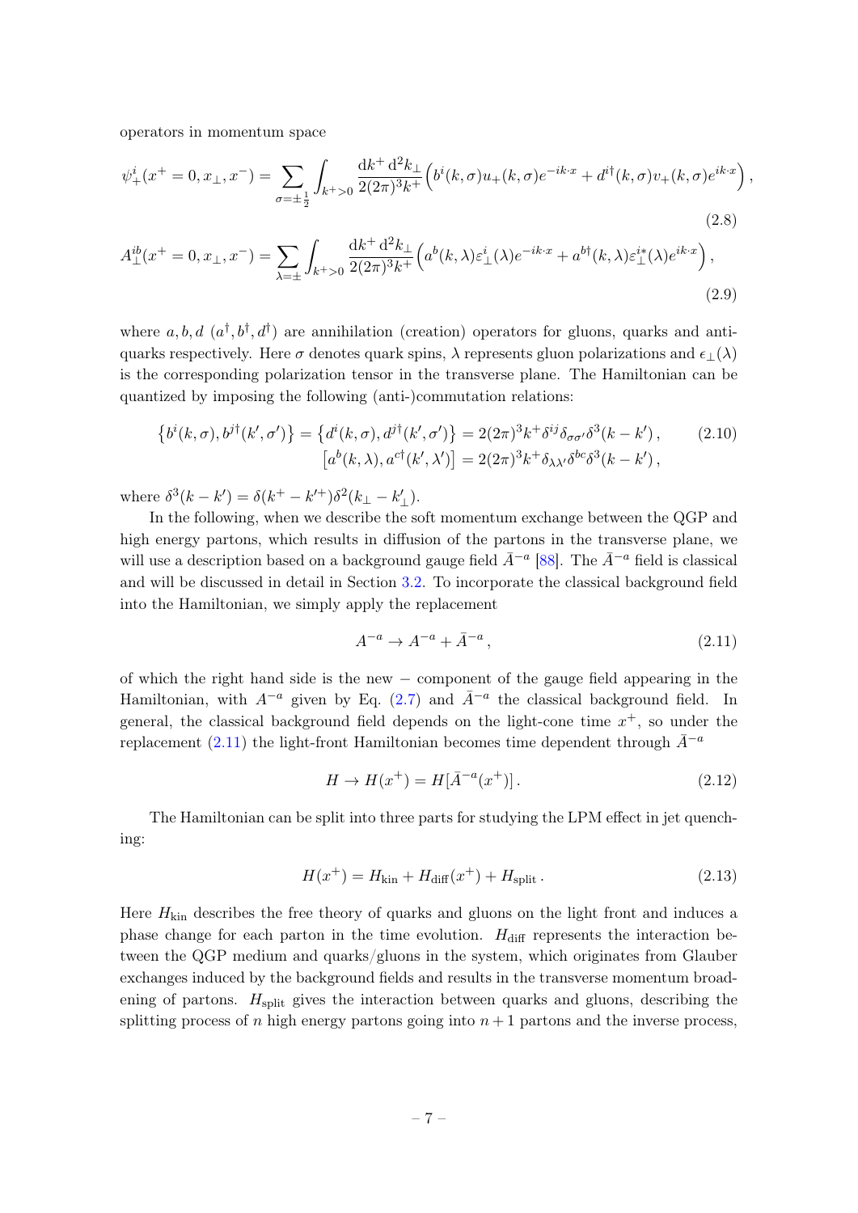operators in momentum space

$$\psi_+^i(x^+ = 0, x_\perp, x^-) = \sum_{\sigma=\pm\frac{1}{2}} \int_{k^+>0} \frac{\mathrm{d}k^+ \,\mathrm{d}^2 k_\perp}{2(2\pi)^3 k^+} \Big( b^i(k,\sigma) u_+(k,\sigma) e^{-ik\cdot x} + d^{i\dagger}(k,\sigma) v_+(k,\sigma) e^{ik\cdot x} \Big) , \tag{2.8}$$

$$A_\perp^{ib}(x^+ = 0, x_\perp, x^-) = \sum_{\lambda=\pm} \int_{k^+>0} \frac{\mathrm{d}k^+ \,\mathrm{d}^2 k_\perp}{2(2\pi)^3 k^+} \Big( a^b(k,\lambda) \varepsilon_\perp^i(\lambda) e^{-ik\cdot x} + a^{b\dagger}(k,\lambda) \varepsilon_\perp^{i*}(\lambda) e^{ik\cdot x} \Big) , \tag{2.9}$$

where $a, b, d$ ($a^\dagger, b^\dagger, d^\dagger$) are annihilation (creation) operators for gluons, quarks and antiquarks respectively. Here $\sigma$ denotes quark spins, $\lambda$ represents gluon polarizations and $\epsilon_\perp(\lambda)$ is the corresponding polarization tensor in the transverse plane. The Hamiltonian can be quantized by imposing the following (anti-)commutation relations:

$$\begin{aligned} \left\{ b^i(k,\sigma), b^{j\dagger}(k',\sigma') \right\} = \left\{ d^i(k,\sigma), d^{j\dagger}(k',\sigma') \right\} &= 2(2\pi)^3 k^+ \delta^{ij} \delta_{\sigma\sigma'} \delta^3(k-k') , \\ \left[ a^b(k,\lambda), a^{c\dagger}(k',\lambda') \right] &= 2(2\pi)^3 k^+ \delta_{\lambda\lambda'} \delta^{bc} \delta^3(k-k') , \end{aligned} \tag{2.10}$$

where $\delta^3(k-k') = \delta(k^+ - k'^+)\delta^2(k_\perp - k'_\perp)$.

In the following, when we describe the soft momentum exchange between the QGP and high energy partons, which results in diffusion of the partons in the transverse plane, we will use a description based on a background gauge field $\bar{A}^{-a}$ [88]. The $\bar{A}^{-a}$ field is classical and will be discussed in detail in Section 3.2. To incorporate the classical background field into the Hamiltonian, we simply apply the replacement

$$A^{-a} \to A^{-a} + \bar{A}^{-a} , \tag{2.11}$$

of which the right hand side is the new $-$ component of the gauge field appearing in the Hamiltonian, with $A^{-a}$ given by Eq. (2.7) and $\bar{A}^{-a}$ the classical background field. In general, the classical background field depends on the light-cone time $x^+$, so under the replacement (2.11) the light-front Hamiltonian becomes time dependent through $\bar{A}^{-a}$

$$H \to H(x^+) = H[\bar{A}^{-a}(x^+)] . \tag{2.12}$$

The Hamiltonian can be split into three parts for studying the LPM effect in jet quenching:

$$H(x^+) = H_{\text{kin}} + H_{\text{diff}}(x^+) + H_{\text{split}} . \tag{2.13}$$

Here $H_{\text{kin}}$ describes the free theory of quarks and gluons on the light front and induces a phase change for each parton in the time evolution. $H_{\text{diff}}$ represents the interaction between the QGP medium and quarks/gluons in the system, which originates from Glauber exchanges induced by the background fields and results in the transverse momentum broadening of partons. $H_{\text{split}}$ gives the interaction between quarks and gluons, describing the splitting process of $n$ high energy partons going into $n+1$ partons and the inverse process,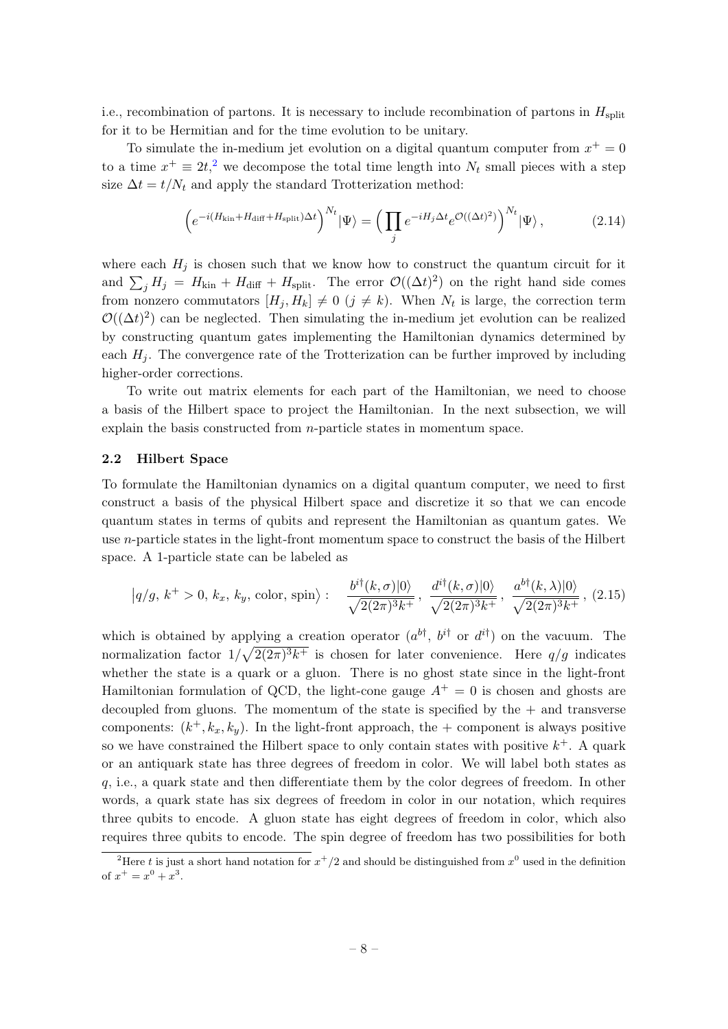i.e., recombination of partons. It is necessary to include recombination of partons in $H_{\rm split}$ for it to be Hermitian and for the time evolution to be unitary.

To simulate the in-medium jet evolution on a digital quantum computer from $x^+ = 0$ to a time $x^+ \equiv 2t$,[2] we decompose the total time length into $N_t$ small pieces with a step size $\Delta t = t/N_t$ and apply the standard Trotterization method:

$$\left(e^{-i(H_{\rm kin}+H_{\rm diff}+H_{\rm split})\Delta t}\right)^{N_t}|\Psi\rangle = \Big(\prod_j e^{-iH_j\Delta t}e^{\mathcal{O}((\Delta t)^2)}\Big)^{N_t}|\Psi\rangle\,, \tag{2.14}$$

where each $H_j$ is chosen such that we know how to construct the quantum circuit for it and $\sum_j H_j = H_{\rm kin} + H_{\rm diff} + H_{\rm split}$. The error $\mathcal{O}((\Delta t)^2)$ on the right hand side comes from nonzero commutators $[H_j, H_k] \neq 0$ $(j \neq k)$. When $N_t$ is large, the correction term $\mathcal{O}((\Delta t)^2)$ can be neglected. Then simulating the in-medium jet evolution can be realized by constructing quantum gates implementing the Hamiltonian dynamics determined by each $H_j$. The convergence rate of the Trotterization can be further improved by including higher-order corrections.

To write out matrix elements for each part of the Hamiltonian, we need to choose a basis of the Hilbert space to project the Hamiltonian. In the next subsection, we will explain the basis constructed from $n$-particle states in momentum space.

### 2.2 Hilbert Space

To formulate the Hamiltonian dynamics on a digital quantum computer, we need to first construct a basis of the physical Hilbert space and discretize it so that we can encode quantum states in terms of qubits and represent the Hamiltonian as quantum gates. We use $n$-particle states in the light-front momentum space to construct the basis of the Hilbert space. A 1-particle state can be labeled as

$$\big|q/g,\, k^+>0,\, k_x,\, k_y,\, \text{color},\, \text{spin}\big\rangle: \quad \frac{b^{i\dagger}(k,\sigma)|0\rangle}{\sqrt{2(2\pi)^3k^+}}\,,\ \frac{d^{i\dagger}(k,\sigma)|0\rangle}{\sqrt{2(2\pi)^3k^+}}\,,\ \frac{a^{b\dagger}(k,\lambda)|0\rangle}{\sqrt{2(2\pi)^3k^+}}\,, \tag{2.15}$$

which is obtained by applying a creation operator ($a^{b\dagger}$, $b^{i\dagger}$ or $d^{i\dagger}$) on the vacuum. The normalization factor $1/\sqrt{2(2\pi)^3k^+}$ is chosen for later convenience. Here $q/g$ indicates whether the state is a quark or a gluon. There is no ghost state since in the light-front Hamiltonian formulation of QCD, the light-cone gauge $A^+ = 0$ is chosen and ghosts are decoupled from gluons. The momentum of the state is specified by the $+$ and transverse components: $(k^+, k_x, k_y)$. In the light-front approach, the $+$ component is always positive so we have constrained the Hilbert space to only contain states with positive $k^+$. A quark or an antiquark state has three degrees of freedom in color. We will label both states as $q$, i.e., a quark state and then differentiate them by the color degrees of freedom. In other words, a quark state has six degrees of freedom in color in our notation, which requires three qubits to encode. A gluon state has eight degrees of freedom in color, which also requires three qubits to encode. The spin degree of freedom has two possibilities for both

[2] Here $t$ is just a short hand notation for $x^+/2$ and should be distinguished from $x^0$ used in the definition of $x^+ = x^0 + x^3$.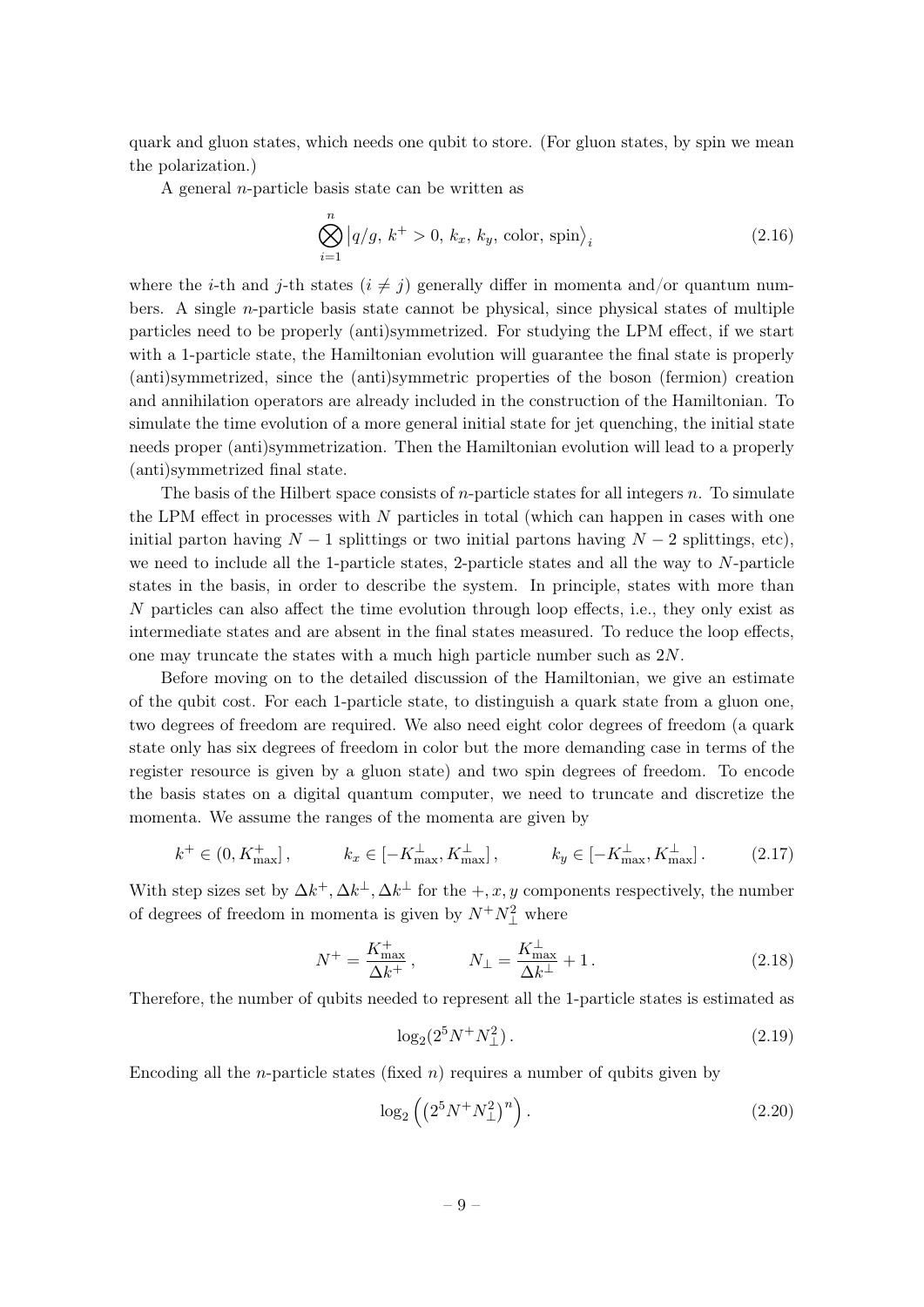quark and gluon states, which needs one qubit to store. (For gluon states, by spin we mean the polarization.)

A general $n$-particle basis state can be written as

$$\bigotimes_{i=1}^{n} \big|q/g,\, k^+ > 0,\, k_x,\, k_y,\, \text{color},\, \text{spin}\big\rangle_i \tag{2.16}$$

where the $i$-th and $j$-th states ($i \neq j$) generally differ in momenta and/or quantum numbers. A single $n$-particle basis state cannot be physical, since physical states of multiple particles need to be properly (anti)symmetrized. For studying the LPM effect, if we start with a 1-particle state, the Hamiltonian evolution will guarantee the final state is properly (anti)symmetrized, since the (anti)symmetric properties of the boson (fermion) creation and annihilation operators are already included in the construction of the Hamiltonian. To simulate the time evolution of a more general initial state for jet quenching, the initial state needs proper (anti)symmetrization. Then the Hamiltonian evolution will lead to a properly (anti)symmetrized final state.

The basis of the Hilbert space consists of $n$-particle states for all integers $n$. To simulate the LPM effect in processes with $N$ particles in total (which can happen in cases with one initial parton having $N-1$ splittings or two initial partons having $N-2$ splittings, etc), we need to include all the 1-particle states, 2-particle states and all the way to $N$-particle states in the basis, in order to describe the system. In principle, states with more than $N$ particles can also affect the time evolution through loop effects, i.e., they only exist as intermediate states and are absent in the final states measured. To reduce the loop effects, one may truncate the states with a much high particle number such as $2N$.

Before moving on to the detailed discussion of the Hamiltonian, we give an estimate of the qubit cost. For each 1-particle state, to distinguish a quark state from a gluon one, two degrees of freedom are required. We also need eight color degrees of freedom (a quark state only has six degrees of freedom in color but the more demanding case in terms of the register resource is given by a gluon state) and two spin degrees of freedom. To encode the basis states on a digital quantum computer, we need to truncate and discretize the momenta. We assume the ranges of the momenta are given by

$$k^+ \in (0, K^+_{\max}]\,, \qquad k_x \in [-K^\perp_{\max}, K^\perp_{\max}]\,, \qquad k_y \in [-K^\perp_{\max}, K^\perp_{\max}]\,. \tag{2.17}$$

With step sizes set by $\Delta k^+, \Delta k^\perp, \Delta k^\perp$ for the $+, x, y$ components respectively, the number of degrees of freedom in momenta is given by $N^+ N_\perp^2$ where

$$N^+ = \frac{K^+_{\max}}{\Delta k^+}\,, \qquad N_\perp = \frac{K^\perp_{\max}}{\Delta k^\perp} + 1\,. \tag{2.18}$$

Therefore, the number of qubits needed to represent all the 1-particle states is estimated as

$$\log_2(2^5 N^+ N_\perp^2)\,. \tag{2.19}$$

Encoding all the $n$-particle states (fixed $n$) requires a number of qubits given by

$$\log_2\left(\left(2^5 N^+ N_\perp^2\right)^n\right). \tag{2.20}$$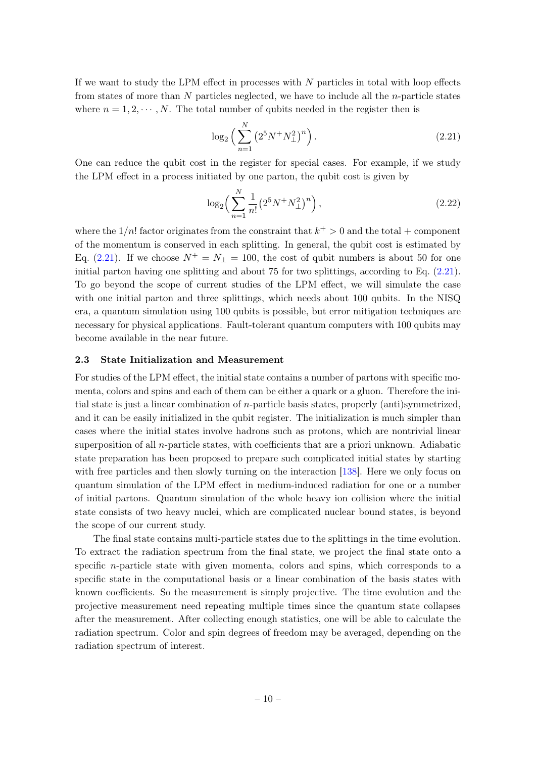If we want to study the LPM effect in processes with $N$ particles in total with loop effects from states of more than $N$ particles neglected, we have to include all the $n$-particle states where $n = 1, 2, \cdots, N$. The total number of qubits needed in the register then is

$$\log_2 \Big( \sum_{n=1}^{N} \big(2^5 N^+ N_\perp^2\big)^n \Big) . \tag{2.21}$$

One can reduce the qubit cost in the register for special cases. For example, if we study the LPM effect in a process initiated by one parton, the qubit cost is given by

$$\log_2 \Big( \sum_{n=1}^{N} \frac{1}{n!} \big(2^5 N^+ N_\perp^2\big)^n \Big) , \tag{2.22}$$

where the $1/n!$ factor originates from the constraint that $k^+ > 0$ and the total $+$ component of the momentum is conserved in each splitting. In general, the qubit cost is estimated by Eq. (2.21). If we choose $N^+ = N_\perp = 100$, the cost of qubit numbers is about 50 for one initial parton having one splitting and about 75 for two splittings, according to Eq. (2.21). To go beyond the scope of current studies of the LPM effect, we will simulate the case with one initial parton and three splittings, which needs about 100 qubits. In the NISQ era, a quantum simulation using 100 qubits is possible, but error mitigation techniques are necessary for physical applications. Fault-tolerant quantum computers with 100 qubits may become available in the near future.

### 2.3 State Initialization and Measurement

For studies of the LPM effect, the initial state contains a number of partons with specific momenta, colors and spins and each of them can be either a quark or a gluon. Therefore the initial state is just a linear combination of $n$-particle basis states, properly (anti)symmetrized, and it can be easily initialized in the qubit register. The initialization is much simpler than cases where the initial states involve hadrons such as protons, which are nontrivial linear superposition of all $n$-particle states, with coefficients that are a priori unknown. Adiabatic state preparation has been proposed to prepare such complicated initial states by starting with free particles and then slowly turning on the interaction [138]. Here we only focus on quantum simulation of the LPM effect in medium-induced radiation for one or a number of initial partons. Quantum simulation of the whole heavy ion collision where the initial state consists of two heavy nuclei, which are complicated nuclear bound states, is beyond the scope of our current study.

The final state contains multi-particle states due to the splittings in the time evolution. To extract the radiation spectrum from the final state, we project the final state onto a specific $n$-particle state with given momenta, colors and spins, which corresponds to a specific state in the computational basis or a linear combination of the basis states with known coefficients. So the measurement is simply projective. The time evolution and the projective measurement need repeating multiple times since the quantum state collapses after the measurement. After collecting enough statistics, one will be able to calculate the radiation spectrum. Color and spin degrees of freedom may be averaged, depending on the radiation spectrum of interest.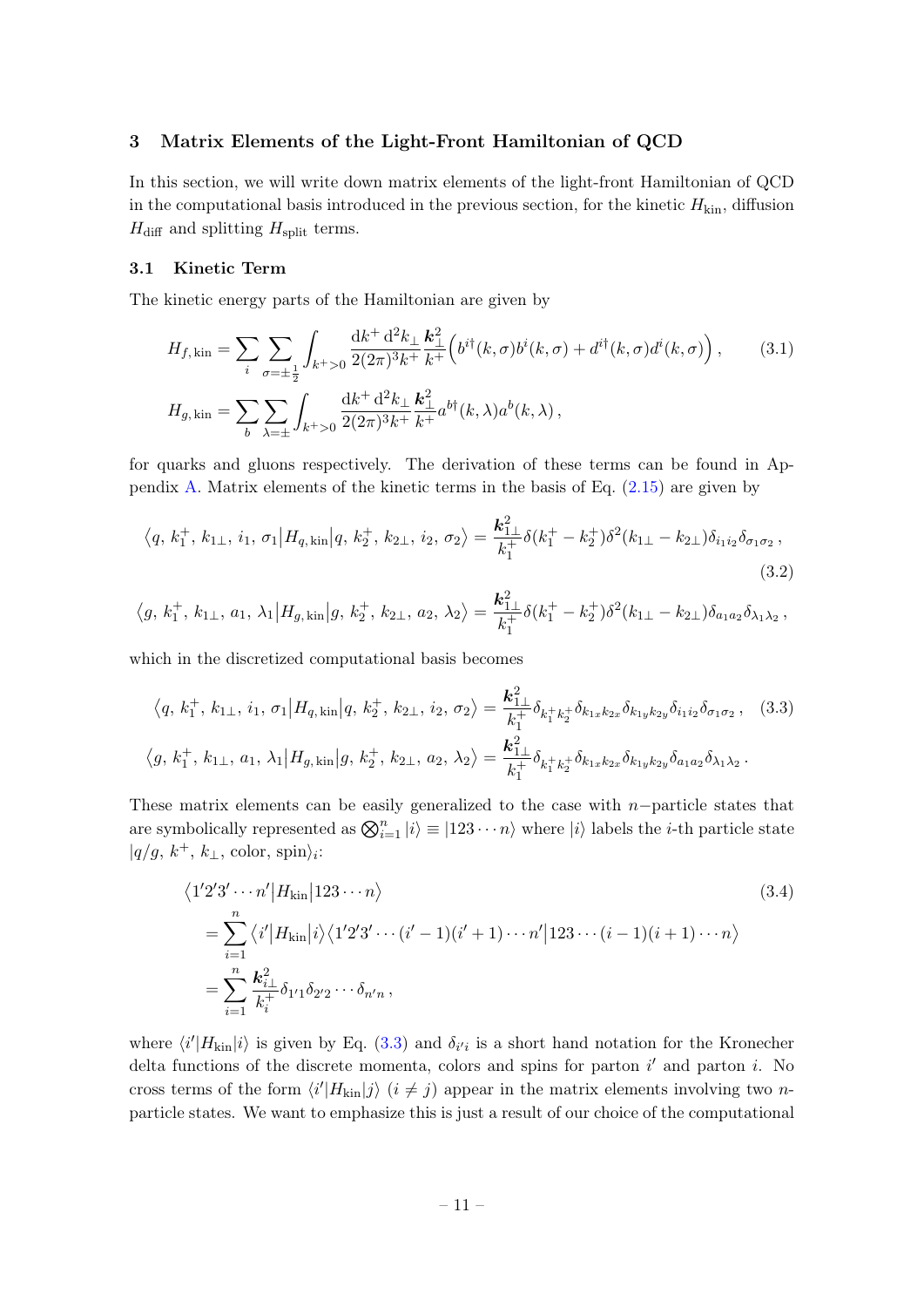## 3 Matrix Elements of the Light-Front Hamiltonian of QCD

In this section, we will write down matrix elements of the light-front Hamiltonian of QCD in the computational basis introduced in the previous section, for the kinetic $H_{\rm kin}$, diffusion $H_{\rm diff}$ and splitting $H_{\rm split}$ terms.

### 3.1 Kinetic Term

The kinetic energy parts of the Hamiltonian are given by

$$
\begin{aligned}
H_{f,\,\rm kin} &= \sum_i \sum_{\sigma=\pm\frac{1}{2}} \int_{k^+>0} \frac{{\rm d}k^+\,{\rm d}^2k_\perp}{2(2\pi)^3 k^+} \frac{\boldsymbol{k}_\perp^2}{k^+}\Big(b^{i\dagger}(k,\sigma)b^i(k,\sigma) + d^{i\dagger}(k,\sigma)d^i(k,\sigma)\Big)\,, \\
H_{g,\,\rm kin} &= \sum_b \sum_{\lambda=\pm} \int_{k^+>0} \frac{{\rm d}k^+\,{\rm d}^2k_\perp}{2(2\pi)^3 k^+} \frac{\boldsymbol{k}_\perp^2}{k^+} a^{b\dagger}(k,\lambda)a^b(k,\lambda)\,,
\end{aligned}
\tag{3.1}
$$

for quarks and gluons respectively. The derivation of these terms can be found in Appendix A. Matrix elements of the kinetic terms in the basis of Eq. (2.15) are given by

$$
\begin{aligned}
\big\langle q,\, k_1^+,\, k_{1\perp},\, i_1,\, \sigma_1 \big| H_{q,\,\rm kin} \big| q,\, k_2^+,\, k_{2\perp},\, i_2,\, \sigma_2 \big\rangle &= \frac{\boldsymbol{k}_{1\perp}^2}{k_1^+} \delta(k_1^+ - k_2^+)\delta^2(k_{1\perp} - k_{2\perp})\delta_{i_1 i_2}\delta_{\sigma_1\sigma_2}\,, \\
\big\langle g,\, k_1^+,\, k_{1\perp},\, a_1,\, \lambda_1 \big| H_{g,\,\rm kin} \big| g,\, k_2^+,\, k_{2\perp},\, a_2,\, \lambda_2 \big\rangle &= \frac{\boldsymbol{k}_{1\perp}^2}{k_1^+} \delta(k_1^+ - k_2^+)\delta^2(k_{1\perp} - k_{2\perp})\delta_{a_1 a_2}\delta_{\lambda_1\lambda_2}\,,
\end{aligned}
\tag{3.2}
$$

which in the discretized computational basis becomes

$$
\begin{aligned}
\big\langle q,\, k_1^+,\, k_{1\perp},\, i_1,\, \sigma_1 \big| H_{q,\,\rm kin} \big| q,\, k_2^+,\, k_{2\perp},\, i_2,\, \sigma_2 \big\rangle &= \frac{\boldsymbol{k}_{1\perp}^2}{k_1^+} \delta_{k_1^+ k_2^+}\delta_{k_{1x}k_{2x}}\delta_{k_{1y}k_{2y}}\delta_{i_1 i_2}\delta_{\sigma_1\sigma_2}\,, \\
\big\langle g,\, k_1^+,\, k_{1\perp},\, a_1,\, \lambda_1 \big| H_{g,\,\rm kin} \big| g,\, k_2^+,\, k_{2\perp},\, a_2,\, \lambda_2 \big\rangle &= \frac{\boldsymbol{k}_{1\perp}^2}{k_1^+} \delta_{k_1^+ k_2^+}\delta_{k_{1x}k_{2x}}\delta_{k_{1y}k_{2y}}\delta_{a_1 a_2}\delta_{\lambda_1\lambda_2}\,.
\end{aligned}
\tag{3.3}
$$

These matrix elements can be easily generalized to the case with $n-$particle states that are symbolically represented as $\bigotimes_{i=1}^n |i\rangle \equiv |123\cdots n\rangle$ where $|i\rangle$ labels the $i$-th particle state $|q/g,\, k^+,\, k_\perp,\, \text{color},\, \text{spin}\rangle_i$:

$$
\begin{aligned}
&\big\langle 1'2'3'\cdots n' \big| H_{\rm kin} \big| 123\cdots n \big\rangle \\
&= \sum_{i=1}^n \big\langle i' \big| H_{\rm kin} \big| i \big\rangle \big\langle 1'2'3'\cdots(i'-1)(i'+1)\cdots n' \big| 123\cdots(i-1)(i+1)\cdots n \big\rangle \\
&= \sum_{i=1}^n \frac{\boldsymbol{k}_{i\perp}^2}{k_i^+} \delta_{1'1}\delta_{2'2}\cdots\delta_{n'n}\,,
\end{aligned}
\tag{3.4}
$$

where $\langle i'|H_{\rm kin}|i\rangle$ is given by Eq. (3.3) and $\delta_{i'i}$ is a short hand notation for the Kronecher delta functions of the discrete momenta, colors and spins for parton $i'$ and parton $i$. No cross terms of the form $\langle i'|H_{\rm kin}|j\rangle$ $(i \neq j)$ appear in the matrix elements involving two $n$-particle states. We want to emphasize this is just a result of our choice of the computational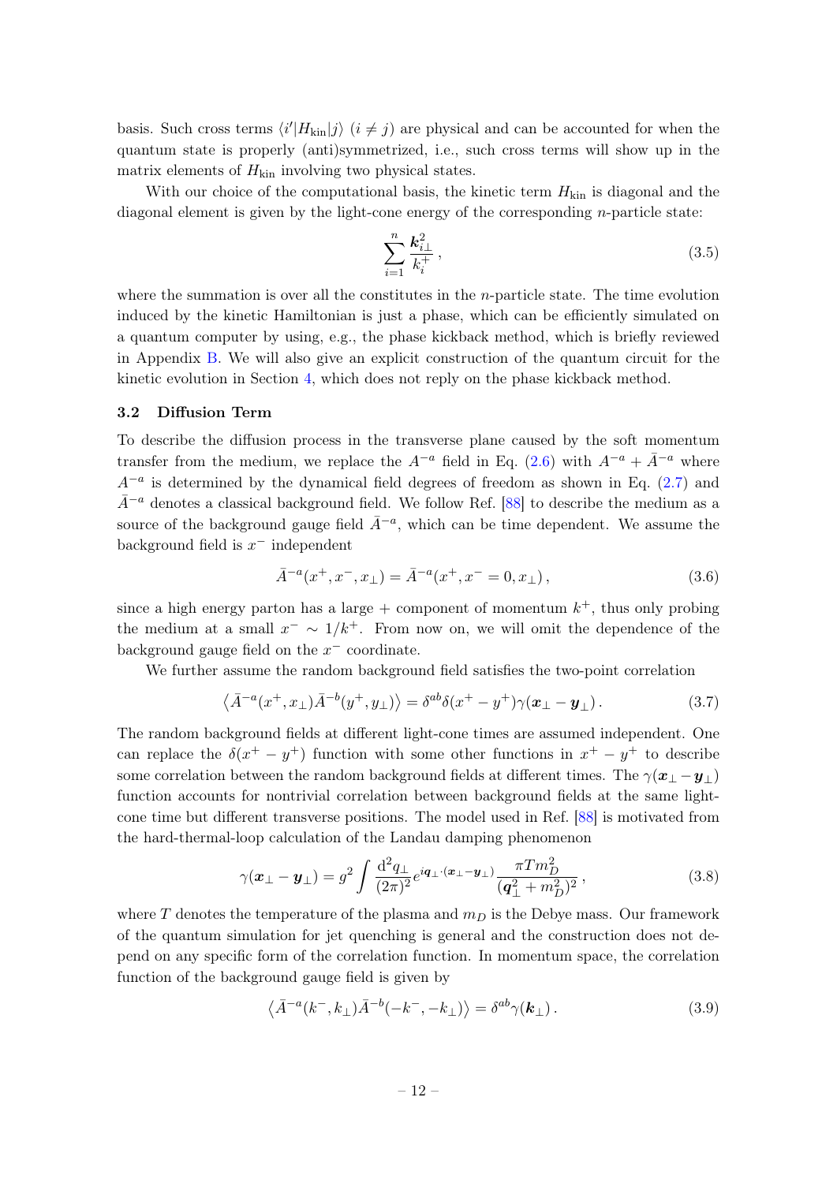basis. Such cross terms $\langle i'|H_{\rm kin}|j\rangle$ $(i \neq j)$ are physical and can be accounted for when the quantum state is properly (anti)symmetrized, i.e., such cross terms will show up in the matrix elements of $H_{\rm kin}$ involving two physical states.

With our choice of the computational basis, the kinetic term $H_{\rm kin}$ is diagonal and the diagonal element is given by the light-cone energy of the corresponding $n$-particle state:

$$\sum_{i=1}^{n} \frac{\boldsymbol{k}_{i\perp}^2}{k_i^+}\,, \tag{3.5}$$

where the summation is over all the constitutes in the $n$-particle state. The time evolution induced by the kinetic Hamiltonian is just a phase, which can be efficiently simulated on a quantum computer by using, e.g., the phase kickback method, which is briefly reviewed in Appendix B. We will also give an explicit construction of the quantum circuit for the kinetic evolution in Section 4, which does not reply on the phase kickback method.

### 3.2 Diffusion Term

To describe the diffusion process in the transverse plane caused by the soft momentum transfer from the medium, we replace the $A^{-a}$ field in Eq. (2.6) with $A^{-a} + \bar{A}^{-a}$ where $A^{-a}$ is determined by the dynamical field degrees of freedom as shown in Eq. (2.7) and $\bar{A}^{-a}$ denotes a classical background field. We follow Ref. [88] to describe the medium as a source of the background gauge field $\bar{A}^{-a}$, which can be time dependent. We assume the background field is $x^-$ independent

$$\bar{A}^{-a}(x^+, x^-, x_\perp) = \bar{A}^{-a}(x^+, x^- = 0, x_\perp)\,, \tag{3.6}$$

since a high energy parton has a large + component of momentum $k^+$, thus only probing the medium at a small $x^- \sim 1/k^+$. From now on, we will omit the dependence of the background gauge field on the $x^-$ coordinate.

We further assume the random background field satisfies the two-point correlation

$$\left\langle \bar{A}^{-a}(x^+, x_\perp)\bar{A}^{-b}(y^+, y_\perp)\right\rangle = \delta^{ab}\delta(x^+ - y^+)\gamma(\boldsymbol{x}_\perp - \boldsymbol{y}_\perp)\,. \tag{3.7}$$

The random background fields at different light-cone times are assumed independent. One can replace the $\delta(x^+ - y^+)$ function with some other functions in $x^+ - y^+$ to describe some correlation between the random background fields at different times. The $\gamma(\boldsymbol{x}_\perp - \boldsymbol{y}_\perp)$ function accounts for nontrivial correlation between background fields at the same light-cone time but different transverse positions. The model used in Ref. [88] is motivated from the hard-thermal-loop calculation of the Landau damping phenomenon

$$\gamma(\boldsymbol{x}_\perp - \boldsymbol{y}_\perp) = g^2 \int \frac{\mathrm{d}^2 q_\perp}{(2\pi)^2} e^{i\boldsymbol{q}_\perp\cdot(\boldsymbol{x}_\perp - \boldsymbol{y}_\perp)} \frac{\pi T m_D^2}{(\boldsymbol{q}_\perp^2 + m_D^2)^2}\,, \tag{3.8}$$

where $T$ denotes the temperature of the plasma and $m_D$ is the Debye mass. Our framework of the quantum simulation for jet quenching is general and the construction does not depend on any specific form of the correlation function. In momentum space, the correlation function of the background gauge field is given by

$$\left\langle \bar{A}^{-a}(k^-, k_\perp)\bar{A}^{-b}(-k^-, -k_\perp)\right\rangle = \delta^{ab}\gamma(\boldsymbol{k}_\perp)\,. \tag{3.9}$$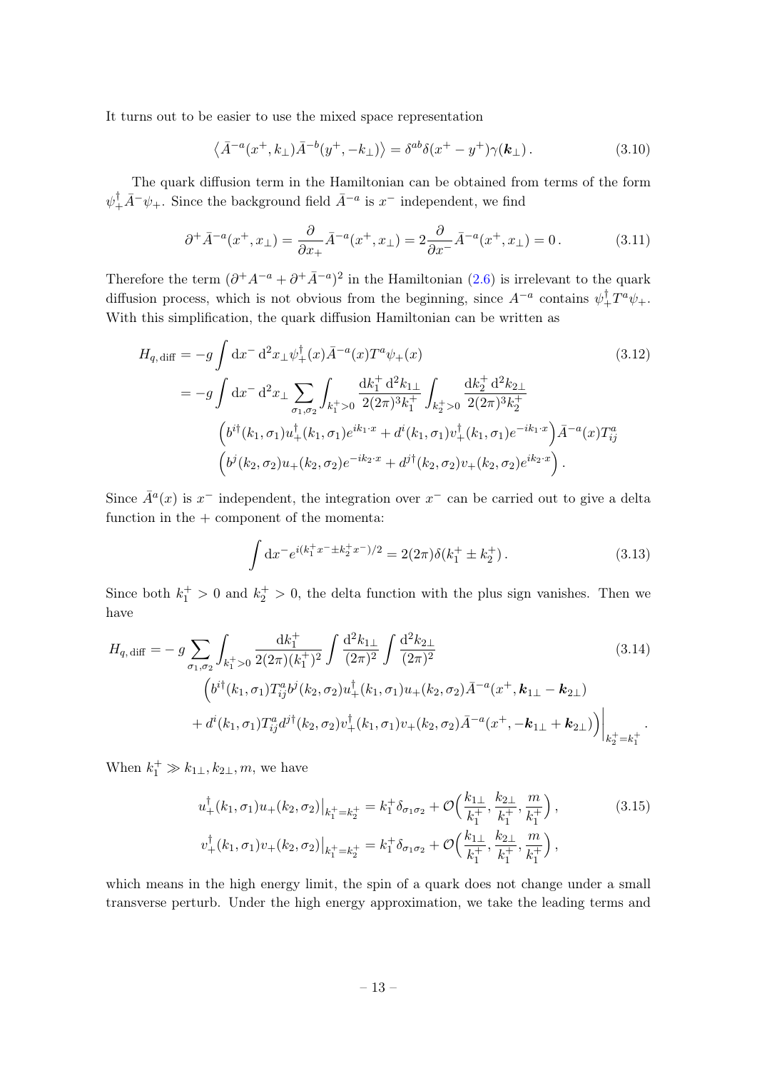It turns out to be easier to use the mixed space representation

$$\left\langle \bar{A}^{-a}(x^+, k_\perp)\bar{A}^{-b}(y^+, -k_\perp)\right\rangle = \delta^{ab}\delta(x^+ - y^+)\gamma(\boldsymbol{k}_\perp)\,. \tag{3.10}$$

The quark diffusion term in the Hamiltonian can be obtained from terms of the form $\psi_+^\dagger \bar{A}^- \psi_+$. Since the background field $\bar{A}^{-a}$ is $x^-$ independent, we find

$$\partial^+ \bar{A}^{-a}(x^+, x_\perp) = \frac{\partial}{\partial x_+}\bar{A}^{-a}(x^+, x_\perp) = 2\frac{\partial}{\partial x^-}\bar{A}^{-a}(x^+, x_\perp) = 0\,. \tag{3.11}$$

Therefore the term $(\partial^+ A^{-a} + \partial^+ \bar{A}^{-a})^2$ in the Hamiltonian (2.6) is irrelevant to the quark diffusion process, which is not obvious from the beginning, since $A^{-a}$ contains $\psi_+^\dagger T^a \psi_+$. With this simplification, the quark diffusion Hamiltonian can be written as

$$\begin{aligned}
H_{q,\,\mathrm{diff}} &= -g\int \mathrm{d}x^-\,\mathrm{d}^2x_\perp \psi_+^\dagger(x)\bar{A}^{-a}(x)T^a\psi_+(x) \\
&= -g\int \mathrm{d}x^-\,\mathrm{d}^2x_\perp \sum_{\sigma_1,\sigma_2}\int_{k_1^+>0}\frac{\mathrm{d}k_1^+\,\mathrm{d}^2k_{1\perp}}{2(2\pi)^3 k_1^+}\int_{k_2^+>0}\frac{\mathrm{d}k_2^+\,\mathrm{d}^2k_{2\perp}}{2(2\pi)^3 k_2^+} \\
&\qquad \Big(b^{i\dagger}(k_1,\sigma_1)u_+^\dagger(k_1,\sigma_1)e^{ik_1\cdot x} + d^i(k_1,\sigma_1)v_+^\dagger(k_1,\sigma_1)e^{-ik_1\cdot x}\Big)\bar{A}^{-a}(x)T^a_{ij} \\
&\qquad \Big(b^j(k_2,\sigma_2)u_+(k_2,\sigma_2)e^{-ik_2\cdot x} + d^{j\dagger}(k_2,\sigma_2)v_+(k_2,\sigma_2)e^{ik_2\cdot x}\Big)\,.
\end{aligned} \tag{3.12}$$

Since $\bar{A}^a(x)$ is $x^-$ independent, the integration over $x^-$ can be carried out to give a delta function in the + component of the momenta:

$$\int \mathrm{d}x^- e^{i(k_1^+ x^- \pm k_2^+ x^-)/2} = 2(2\pi)\delta(k_1^+ \pm k_2^+)\,. \tag{3.13}$$

Since both $k_1^+ > 0$ and $k_2^+ > 0$, the delta function with the plus sign vanishes. Then we have

$$\begin{aligned}
H_{q,\,\mathrm{diff}} =& -g\sum_{\sigma_1,\sigma_2}\int_{k_1^+>0}\frac{\mathrm{d}k_1^+}{2(2\pi)(k_1^+)^2}\int\frac{\mathrm{d}^2k_{1\perp}}{(2\pi)^2}\int\frac{\mathrm{d}^2k_{2\perp}}{(2\pi)^2} \\
&\Big(b^{i\dagger}(k_1,\sigma_1)T^a_{ij}b^j(k_2,\sigma_2)u_+^\dagger(k_1,\sigma_1)u_+(k_2,\sigma_2)\bar{A}^{-a}(x^+, \boldsymbol{k}_{1\perp} - \boldsymbol{k}_{2\perp}) \\
&+ d^i(k_1,\sigma_1)T^a_{ij}d^{j\dagger}(k_2,\sigma_2)v_+^\dagger(k_1,\sigma_1)v_+(k_2,\sigma_2)\bar{A}^{-a}(x^+, -\boldsymbol{k}_{1\perp} + \boldsymbol{k}_{2\perp})\Big)\Big|_{k_2^+ = k_1^+}\,.
\end{aligned} \tag{3.14}$$

When $k_1^+ \gg k_{1\perp}, k_{2\perp}, m$, we have

$$\begin{aligned}
u_+^\dagger(k_1,\sigma_1)u_+(k_2,\sigma_2)\big|_{k_1^+=k_2^+} &= k_1^+\delta_{\sigma_1\sigma_2} + \mathcal{O}\Big(\frac{k_{1\perp}}{k_1^+}, \frac{k_{2\perp}}{k_1^+}, \frac{m}{k_1^+}\Big)\,, \\
v_+^\dagger(k_1,\sigma_1)v_+(k_2,\sigma_2)\big|_{k_1^+=k_2^+} &= k_1^+\delta_{\sigma_1\sigma_2} + \mathcal{O}\Big(\frac{k_{1\perp}}{k_1^+}, \frac{k_{2\perp}}{k_1^+}, \frac{m}{k_1^+}\Big)\,,
\end{aligned} \tag{3.15}$$

which means in the high energy limit, the spin of a quark does not change under a small transverse perturb. Under the high energy approximation, we take the leading terms and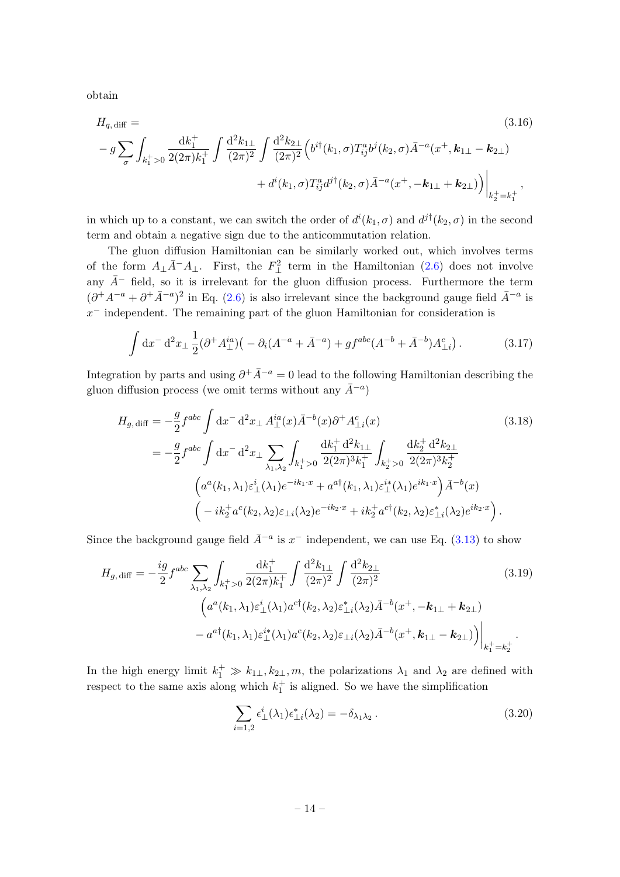obtain

$$
\begin{aligned}
H_{q,\,\mathrm{diff}} = & \\
- g \sum_{\sigma} \int_{k_1^+>0} & \frac{\mathrm{d}k_1^+}{2(2\pi)k_1^+} \int \frac{\mathrm{d}^2 k_{1\perp}}{(2\pi)^2} \int \frac{\mathrm{d}^2 k_{2\perp}}{(2\pi)^2} \Big( b^{i\dagger}(k_1,\sigma) T^a_{ij} b^j(k_2,\sigma) \bar{A}^{-a}(x^+, \boldsymbol{k}_{1\perp} - \boldsymbol{k}_{2\perp}) \\
& + d^i(k_1,\sigma) T^a_{ij} d^{j\dagger}(k_2,\sigma) \bar{A}^{-a}(x^+, -\boldsymbol{k}_{1\perp} + \boldsymbol{k}_{2\perp}) \Big) \Big|_{k_2^+ = k_1^+} ,
\end{aligned}
\tag{3.16}
$$

in which up to a constant, we can switch the order of $d^i(k_1,\sigma)$ and $d^{j\dagger}(k_2,\sigma)$ in the second term and obtain a negative sign due to the anticommutation relation.

The gluon diffusion Hamiltonian can be similarly worked out, which involves terms of the form $A_\perp \bar{A}^- A_\perp$. First, the $F_\perp^2$ term in the Hamiltonian (2.6) does not involve any $\bar{A}^-$ field, so it is irrelevant for the gluon diffusion process. Furthermore the term $(\partial^+ A^{-a} + \partial^+ \bar{A}^{-a})^2$ in Eq. (2.6) is also irrelevant since the background gauge field $\bar{A}^{-a}$ is $x^-$ independent. The remaining part of the gluon Hamiltonian for consideration is

$$
\int \mathrm{d}x^- \, \mathrm{d}^2 x_\perp \, \frac{1}{2} (\partial^+ A_\perp^{ia}) \big( -\partial_i (A^{-a} + \bar{A}^{-a}) + g f^{abc} (A^{-b} + \bar{A}^{-b}) A^c_{\perp i} \big) . \tag{3.17}
$$

Integration by parts and using $\partial^+ \bar{A}^{-a} = 0$ lead to the following Hamiltonian describing the gluon diffusion process (we omit terms without any $\bar{A}^{-a}$)

$$
\begin{aligned}
H_{g,\,\mathrm{diff}} &= -\frac{g}{2} f^{abc} \int \mathrm{d}x^- \, \mathrm{d}^2 x_\perp \, A_\perp^{ia}(x) \bar{A}^{-b}(x) \partial^+ A^c_{\perp i}(x) \\
&= -\frac{g}{2} f^{abc} \int \mathrm{d}x^- \, \mathrm{d}^2 x_\perp \sum_{\lambda_1, \lambda_2} \int_{k_1^+>0} \frac{\mathrm{d}k_1^+ \, \mathrm{d}^2 k_{1\perp}}{2(2\pi)^3 k_1^+} \int_{k_2^+>0} \frac{\mathrm{d}k_2^+ \, \mathrm{d}^2 k_{2\perp}}{2(2\pi)^3 k_2^+} \\
&\qquad \Big( a^a(k_1,\lambda_1) \varepsilon_\perp^i(\lambda_1) e^{-ik_1\cdot x} + a^{a\dagger}(k_1,\lambda_1) \varepsilon_\perp^{i*}(\lambda_1) e^{ik_1\cdot x} \Big) \bar{A}^{-b}(x) \\
&\qquad \Big( -ik_2^+ a^c(k_2,\lambda_2) \varepsilon_{\perp i}(\lambda_2) e^{-ik_2\cdot x} + ik_2^+ a^{c\dagger}(k_2,\lambda_2) \varepsilon^*_{\perp i}(\lambda_2) e^{ik_2\cdot x} \Big) .
\end{aligned}
\tag{3.18}
$$

Since the background gauge field $\bar{A}^{-a}$ is $x^-$ independent, we can use Eq. (3.13) to show

$$
\begin{aligned}
H_{g,\,\mathrm{diff}} = -\frac{ig}{2} f^{abc} \sum_{\lambda_1,\lambda_2} & \int_{k_1^+>0} \frac{\mathrm{d}k_1^+}{2(2\pi)k_1^+} \int \frac{\mathrm{d}^2 k_{1\perp}}{(2\pi)^2} \int \frac{\mathrm{d}^2 k_{2\perp}}{(2\pi)^2} \\
& \Big( a^a(k_1,\lambda_1) \varepsilon_\perp^i(\lambda_1) a^{c\dagger}(k_2,\lambda_2) \varepsilon^*_{\perp i}(\lambda_2) \bar{A}^{-b}(x^+, -\boldsymbol{k}_{1\perp} + \boldsymbol{k}_{2\perp}) \\
& - a^{a\dagger}(k_1,\lambda_1) \varepsilon_\perp^{i*}(\lambda_1) a^c(k_2,\lambda_2) \varepsilon_{\perp i}(\lambda_2) \bar{A}^{-b}(x^+, \boldsymbol{k}_{1\perp} - \boldsymbol{k}_{2\perp}) \Big) \Big|_{k_1^+ = k_2^+} .
\end{aligned}
\tag{3.19}
$$

In the high energy limit $k_1^+ \gg k_{1\perp}, k_{2\perp}, m$, the polarizations $\lambda_1$ and $\lambda_2$ are defined with respect to the same axis along which $k_1^+$ is aligned. So we have the simplification

$$
\sum_{i=1,2} \epsilon_\perp^i(\lambda_1) \epsilon^*_{\perp i}(\lambda_2) = -\delta_{\lambda_1 \lambda_2} . \tag{3.20}
$$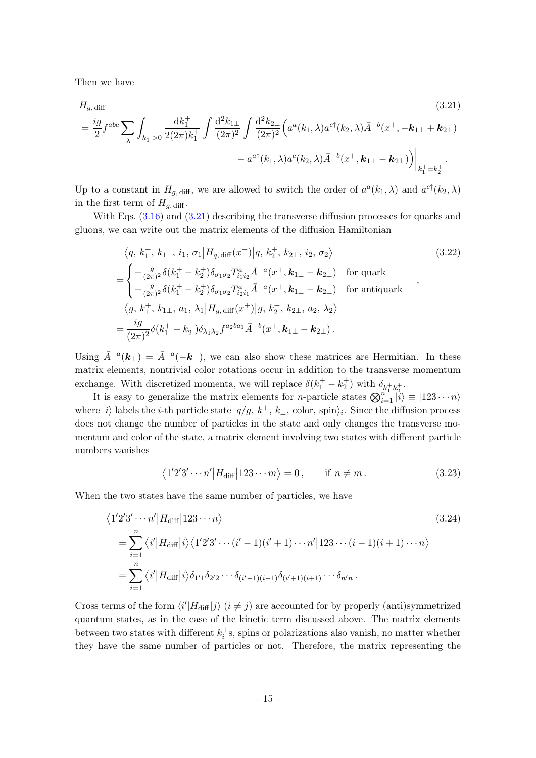Then we have

$$
\begin{aligned}
&H_{g,\,\text{diff}} \\
&= \frac{ig}{2} f^{abc} \sum_{\lambda} \int_{k_1^+>0} \frac{\mathrm{d}k_1^+}{2(2\pi)k_1^+} \int \frac{\mathrm{d}^2 k_{1\perp}}{(2\pi)^2} \int \frac{\mathrm{d}^2 k_{2\perp}}{(2\pi)^2} \Big( a^a(k_1,\lambda) a^{c\dagger}(k_2,\lambda) \bar{A}^{-b}(x^+, -\boldsymbol{k}_{1\perp} + \boldsymbol{k}_{2\perp}) \\
&\qquad\qquad - a^{a\dagger}(k_1,\lambda) a^c(k_2,\lambda) \bar{A}^{-b}(x^+, \boldsymbol{k}_{1\perp} - \boldsymbol{k}_{2\perp}) \Big) \Big|_{k_1^+ = k_2^+} .
\end{aligned}
\tag{3.21}
$$

Up to a constant in $H_{g,\,\text{diff}}$, we are allowed to switch the order of $a^a(k_1,\lambda)$ and $a^{c\dagger}(k_2,\lambda)$ in the first term of $H_{g,\,\text{diff}}$.

With Eqs. (3.16) and (3.21) describing the transverse diffusion processes for quarks and gluons, we can write out the matrix elements of the diffusion Hamiltonian

$$
\begin{aligned}
&\big\langle q,\, k_1^+,\, k_{1\perp},\, i_1,\, \sigma_1 \big| H_{q,\,\text{diff}}(x^+) \big| q,\, k_2^+,\, k_{2\perp},\, i_2,\, \sigma_2 \big\rangle \\
&= \begin{cases} -\frac{g}{(2\pi)^2} \delta(k_1^+ - k_2^+) \delta_{\sigma_1\sigma_2} T^a_{i_1 i_2} \bar{A}^{-a}(x^+, \boldsymbol{k}_{1\perp} - \boldsymbol{k}_{2\perp}) & \text{for quark} \\ +\frac{g}{(2\pi)^2} \delta(k_1^+ - k_2^+) \delta_{\sigma_1\sigma_2} T^a_{i_2 i_1} \bar{A}^{-a}(x^+, \boldsymbol{k}_{1\perp} - \boldsymbol{k}_{2\perp}) & \text{for antiquark} \end{cases} , \\
&\big\langle g,\, k_1^+,\, k_{1\perp},\, a_1,\, \lambda_1 \big| H_{g,\,\text{diff}}(x^+) \big| g,\, k_2^+,\, k_{2\perp},\, a_2,\, \lambda_2 \big\rangle \\
&= \frac{ig}{(2\pi)^2} \delta(k_1^+ - k_2^+) \delta_{\lambda_1\lambda_2} f^{a_2 b a_1} \bar{A}^{-b}(x^+, \boldsymbol{k}_{1\perp} - \boldsymbol{k}_{2\perp}) .
\end{aligned}
\tag{3.22}
$$

Using $\bar{A}^{-a}(\boldsymbol{k}_\perp) = \bar{A}^{-a}(-\boldsymbol{k}_\perp)$, we can also show these matrices are Hermitian. In these matrix elements, nontrivial color rotations occur in addition to the transverse momentum exchange. With discretized momenta, we will replace $\delta(k_1^+ - k_2^+)$ with $\delta_{k_1^+ k_2^+}$.

It is easy to generalize the matrix elements for $n$-particle states $\bigotimes_{i=1}^n |i\rangle \equiv |123\cdots n\rangle$ where $|i\rangle$ labels the $i$-th particle state $|q/g,\, k^+,\, k_\perp,\, \text{color},\, \text{spin}\rangle_i$. Since the diffusion process does not change the number of particles in the state and only changes the transverse momentum and color of the state, a matrix element involving two states with different particle numbers vanishes

$$
\big\langle 1'2'3'\cdots n' \big| H_{\text{diff}} \big| 123\cdots m \big\rangle = 0 , \qquad \text{if } n \neq m . \tag{3.23}
$$

When the two states have the same number of particles, we have

$$
\begin{aligned}
&\big\langle 1'2'3'\cdots n' \big| H_{\text{diff}} \big| 123\cdots n \big\rangle \\
&= \sum_{i=1}^n \big\langle i' \big| H_{\text{diff}} \big| i \big\rangle \big\langle 1'2'3'\cdots (i'-1)(i'+1)\cdots n' \big| 123\cdots (i-1)(i+1)\cdots n \big\rangle \\
&= \sum_{i=1}^n \big\langle i' \big| H_{\text{diff}} \big| i \big\rangle \delta_{1'1} \delta_{2'2} \cdots \delta_{(i'-1)(i-1)} \delta_{(i'+1)(i+1)} \cdots \delta_{n'n} .
\end{aligned}
\tag{3.24}
$$

Cross terms of the form $\langle i' | H_{\text{diff}} | j \rangle$ $(i \neq j)$ are accounted for by properly (anti)symmetrized quantum states, as in the case of the kinetic term discussed above. The matrix elements between two states with different $k_i^+$s, spins or polarizations also vanish, no matter whether they have the same number of particles or not. Therefore, the matrix representing the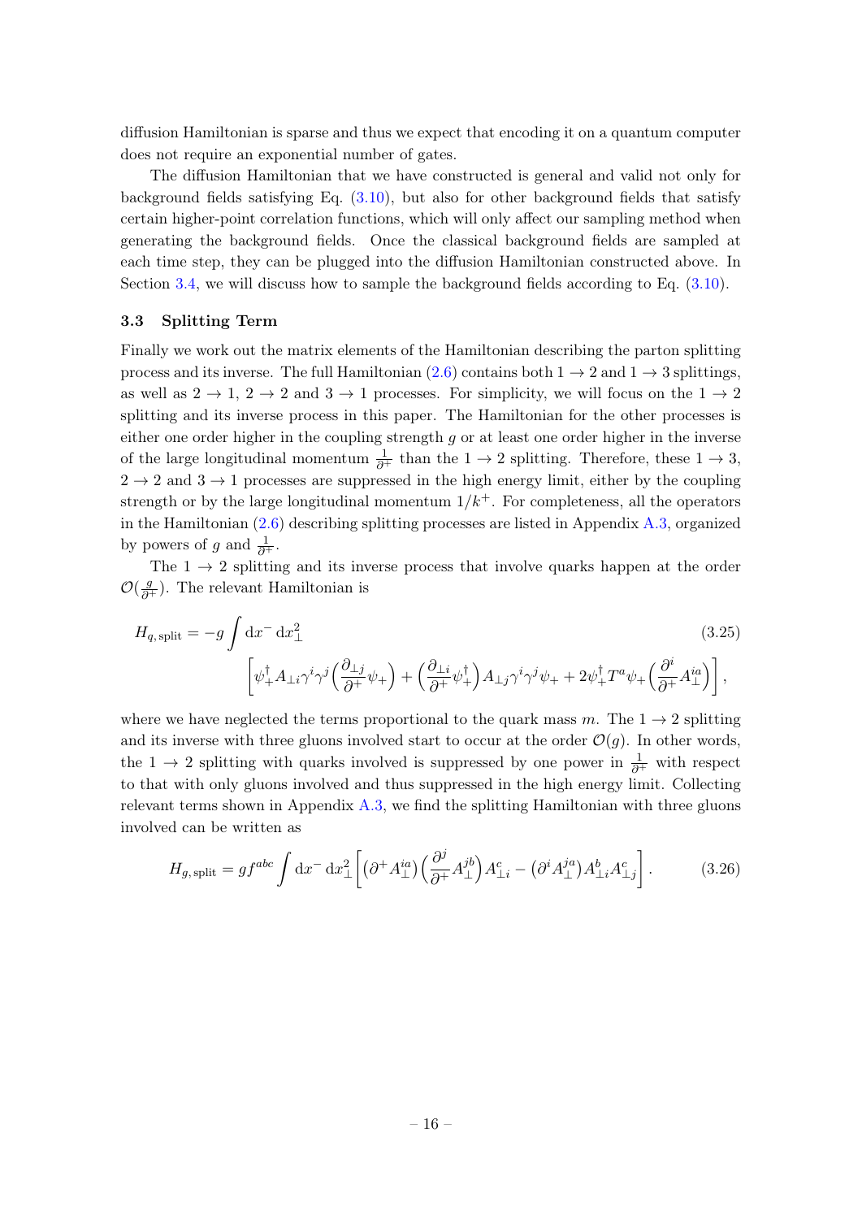diffusion Hamiltonian is sparse and thus we expect that encoding it on a quantum computer does not require an exponential number of gates.

The diffusion Hamiltonian that we have constructed is general and valid not only for background fields satisfying Eq. (3.10), but also for other background fields that satisfy certain higher-point correlation functions, which will only affect our sampling method when generating the background fields. Once the classical background fields are sampled at each time step, they can be plugged into the diffusion Hamiltonian constructed above. In Section 3.4, we will discuss how to sample the background fields according to Eq. (3.10).

### 3.3 Splitting Term

Finally we work out the matrix elements of the Hamiltonian describing the parton splitting process and its inverse. The full Hamiltonian (2.6) contains both $1 \to 2$ and $1 \to 3$ splittings, as well as $2 \to 1$, $2 \to 2$ and $3 \to 1$ processes. For simplicity, we will focus on the $1 \to 2$ splitting and its inverse process in this paper. The Hamiltonian for the other processes is either one order higher in the coupling strength $g$ or at least one order higher in the inverse of the large longitudinal momentum $\frac{1}{\partial^+}$ than the $1 \to 2$ splitting. Therefore, these $1 \to 3$, $2 \to 2$ and $3 \to 1$ processes are suppressed in the high energy limit, either by the coupling strength or by the large longitudinal momentum $1/k^+$. For completeness, all the operators in the Hamiltonian (2.6) describing splitting processes are listed in Appendix A.3, organized by powers of $g$ and $\frac{1}{\partial^+}$.

The $1 \to 2$ splitting and its inverse process that involve quarks happen at the order $\mathcal{O}(\frac{g}{\partial^+})$. The relevant Hamiltonian is

$$
H_{q,\,\mathrm{split}} = -g \int \mathrm{d}x^- \, \mathrm{d}x_\perp^2 \left[ \psi_+^\dagger A_{\perp i} \gamma^i \gamma^j \Big( \frac{\partial_{\perp j}}{\partial^+} \psi_+ \Big) + \Big( \frac{\partial_{\perp i}}{\partial^+} \psi_+^\dagger \Big) A_{\perp j} \gamma^i \gamma^j \psi_+ + 2 \psi_+^\dagger T^a \psi_+ \Big( \frac{\partial^i}{\partial^+} A_\perp^{ia} \Big) \right], \tag{3.25}
$$

where we have neglected the terms proportional to the quark mass $m$. The $1 \to 2$ splitting and its inverse with three gluons involved start to occur at the order $\mathcal{O}(g)$. In other words, the $1 \to 2$ splitting with quarks involved is suppressed by one power in $\frac{1}{\partial^+}$ with respect to that with only gluons involved and thus suppressed in the high energy limit. Collecting relevant terms shown in Appendix A.3, we find the splitting Hamiltonian with three gluons involved can be written as

$$
H_{g,\,\mathrm{split}} = g f^{abc} \int \mathrm{d}x^- \, \mathrm{d}x_\perp^2 \left[ \big( \partial^+ A_\perp^{ia} \big) \Big( \frac{\partial^j}{\partial^+} A_\perp^{jb} \Big) A_{\perp i}^c - \big( \partial^i A_\perp^{ja} \big) A_{\perp i}^b A_{\perp j}^c \right]. \tag{3.26}
$$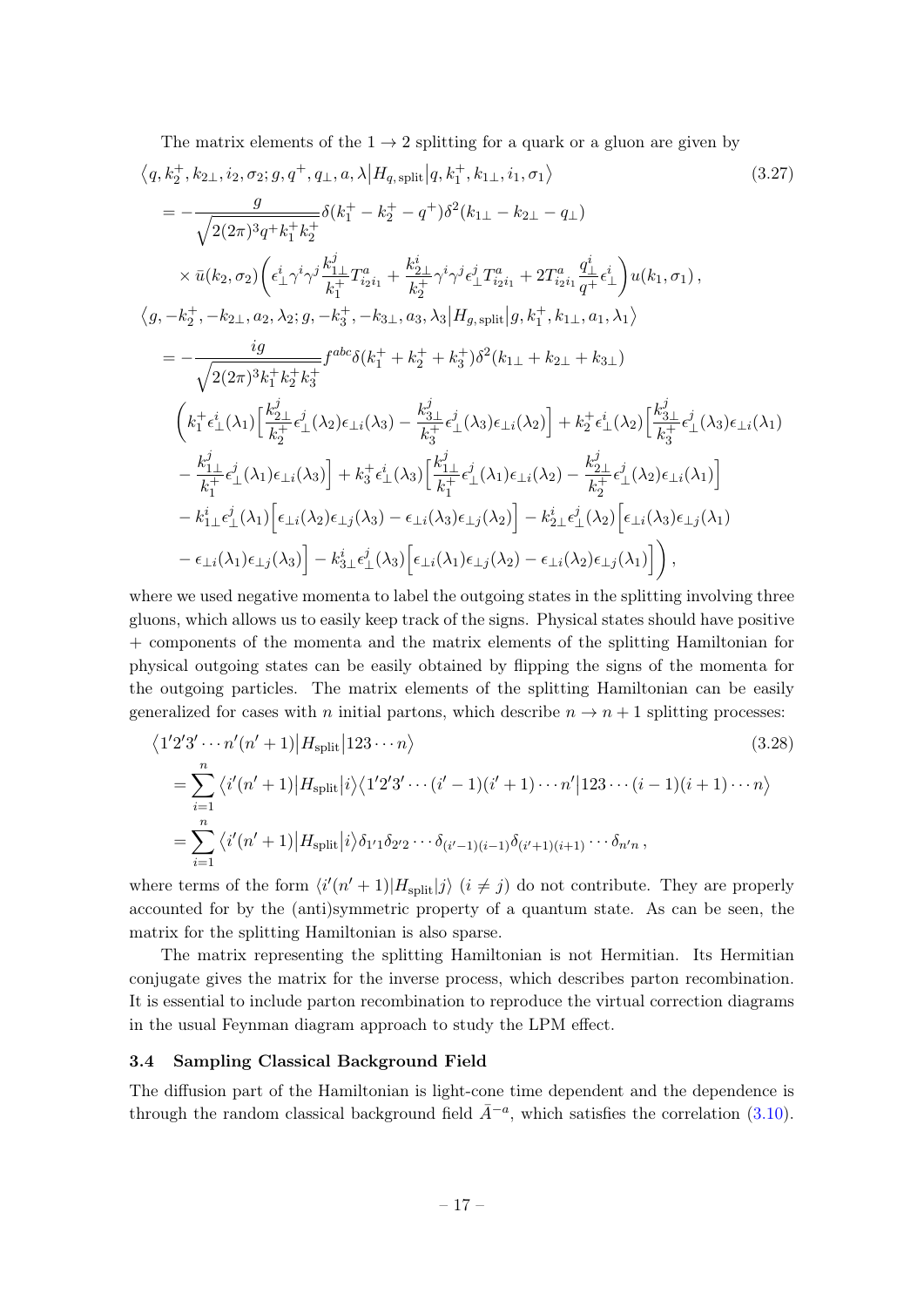The matrix elements of the $1 \to 2$ splitting for a quark or a gluon are given by

$$
\begin{aligned}
&\big\langle q, k_2^+, k_{2\perp}, i_2, \sigma_2; g, q^+, q_\perp, a, \lambda \big| H_{q,\,\mathrm{split}} \big| q, k_1^+, k_{1\perp}, i_1, \sigma_1 \big\rangle \qquad (3.27)\\
&= -\frac{g}{\sqrt{2(2\pi)^3 q^+ k_1^+ k_2^+}} \delta(k_1^+ - k_2^+ - q^+) \delta^2(k_{1\perp} - k_{2\perp} - q_\perp) \\
&\quad \times \bar{u}(k_2, \sigma_2) \bigg( \epsilon_\perp^i \gamma^i \gamma^j \frac{k_{1\perp}^j}{k_1^+} T^a_{i_2 i_1} + \frac{k_{2\perp}^i}{k_2^+} \gamma^i \gamma^j \epsilon_\perp^j T^a_{i_2 i_1} + 2 T^a_{i_2 i_1} \frac{q_\perp^i}{q^+} \epsilon_\perp^i \bigg) u(k_1, \sigma_1)\,, \\
&\big\langle g, -k_2^+, -k_{2\perp}, a_2, \lambda_2; g, -k_3^+, -k_{3\perp}, a_3, \lambda_3 \big| H_{g,\,\mathrm{split}} \big| g, k_1^+, k_{1\perp}, a_1, \lambda_1 \big\rangle \\
&= -\frac{ig}{\sqrt{2(2\pi)^3 k_1^+ k_2^+ k_3^+}} f^{abc} \delta(k_1^+ + k_2^+ + k_3^+) \delta^2(k_{1\perp} + k_{2\perp} + k_{3\perp}) \\
&\quad \bigg( k_1^+ \epsilon_\perp^i(\lambda_1) \Big[ \frac{k_{2\perp}^j}{k_2^+} \epsilon_\perp^j(\lambda_2) \epsilon_{\perp i}(\lambda_3) - \frac{k_{3\perp}^j}{k_3^+} \epsilon_\perp^j(\lambda_3) \epsilon_{\perp i}(\lambda_2) \Big] + k_2^+ \epsilon_\perp^i(\lambda_2) \Big[ \frac{k_{3\perp}^j}{k_3^+} \epsilon_\perp^j(\lambda_3) \epsilon_{\perp i}(\lambda_1) \\
&\quad - \frac{k_{1\perp}^j}{k_1^+} \epsilon_\perp^j(\lambda_1) \epsilon_{\perp i}(\lambda_3) \Big] + k_3^+ \epsilon_\perp^i(\lambda_3) \Big[ \frac{k_{1\perp}^j}{k_1^+} \epsilon_\perp^j(\lambda_1) \epsilon_{\perp i}(\lambda_2) - \frac{k_{2\perp}^j}{k_2^+} \epsilon_\perp^j(\lambda_2) \epsilon_{\perp i}(\lambda_1) \Big] \\
&\quad - k_{1\perp}^i \epsilon_\perp^j(\lambda_1) \Big[ \epsilon_{\perp i}(\lambda_2) \epsilon_{\perp j}(\lambda_3) - \epsilon_{\perp i}(\lambda_3) \epsilon_{\perp j}(\lambda_2) \Big] - k_{2\perp}^i \epsilon_\perp^j(\lambda_2) \Big[ \epsilon_{\perp i}(\lambda_3) \epsilon_{\perp j}(\lambda_1) \\
&\quad - \epsilon_{\perp i}(\lambda_1) \epsilon_{\perp j}(\lambda_3) \Big] - k_{3\perp}^i \epsilon_\perp^j(\lambda_3) \Big[ \epsilon_{\perp i}(\lambda_1) \epsilon_{\perp j}(\lambda_2) - \epsilon_{\perp i}(\lambda_2) \epsilon_{\perp j}(\lambda_1) \Big] \bigg)\,,
\end{aligned}
$$

where we used negative momenta to label the outgoing states in the splitting involving three gluons, which allows us to easily keep track of the signs. Physical states should have positive + components of the momenta and the matrix elements of the splitting Hamiltonian for physical outgoing states can be easily obtained by flipping the signs of the momenta for the outgoing particles. The matrix elements of the splitting Hamiltonian can be easily generalized for cases with $n$ initial partons, which describe $n \to n+1$ splitting processes:

$$
\begin{aligned}
&\big\langle 1'2'3' \cdots n'(n'+1) \big| H_{\mathrm{split}} \big| 123 \cdots n \big\rangle \qquad (3.28)\\
&= \sum_{i=1}^{n} \big\langle i'(n'+1) \big| H_{\mathrm{split}} \big| i \big\rangle \big\langle 1'2'3' \cdots (i'-1)(i'+1) \cdots n' \big| 123 \cdots (i-1)(i+1) \cdots n \big\rangle \\
&= \sum_{i=1}^{n} \big\langle i'(n'+1) \big| H_{\mathrm{split}} \big| i \big\rangle \delta_{1'1} \delta_{2'2} \cdots \delta_{(i'-1)(i-1)} \delta_{(i'+1)(i+1)} \cdots \delta_{n'n}\,,
\end{aligned}
$$

where terms of the form $\langle i'(n'+1)|H_{\mathrm{split}}|j\rangle$ $(i \neq j)$ do not contribute. They are properly accounted for by the (anti)symmetric property of a quantum state. As can be seen, the matrix for the splitting Hamiltonian is also sparse.

The matrix representing the splitting Hamiltonian is not Hermitian. Its Hermitian conjugate gives the matrix for the inverse process, which describes parton recombination. It is essential to include parton recombination to reproduce the virtual correction diagrams in the usual Feynman diagram approach to study the LPM effect.

### 3.4 Sampling Classical Background Field

The diffusion part of the Hamiltonian is light-cone time dependent and the dependence is through the random classical background field $\bar{A}^{-a}$, which satisfies the correlation (3.10).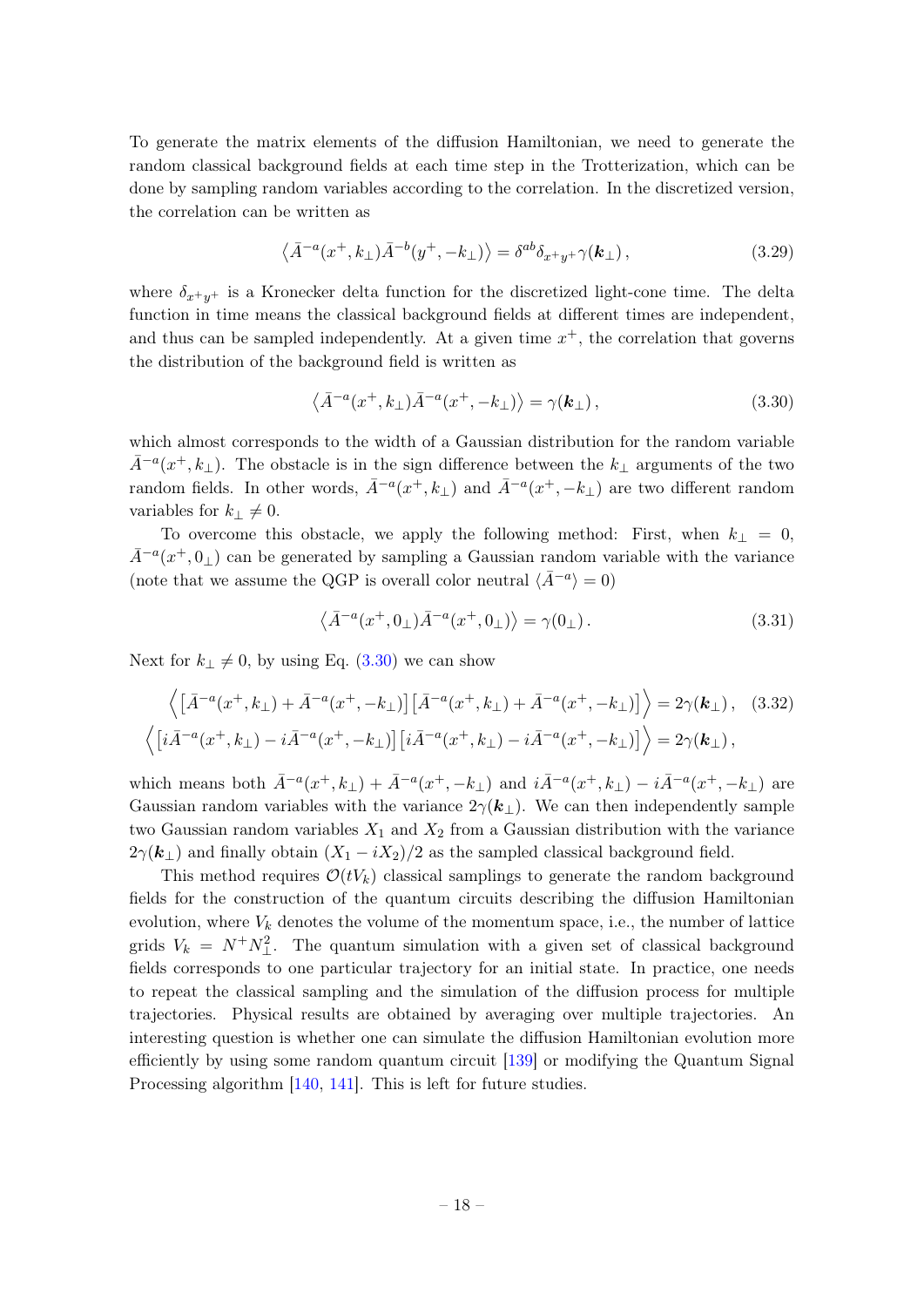To generate the matrix elements of the diffusion Hamiltonian, we need to generate the random classical background fields at each time step in the Trotterization, which can be done by sampling random variables according to the correlation. In the discretized version, the correlation can be written as

$$\left\langle \bar{A}^{-a}(x^+, k_\perp)\bar{A}^{-b}(y^+, -k_\perp)\right\rangle = \delta^{ab}\delta_{x^+y^+}\gamma(\boldsymbol{k}_\perp)\,, \tag{3.29}$$

where $\delta_{x^+y^+}$ is a Kronecker delta function for the discretized light-cone time. The delta function in time means the classical background fields at different times are independent, and thus can be sampled independently. At a given time $x^+$, the correlation that governs the distribution of the background field is written as

$$\left\langle \bar{A}^{-a}(x^+, k_\perp)\bar{A}^{-a}(x^+, -k_\perp)\right\rangle = \gamma(\boldsymbol{k}_\perp)\,, \tag{3.30}$$

which almost corresponds to the width of a Gaussian distribution for the random variable $\bar{A}^{-a}(x^+, k_\perp)$. The obstacle is in the sign difference between the $k_\perp$ arguments of the two random fields. In other words, $\bar{A}^{-a}(x^+, k_\perp)$ and $\bar{A}^{-a}(x^+, -k_\perp)$ are two different random variables for $k_\perp \neq 0$.

To overcome this obstacle, we apply the following method: First, when $k_\perp = 0$, $\bar{A}^{-a}(x^+, 0_\perp)$ can be generated by sampling a Gaussian random variable with the variance (note that we assume the QGP is overall color neutral $\langle \bar{A}^{-a}\rangle = 0$)

$$\left\langle \bar{A}^{-a}(x^+, 0_\perp)\bar{A}^{-a}(x^+, 0_\perp)\right\rangle = \gamma(0_\perp)\,. \tag{3.31}$$

Next for $k_\perp \neq 0$, by using Eq. (3.30) we can show

$$\begin{aligned}
\Big\langle \left[\bar{A}^{-a}(x^+, k_\perp) + \bar{A}^{-a}(x^+, -k_\perp)\right]\left[\bar{A}^{-a}(x^+, k_\perp) + \bar{A}^{-a}(x^+, -k_\perp)\right]\Big\rangle &= 2\gamma(\boldsymbol{k}_\perp)\,, \\
\Big\langle \left[i\bar{A}^{-a}(x^+, k_\perp) - i\bar{A}^{-a}(x^+, -k_\perp)\right]\left[i\bar{A}^{-a}(x^+, k_\perp) - i\bar{A}^{-a}(x^+, -k_\perp)\right]\Big\rangle &= 2\gamma(\boldsymbol{k}_\perp)\,,
\end{aligned} \tag{3.32}$$

which means both $\bar{A}^{-a}(x^+, k_\perp) + \bar{A}^{-a}(x^+, -k_\perp)$ and $i\bar{A}^{-a}(x^+, k_\perp) - i\bar{A}^{-a}(x^+, -k_\perp)$ are Gaussian random variables with the variance $2\gamma(\boldsymbol{k}_\perp)$. We can then independently sample two Gaussian random variables $X_1$ and $X_2$ from a Gaussian distribution with the variance $2\gamma(\boldsymbol{k}_\perp)$ and finally obtain $(X_1 - iX_2)/2$ as the sampled classical background field.

This method requires $\mathcal{O}(tV_k)$ classical samplings to generate the random background fields for the construction of the quantum circuits describing the diffusion Hamiltonian evolution, where $V_k$ denotes the volume of the momentum space, i.e., the number of lattice grids $V_k = N^+N_\perp^2$. The quantum simulation with a given set of classical background fields corresponds to one particular trajectory for an initial state. In practice, one needs to repeat the classical sampling and the simulation of the diffusion process for multiple trajectories. Physical results are obtained by averaging over multiple trajectories. An interesting question is whether one can simulate the diffusion Hamiltonian evolution more efficiently by using some random quantum circuit [139] or modifying the Quantum Signal Processing algorithm [140, 141]. This is left for future studies.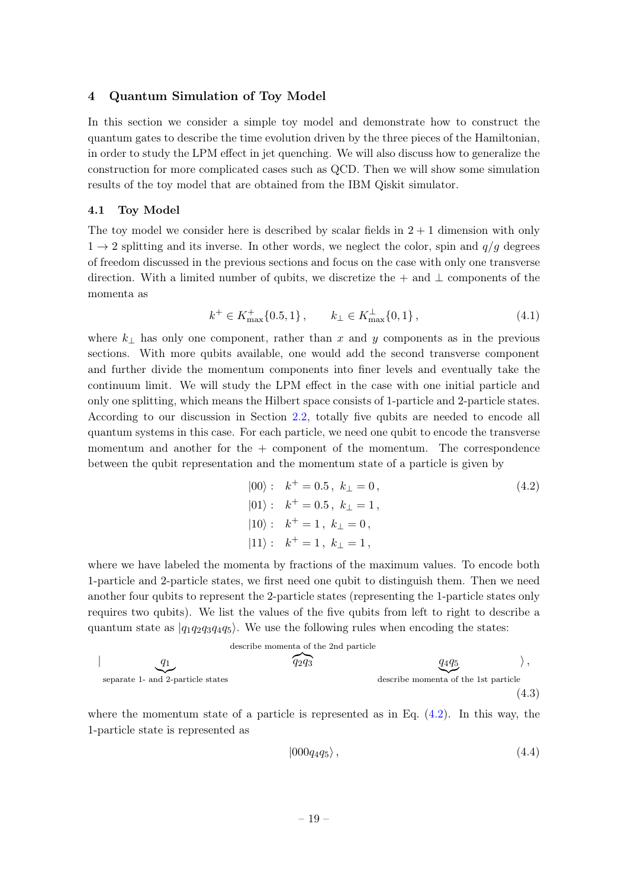## 4 Quantum Simulation of Toy Model

In this section we consider a simple toy model and demonstrate how to construct the quantum gates to describe the time evolution driven by the three pieces of the Hamiltonian, in order to study the LPM effect in jet quenching. We will also discuss how to generalize the construction for more complicated cases such as QCD. Then we will show some simulation results of the toy model that are obtained from the IBM Qiskit simulator.

### 4.1 Toy Model

The toy model we consider here is described by scalar fields in $2+1$ dimension with only $1 \to 2$ splitting and its inverse. In other words, we neglect the color, spin and $q/g$ degrees of freedom discussed in the previous sections and focus on the case with only one transverse direction. With a limited number of qubits, we discretize the $+$ and $\perp$ components of the momenta as

$$k^+ \in K^+_{\max}\{0.5, 1\}\,, \qquad k_\perp \in K^\perp_{\max}\{0, 1\}\,, \tag{4.1}$$

where $k_\perp$ has only one component, rather than $x$ and $y$ components as in the previous sections. With more qubits available, one would add the second transverse component and further divide the momentum components into finer levels and eventually take the continuum limit. We will study the LPM effect in the case with one initial particle and only one splitting, which means the Hilbert space consists of 1-particle and 2-particle states. According to our discussion in Section 2.2, totally five qubits are needed to encode all quantum systems in this case. For each particle, we need one qubit to encode the transverse momentum and another for the $+$ component of the momentum. The correspondence between the qubit representation and the momentum state of a particle is given by

$$\begin{aligned}
|00\rangle &: \quad k^+ = 0.5\,,\ k_\perp = 0\,, \\
|01\rangle &: \quad k^+ = 0.5\,,\ k_\perp = 1\,, \\
|10\rangle &: \quad k^+ = 1\,,\ k_\perp = 0\,, \\
|11\rangle &: \quad k^+ = 1\,,\ k_\perp = 1\,,
\end{aligned} \tag{4.2}$$

where we have labeled the momenta by fractions of the maximum values. To encode both 1-particle and 2-particle states, we first need one qubit to distinguish them. Then we need another four qubits to represent the 2-particle states (representing the 1-particle states only requires two qubits). We list the values of the five qubits from left to right to describe a quantum state as $|q_1q_2q_3q_4q_5\rangle$. We use the following rules when encoding the states:

$$|\underbrace{q_1}_{\text{separate 1- and 2-particle states}} \overbrace{q_2q_3}^{\text{describe momenta of the 2nd particle}} \underbrace{q_4q_5}_{\text{describe momenta of the 1st particle}}\rangle\,, \tag{4.3}$$

where the momentum state of a particle is represented as in Eq. (4.2). In this way, the 1-particle state is represented as

$$|000q_4q_5\rangle\,, \tag{4.4}$$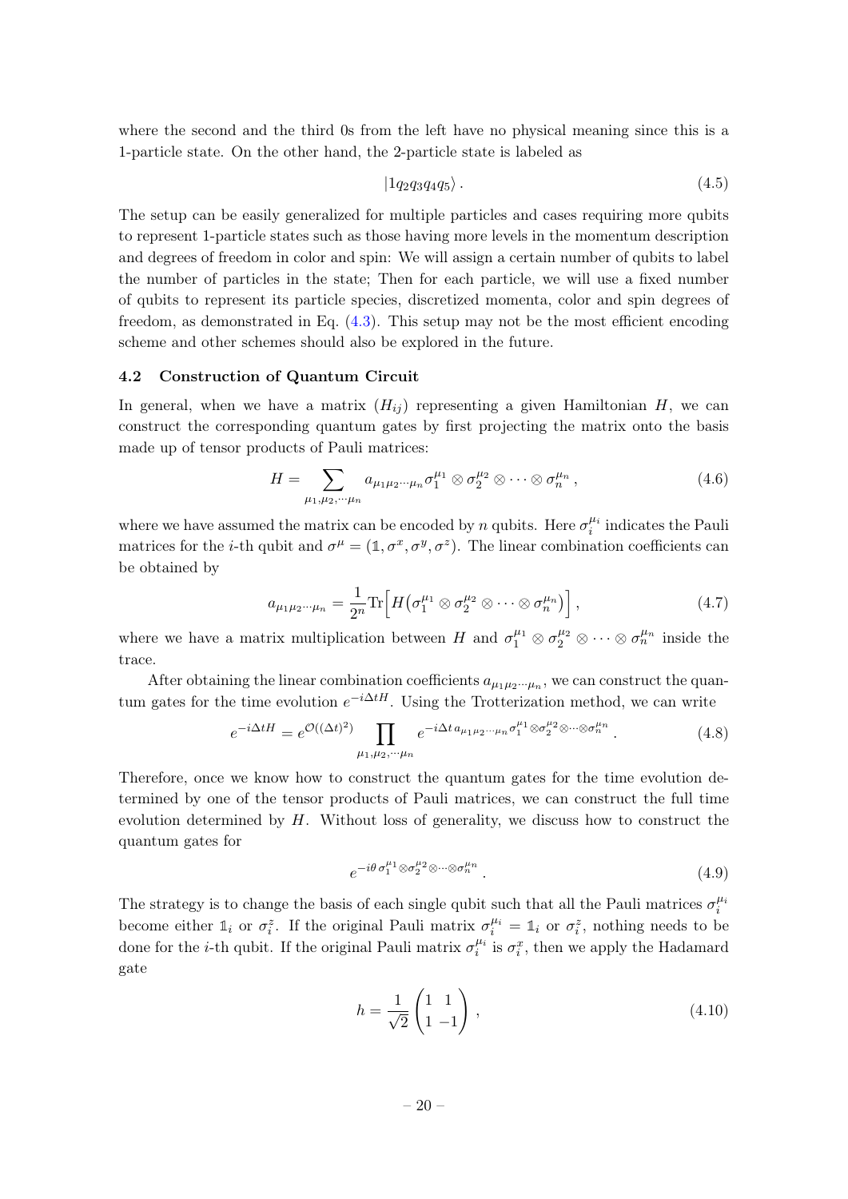where the second and the third 0s from the left have no physical meaning since this is a 1-particle state. On the other hand, the 2-particle state is labeled as

$$|1q_2q_3q_4q_5\rangle\,. \tag{4.5}$$

The setup can be easily generalized for multiple particles and cases requiring more qubits to represent 1-particle states such as those having more levels in the momentum description and degrees of freedom in color and spin: We will assign a certain number of qubits to label the number of particles in the state; Then for each particle, we will use a fixed number of qubits to represent its particle species, discretized momenta, color and spin degrees of freedom, as demonstrated in Eq. (4.3). This setup may not be the most efficient encoding scheme and other schemes should also be explored in the future.

### 4.2 Construction of Quantum Circuit

In general, when we have a matrix $(H_{ij})$ representing a given Hamiltonian $H$, we can construct the corresponding quantum gates by first projecting the matrix onto the basis made up of tensor products of Pauli matrices:

$$H = \sum_{\mu_1,\mu_2,\cdots\mu_n} a_{\mu_1\mu_2\cdots\mu_n} \sigma_1^{\mu_1}\otimes\sigma_2^{\mu_2}\otimes\cdots\otimes\sigma_n^{\mu_n}\,, \tag{4.6}$$

where we have assumed the matrix can be encoded by $n$ qubits. Here $\sigma_i^{\mu_i}$ indicates the Pauli matrices for the $i$-th qubit and $\sigma^\mu = (\mathbb{1},\sigma^x,\sigma^y,\sigma^z)$. The linear combination coefficients can be obtained by

$$a_{\mu_1\mu_2\cdots\mu_n} = \frac{1}{2^n}\mathrm{Tr}\Big[H\big(\sigma_1^{\mu_1}\otimes\sigma_2^{\mu_2}\otimes\cdots\otimes\sigma_n^{\mu_n}\big)\Big]\,, \tag{4.7}$$

where we have a matrix multiplication between $H$ and $\sigma_1^{\mu_1}\otimes\sigma_2^{\mu_2}\otimes\cdots\otimes\sigma_n^{\mu_n}$ inside the trace.

After obtaining the linear combination coefficients $a_{\mu_1\mu_2\cdots\mu_n}$, we can construct the quantum gates for the time evolution $e^{-i\Delta t H}$. Using the Trotterization method, we can write

$$e^{-i\Delta t H} = e^{\mathcal{O}((\Delta t)^2)} \prod_{\mu_1,\mu_2,\cdots\mu_n} e^{-i\Delta t\, a_{\mu_1\mu_2\cdots\mu_n}\sigma_1^{\mu_1}\otimes\sigma_2^{\mu_2}\otimes\cdots\otimes\sigma_n^{\mu_n}}\,. \tag{4.8}$$

Therefore, once we know how to construct the quantum gates for the time evolution determined by one of the tensor products of Pauli matrices, we can construct the full time evolution determined by $H$. Without loss of generality, we discuss how to construct the quantum gates for

$$e^{-i\theta\,\sigma_1^{\mu_1}\otimes\sigma_2^{\mu_2}\otimes\cdots\otimes\sigma_n^{\mu_n}}\,. \tag{4.9}$$

The strategy is to change the basis of each single qubit such that all the Pauli matrices $\sigma_i^{\mu_i}$ become either $\mathbb{1}_i$ or $\sigma_i^z$. If the original Pauli matrix $\sigma_i^{\mu_i} = \mathbb{1}_i$ or $\sigma_i^z$, nothing needs to be done for the $i$-th qubit. If the original Pauli matrix $\sigma_i^{\mu_i}$ is $\sigma_i^x$, then we apply the Hadamard gate

$$h = \frac{1}{\sqrt{2}}\begin{pmatrix}1 & 1\\ 1 & -1\end{pmatrix}\,, \tag{4.10}$$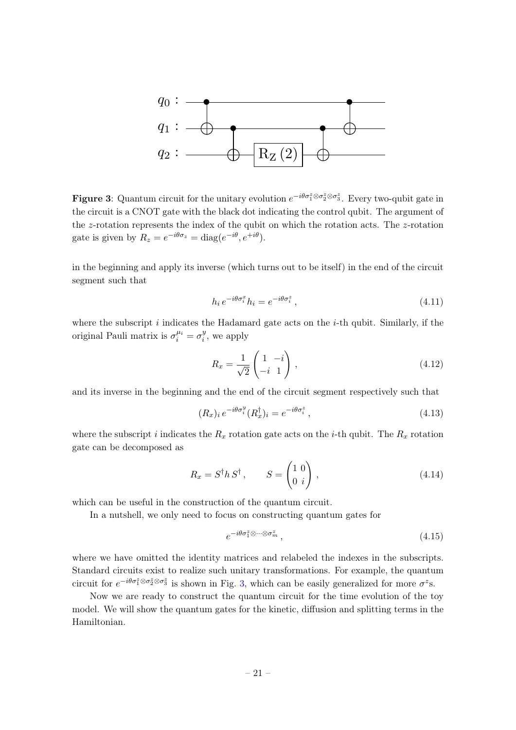**Figure 3**: Quantum circuit for the unitary evolution $e^{-i\theta\sigma_1^z\otimes\sigma_2^z\otimes\sigma_3^z}$. Every two-qubit gate in the circuit is a CNOT gate with the black dot indicating the control qubit. The argument of the $z$-rotation represents the index of the qubit on which the rotation acts. The $z$-rotation gate is given by $R_z = e^{-i\theta\sigma_z} = \text{diag}(e^{-i\theta}, e^{+i\theta})$.

in the beginning and apply its inverse (which turns out to be itself) in the end of the circuit segment such that

$$h_i \, e^{-i\theta\sigma_i^x} h_i = e^{-i\theta\sigma_i^z}\,, \tag{4.11}$$

where the subscript $i$ indicates the Hadamard gate acts on the $i$-th qubit. Similarly, if the original Pauli matrix is $\sigma_i^{\mu_i} = \sigma_i^y$, we apply

$$R_x = \frac{1}{\sqrt{2}}\begin{pmatrix} 1 & -i \\ -i & 1 \end{pmatrix}\,, \tag{4.12}$$

and its inverse in the beginning and the end of the circuit segment respectively such that

$$(R_x)_i \, e^{-i\theta\sigma_i^y} (R_x^\dagger)_i = e^{-i\theta\sigma_i^z}\,, \tag{4.13}$$

where the subscript $i$ indicates the $R_x$ rotation gate acts on the $i$-th qubit. The $R_x$ rotation gate can be decomposed as

$$R_x = S^\dagger h \, S^\dagger\,, \qquad S = \begin{pmatrix} 1 & 0 \\ 0 & i \end{pmatrix}\,, \tag{4.14}$$

which can be useful in the construction of the quantum circuit.

In a nutshell, we only need to focus on constructing quantum gates for

$$e^{-i\theta\sigma_1^z\otimes\cdots\otimes\sigma_m^z}\,, \tag{4.15}$$

where we have omitted the identity matrices and relabeled the indexes in the subscripts. Standard circuits exist to realize such unitary transformations. For example, the quantum circuit for $e^{-i\theta\sigma_1^z\otimes\sigma_2^z\otimes\sigma_3^z}$ is shown in Fig. 3, which can be easily generalized for more $\sigma^z$s.

Now we are ready to construct the quantum circuit for the time evolution of the toy model. We will show the quantum gates for the kinetic, diffusion and splitting terms in the Hamiltonian.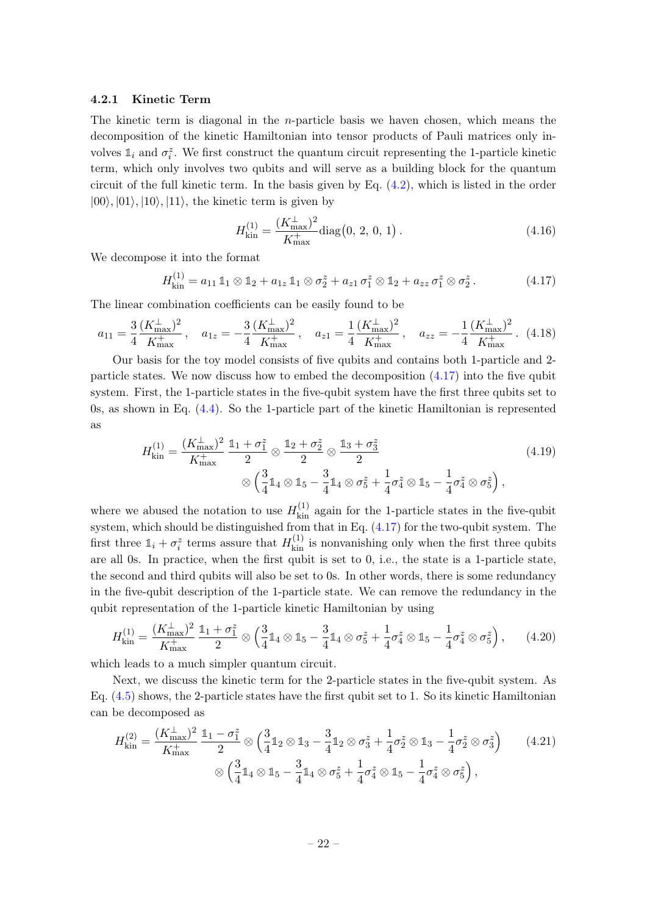### 4.2.1 Kinetic Term

The kinetic term is diagonal in the $n$-particle basis we haven chosen, which means the decomposition of the kinetic Hamiltonian into tensor products of Pauli matrices only involves $\mathbb{1}_i$ and $\sigma_i^z$. We first construct the quantum circuit representing the 1-particle kinetic term, which only involves two qubits and will serve as a building block for the quantum circuit of the full kinetic term. In the basis given by Eq. (4.2), which is listed in the order $|00\rangle, |01\rangle, |10\rangle, |11\rangle$, the kinetic term is given by

$$H_{\rm kin}^{(1)} = \frac{(K_{\rm max}^{\perp})^2}{K_{\rm max}^{+}} {\rm diag}\big(0,\, 2,\, 0,\, 1\big)\,. \tag{4.16}$$

We decompose it into the format

$$H_{\rm kin}^{(1)} = a_{11}\, \mathbb{1}_1 \otimes \mathbb{1}_2 + a_{1z}\, \mathbb{1}_1 \otimes \sigma_2^z + a_{z1}\, \sigma_1^z \otimes \mathbb{1}_2 + a_{zz}\, \sigma_1^z \otimes \sigma_2^z\,. \tag{4.17}$$

The linear combination coefficients can be easily found to be

$$a_{11} = \frac{3}{4}\frac{(K_{\rm max}^{\perp})^2}{K_{\rm max}^{+}}\,, \quad a_{1z} = -\frac{3}{4}\frac{(K_{\rm max}^{\perp})^2}{K_{\rm max}^{+}}\,, \quad a_{z1} = \frac{1}{4}\frac{(K_{\rm max}^{\perp})^2}{K_{\rm max}^{+}}\,, \quad a_{zz} = -\frac{1}{4}\frac{(K_{\rm max}^{\perp})^2}{K_{\rm max}^{+}}\,. \tag{4.18}$$

Our basis for the toy model consists of five qubits and contains both 1-particle and 2-particle states. We now discuss how to embed the decomposition (4.17) into the five qubit system. First, the 1-particle states in the five-qubit system have the first three qubits set to 0s, as shown in Eq. (4.4). So the 1-particle part of the kinetic Hamiltonian is represented as

$$\begin{aligned} H_{\rm kin}^{(1)} = \frac{(K_{\rm max}^{\perp})^2}{K_{\rm max}^{+}}\, \frac{\mathbb{1}_1 + \sigma_1^z}{2} \otimes \frac{\mathbb{1}_2 + \sigma_2^z}{2} \otimes \frac{\mathbb{1}_3 + \sigma_3^z}{2} \\ \otimes \Big(\frac{3}{4}\mathbb{1}_4 \otimes \mathbb{1}_5 - \frac{3}{4}\mathbb{1}_4 \otimes \sigma_5^z + \frac{1}{4}\sigma_4^z \otimes \mathbb{1}_5 - \frac{1}{4}\sigma_4^z \otimes \sigma_5^z\Big)\,, \end{aligned} \tag{4.19}$$

where we abused the notation to use $H_{\rm kin}^{(1)}$ again for the 1-particle states in the five-qubit system, which should be distinguished from that in Eq. (4.17) for the two-qubit system. The first three $\mathbb{1}_i + \sigma_i^z$ terms assure that $H_{\rm kin}^{(1)}$ is nonvanishing only when the first three qubits are all 0s. In practice, when the first qubit is set to 0, i.e., the state is a 1-particle state, the second and third qubits will also be set to 0s. In other words, there is some redundancy in the five-qubit description of the 1-particle state. We can remove the redundancy in the qubit representation of the 1-particle kinetic Hamiltonian by using

$$H_{\rm kin}^{(1)} = \frac{(K_{\rm max}^{\perp})^2}{K_{\rm max}^{+}}\, \frac{\mathbb{1}_1 + \sigma_1^z}{2} \otimes \Big(\frac{3}{4}\mathbb{1}_4 \otimes \mathbb{1}_5 - \frac{3}{4}\mathbb{1}_4 \otimes \sigma_5^z + \frac{1}{4}\sigma_4^z \otimes \mathbb{1}_5 - \frac{1}{4}\sigma_4^z \otimes \sigma_5^z\Big)\,, \tag{4.20}$$

which leads to a much simpler quantum circuit.

Next, we discuss the kinetic term for the 2-particle states in the five-qubit system. As Eq. (4.5) shows, the 2-particle states have the first qubit set to 1. So its kinetic Hamiltonian can be decomposed as

$$\begin{aligned} H_{\rm kin}^{(2)} = \frac{(K_{\rm max}^{\perp})^2}{K_{\rm max}^{+}}\, \frac{\mathbb{1}_1 - \sigma_1^z}{2} \otimes \Big(\frac{3}{4}\mathbb{1}_2 \otimes \mathbb{1}_3 - \frac{3}{4}\mathbb{1}_2 \otimes \sigma_3^z + \frac{1}{4}\sigma_2^z \otimes \mathbb{1}_3 - \frac{1}{4}\sigma_2^z \otimes \sigma_3^z\Big) \\ \otimes \Big(\frac{3}{4}\mathbb{1}_4 \otimes \mathbb{1}_5 - \frac{3}{4}\mathbb{1}_4 \otimes \sigma_5^z + \frac{1}{4}\sigma_4^z \otimes \mathbb{1}_5 - \frac{1}{4}\sigma_4^z \otimes \sigma_5^z\Big)\,, \end{aligned} \tag{4.21}$$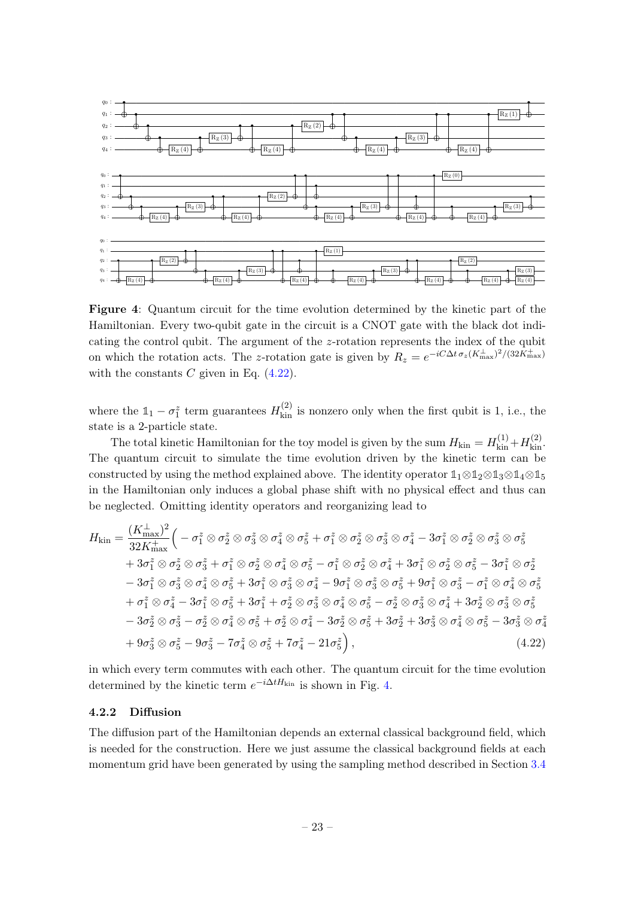**Figure 4**: Quantum circuit for the time evolution determined by the kinetic part of the Hamiltonian. Every two-qubit gate in the circuit is a CNOT gate with the black dot indicating the control qubit. The argument of the $z$-rotation represents the index of the qubit on which the rotation acts. The $z$-rotation gate is given by $R_z = e^{-iC\Delta t\,\sigma_z (K^{\perp}_{\max})^2/(32K^{+}_{\max})}$ with the constants $C$ given in Eq. (4.22).

where the $\mathbb{1}_1 - \sigma_1^z$ term guarantees $H^{(2)}_{\text{kin}}$ is nonzero only when the first qubit is 1, i.e., the state is a 2-particle state.

The total kinetic Hamiltonian for the toy model is given by the sum $H_{\text{kin}} = H^{(1)}_{\text{kin}} + H^{(2)}_{\text{kin}}$. The quantum circuit to simulate the time evolution driven by the kinetic term can be constructed by using the method explained above. The identity operator $\mathbb{1}_1 \otimes \mathbb{1}_2 \otimes \mathbb{1}_3 \otimes \mathbb{1}_4 \otimes \mathbb{1}_5$ in the Hamiltonian only induces a global phase shift with no physical effect and thus can be neglected. Omitting identity operators and reorganizing lead to

$$
\begin{aligned}
H_{\text{kin}} = \frac{(K^{\perp}_{\max})^2}{32K^{+}_{\max}} \Big( & -\sigma_1^z \otimes \sigma_2^z \otimes \sigma_3^z \otimes \sigma_4^z \otimes \sigma_5^z + \sigma_1^z \otimes \sigma_2^z \otimes \sigma_3^z \otimes \sigma_4^z - 3\sigma_1^z \otimes \sigma_2^z \otimes \sigma_3^z \otimes \sigma_5^z \\
& + 3\sigma_1^z \otimes \sigma_2^z \otimes \sigma_3^z + \sigma_1^z \otimes \sigma_2^z \otimes \sigma_4^z \otimes \sigma_5^z - \sigma_1^z \otimes \sigma_2^z \otimes \sigma_4^z + 3\sigma_1^z \otimes \sigma_2^z \otimes \sigma_5^z - 3\sigma_1^z \otimes \sigma_2^z \\
& - 3\sigma_1^z \otimes \sigma_3^z \otimes \sigma_4^z \otimes \sigma_5^z + 3\sigma_1^z \otimes \sigma_3^z \otimes \sigma_4^z - 9\sigma_1^z \otimes \sigma_3^z \otimes \sigma_5^z + 9\sigma_1^z \otimes \sigma_3^z - \sigma_1^z \otimes \sigma_4^z \otimes \sigma_5^z \\
& + \sigma_1^z \otimes \sigma_4^z - 3\sigma_1^z \otimes \sigma_5^z + 3\sigma_1^z + \sigma_2^z \otimes \sigma_3^z \otimes \sigma_4^z \otimes \sigma_5^z - \sigma_2^z \otimes \sigma_3^z \otimes \sigma_4^z + 3\sigma_2^z \otimes \sigma_3^z \otimes \sigma_5^z \\
& - 3\sigma_2^z \otimes \sigma_3^z - \sigma_2^z \otimes \sigma_4^z \otimes \sigma_5^z + \sigma_2^z \otimes \sigma_4^z - 3\sigma_2^z \otimes \sigma_5^z + 3\sigma_2^z + 3\sigma_3^z \otimes \sigma_4^z \otimes \sigma_5^z - 3\sigma_3^z \otimes \sigma_4^z \\
& + 9\sigma_3^z \otimes \sigma_5^z - 9\sigma_3^z - 7\sigma_4^z \otimes \sigma_5^z + 7\sigma_4^z - 21\sigma_5^z \Big),
\end{aligned}
\tag{4.22}
$$

in which every term commutes with each other. The quantum circuit for the time evolution determined by the kinetic term $e^{-i\Delta t H_{\text{kin}}}$ is shown in Fig. 4.

### 4.2.2 Diffusion

The diffusion part of the Hamiltonian depends an external classical background field, which is needed for the construction. Here we just assume the classical background fields at each momentum grid have been generated by using the sampling method described in Section 3.4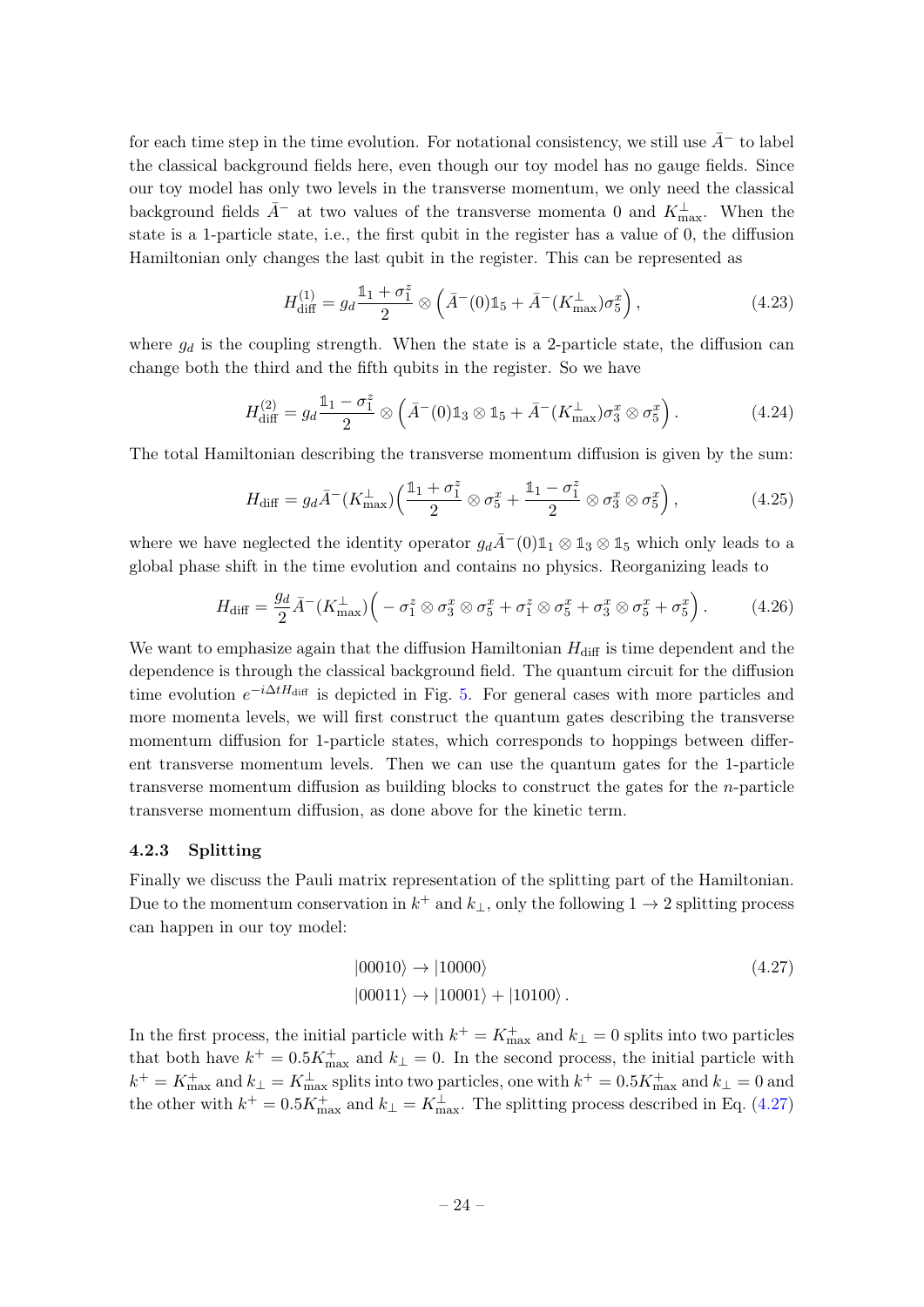for each time step in the time evolution. For notational consistency, we still use $\bar{A}^-$ to label the classical background fields here, even though our toy model has no gauge fields. Since our toy model has only two levels in the transverse momentum, we only need the classical background fields $\bar{A}^-$ at two values of the transverse momenta 0 and $K^\perp_{\max}$. When the state is a 1-particle state, i.e., the first qubit in the register has a value of 0, the diffusion Hamiltonian only changes the last qubit in the register. This can be represented as

$$H^{(1)}_{\text{diff}} = g_d \frac{\mathbb{1}_1 + \sigma^z_1}{2} \otimes \left( \bar{A}^-(0)\mathbb{1}_5 + \bar{A}^-(K^\perp_{\max})\sigma^x_5 \right), \tag{4.23}$$

where $g_d$ is the coupling strength. When the state is a 2-particle state, the diffusion can change both the third and the fifth qubits in the register. So we have

$$H^{(2)}_{\text{diff}} = g_d \frac{\mathbb{1}_1 - \sigma^z_1}{2} \otimes \left( \bar{A}^-(0)\mathbb{1}_3 \otimes \mathbb{1}_5 + \bar{A}^-(K^\perp_{\max})\sigma^x_3 \otimes \sigma^x_5 \right). \tag{4.24}$$

The total Hamiltonian describing the transverse momentum diffusion is given by the sum:

$$H_{\text{diff}} = g_d \bar{A}^-(K^\perp_{\max}) \Big( \frac{\mathbb{1}_1 + \sigma^z_1}{2} \otimes \sigma^x_5 + \frac{\mathbb{1}_1 - \sigma^z_1}{2} \otimes \sigma^x_3 \otimes \sigma^x_5 \Big), \tag{4.25}$$

where we have neglected the identity operator $g_d \bar{A}^-(0)\mathbb{1}_1 \otimes \mathbb{1}_3 \otimes \mathbb{1}_5$ which only leads to a global phase shift in the time evolution and contains no physics. Reorganizing leads to

$$H_{\text{diff}} = \frac{g_d}{2} \bar{A}^-(K^\perp_{\max}) \Big( -\sigma^z_1 \otimes \sigma^x_3 \otimes \sigma^x_5 + \sigma^z_1 \otimes \sigma^x_5 + \sigma^x_3 \otimes \sigma^x_5 + \sigma^x_5 \Big). \tag{4.26}$$

We want to emphasize again that the diffusion Hamiltonian $H_{\text{diff}}$ is time dependent and the dependence is through the classical background field. The quantum circuit for the diffusion time evolution $e^{-i\Delta t H_{\text{diff}}}$ is depicted in Fig. 5. For general cases with more particles and more momenta levels, we will first construct the quantum gates describing the transverse momentum diffusion for 1-particle states, which corresponds to hoppings between different transverse momentum levels. Then we can use the quantum gates for the 1-particle transverse momentum diffusion as building blocks to construct the gates for the $n$-particle transverse momentum diffusion, as done above for the kinetic term.

### 4.2.3 Splitting

Finally we discuss the Pauli matrix representation of the splitting part of the Hamiltonian. Due to the momentum conservation in $k^+$ and $k_\perp$, only the following $1 \to 2$ splitting process can happen in our toy model:

$$\begin{aligned} &|00010\rangle \to |10000\rangle \\ &|00011\rangle \to |10001\rangle + |10100\rangle . \end{aligned} \tag{4.27}$$

In the first process, the initial particle with $k^+ = K^+_{\max}$ and $k_\perp = 0$ splits into two particles that both have $k^+ = 0.5K^+_{\max}$ and $k_\perp = 0$. In the second process, the initial particle with $k^+ = K^+_{\max}$ and $k_\perp = K^\perp_{\max}$ splits into two particles, one with $k^+ = 0.5K^+_{\max}$ and $k_\perp = 0$ and the other with $k^+ = 0.5K^+_{\max}$ and $k_\perp = K^\perp_{\max}$. The splitting process described in Eq. (4.27)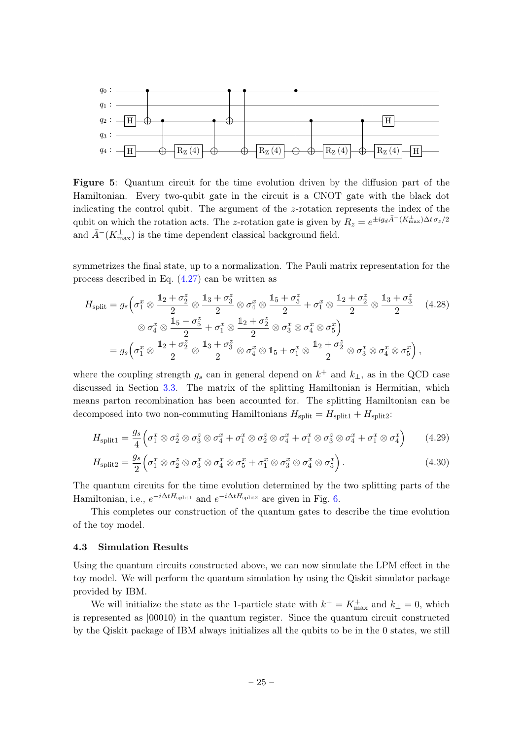**Figure 5**: Quantum circuit for the time evolution driven by the diffusion part of the Hamiltonian. Every two-qubit gate in the circuit is a CNOT gate with the black dot indicating the control qubit. The argument of the $z$-rotation represents the index of the qubit on which the rotation acts. The $z$-rotation gate is given by $R_z = e^{\pm i g_d \bar{A}^-(K_{\max}^\perp)\Delta t\, \sigma_z/2}$ and $\bar{A}^-(K_{\max}^\perp)$ is the time dependent classical background field.

symmetrizes the final state, up to a normalization. The Pauli matrix representation for the process described in Eq. (4.27) can be written as

$$
\begin{aligned}
H_{\text{split}} = g_s \Big( & \sigma_1^x \otimes \frac{\mathbb{1}_2 + \sigma_2^z}{2} \otimes \frac{\mathbb{1}_3 + \sigma_3^z}{2} \otimes \sigma_4^x \otimes \frac{\mathbb{1}_5 + \sigma_5^z}{2} + \sigma_1^x \otimes \frac{\mathbb{1}_2 + \sigma_2^z}{2} \otimes \frac{\mathbb{1}_3 + \sigma_3^z}{2} \\
& \otimes \sigma_4^x \otimes \frac{\mathbb{1}_5 - \sigma_5^z}{2} + \sigma_1^x \otimes \frac{\mathbb{1}_2 + \sigma_2^z}{2} \otimes \sigma_3^x \otimes \sigma_4^x \otimes \sigma_5^x \Big) \\
= g_s \Big( & \sigma_1^x \otimes \frac{\mathbb{1}_2 + \sigma_2^z}{2} \otimes \frac{\mathbb{1}_3 + \sigma_3^z}{2} \otimes \sigma_4^x \otimes \mathbb{1}_5 + \sigma_1^x \otimes \frac{\mathbb{1}_2 + \sigma_2^z}{2} \otimes \sigma_3^x \otimes \sigma_4^x \otimes \sigma_5^x \Big) ,
\end{aligned}
\tag{4.28}
$$

where the coupling strength $g_s$ can in general depend on $k^+$ and $k_\perp$, as in the QCD case discussed in Section 3.3. The matrix of the splitting Hamiltonian is Hermitian, which means parton recombination has been accounted for. The splitting Hamiltonian can be decomposed into two non-commuting Hamiltonians $H_{\text{split}} = H_{\text{split1}} + H_{\text{split2}}$:

$$
H_{\text{split1}} = \frac{g_s}{4} \Big( \sigma_1^x \otimes \sigma_2^z \otimes \sigma_3^z \otimes \sigma_4^x + \sigma_1^x \otimes \sigma_2^z \otimes \sigma_4^x + \sigma_1^x \otimes \sigma_3^z \otimes \sigma_4^x + \sigma_1^x \otimes \sigma_4^x \Big) \tag{4.29}
$$

$$
H_{\text{split2}} = \frac{g_s}{2} \Big( \sigma_1^x \otimes \sigma_2^z \otimes \sigma_3^x \otimes \sigma_4^x \otimes \sigma_5^x + \sigma_1^x \otimes \sigma_3^x \otimes \sigma_4^x \otimes \sigma_5^x \Big) . \tag{4.30}
$$

The quantum circuits for the time evolution determined by the two splitting parts of the Hamiltonian, i.e., $e^{-i\Delta t H_{\text{split1}}}$ and $e^{-i\Delta t H_{\text{split2}}}$ are given in Fig. 6.

This completes our construction of the quantum gates to describe the time evolution of the toy model.

### 4.3 Simulation Results

Using the quantum circuits constructed above, we can now simulate the LPM effect in the toy model. We will perform the quantum simulation by using the Qiskit simulator package provided by IBM.

We will initialize the state as the 1-particle state with $k^+ = K_{\max}^+$ and $k_\perp = 0$, which is represented as $|00010\rangle$ in the quantum register. Since the quantum circuit constructed by the Qiskit package of IBM always initializes all the qubits to be in the 0 states, we still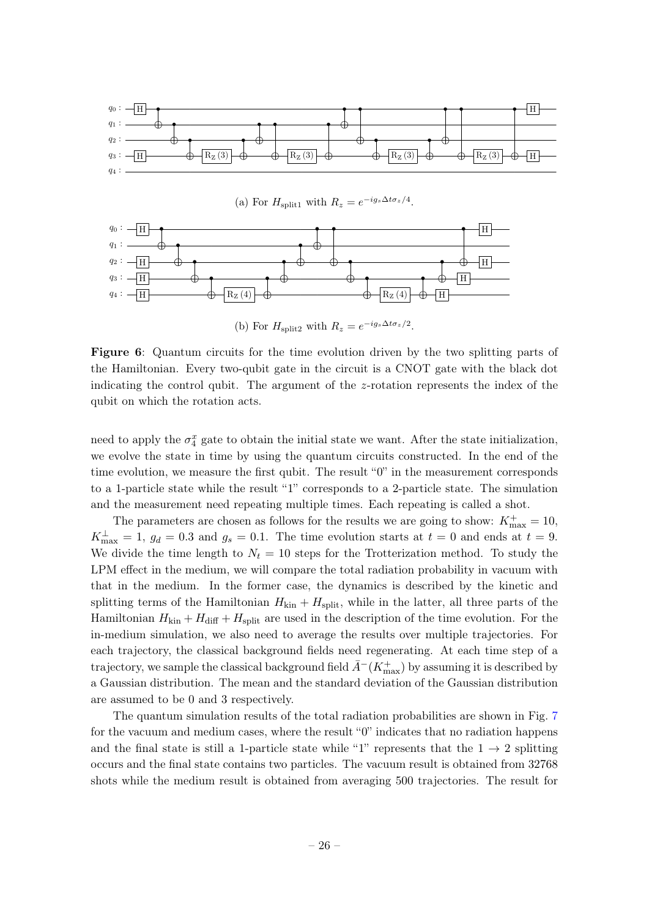(a) For $H_{\rm split1}$ with $R_z = e^{-ig_s\Delta t\sigma_z/4}$.

(b) For $H_{\rm split2}$ with $R_z = e^{-ig_s\Delta t\sigma_z/2}$.

**Figure 6**: Quantum circuits for the time evolution driven by the two splitting parts of the Hamiltonian. Every two-qubit gate in the circuit is a CNOT gate with the black dot indicating the control qubit. The argument of the $z$-rotation represents the index of the qubit on which the rotation acts.

need to apply the $\sigma_4^x$ gate to obtain the initial state we want. After the state initialization, we evolve the state in time by using the quantum circuits constructed. In the end of the time evolution, we measure the first qubit. The result "0" in the measurement corresponds to a 1-particle state while the result "1" corresponds to a 2-particle state. The simulation and the measurement need repeating multiple times. Each repeating is called a shot.

The parameters are chosen as follows for the results we are going to show: $K^+_{\rm max} = 10$, $K^\perp_{\rm max} = 1$, $g_d = 0.3$ and $g_s = 0.1$. The time evolution starts at $t = 0$ and ends at $t = 9$. We divide the time length to $N_t = 10$ steps for the Trotterization method. To study the LPM effect in the medium, we will compare the total radiation probability in vacuum with that in the medium. In the former case, the dynamics is described by the kinetic and splitting terms of the Hamiltonian $H_{\rm kin} + H_{\rm split}$, while in the latter, all three parts of the Hamiltonian $H_{\rm kin} + H_{\rm diff} + H_{\rm split}$ are used in the description of the time evolution. For the in-medium simulation, we also need to average the results over multiple trajectories. For each trajectory, the classical background fields need regenerating. At each time step of a trajectory, we sample the classical background field $\bar{A}^-(K^+_{\rm max})$ by assuming it is described by a Gaussian distribution. The mean and the standard deviation of the Gaussian distribution are assumed to be 0 and 3 respectively.

The quantum simulation results of the total radiation probabilities are shown in Fig. 7 for the vacuum and medium cases, where the result "0" indicates that no radiation happens and the final state is still a 1-particle state while "1" represents that the $1 \to 2$ splitting occurs and the final state contains two particles. The vacuum result is obtained from 32768 shots while the medium result is obtained from averaging 500 trajectories. The result for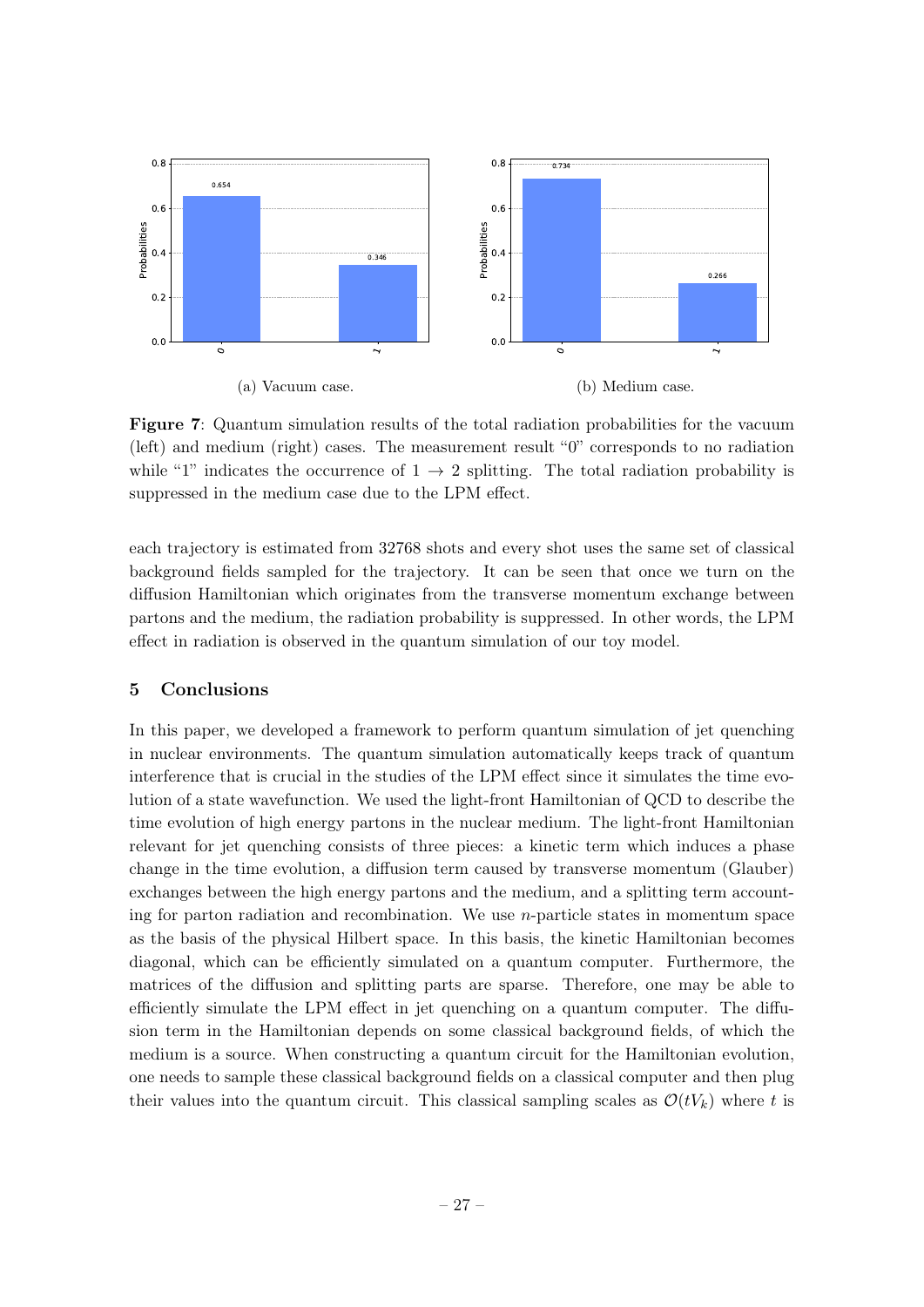(a) Vacuum case.

(b) Medium case.

**Figure 7**: Quantum simulation results of the total radiation probabilities for the vacuum (left) and medium (right) cases. The measurement result "0" corresponds to no radiation while "1" indicates the occurrence of $1 \to 2$ splitting. The total radiation probability is suppressed in the medium case due to the LPM effect.

each trajectory is estimated from 32768 shots and every shot uses the same set of classical background fields sampled for the trajectory. It can be seen that once we turn on the diffusion Hamiltonian which originates from the transverse momentum exchange between partons and the medium, the radiation probability is suppressed. In other words, the LPM effect in radiation is observed in the quantum simulation of our toy model.

## 5 Conclusions

In this paper, we developed a framework to perform quantum simulation of jet quenching in nuclear environments. The quantum simulation automatically keeps track of quantum interference that is crucial in the studies of the LPM effect since it simulates the time evolution of a state wavefunction. We used the light-front Hamiltonian of QCD to describe the time evolution of high energy partons in the nuclear medium. The light-front Hamiltonian relevant for jet quenching consists of three pieces: a kinetic term which induces a phase change in the time evolution, a diffusion term caused by transverse momentum (Glauber) exchanges between the high energy partons and the medium, and a splitting term accounting for parton radiation and recombination. We use $n$-particle states in momentum space as the basis of the physical Hilbert space. In this basis, the kinetic Hamiltonian becomes diagonal, which can be efficiently simulated on a quantum computer. Furthermore, the matrices of the diffusion and splitting parts are sparse. Therefore, one may be able to efficiently simulate the LPM effect in jet quenching on a quantum computer. The diffusion term in the Hamiltonian depends on some classical background fields, of which the medium is a source. When constructing a quantum circuit for the Hamiltonian evolution, one needs to sample these classical background fields on a classical computer and then plug their values into the quantum circuit. This classical sampling scales as $\mathcal{O}(tV_k)$ where $t$ is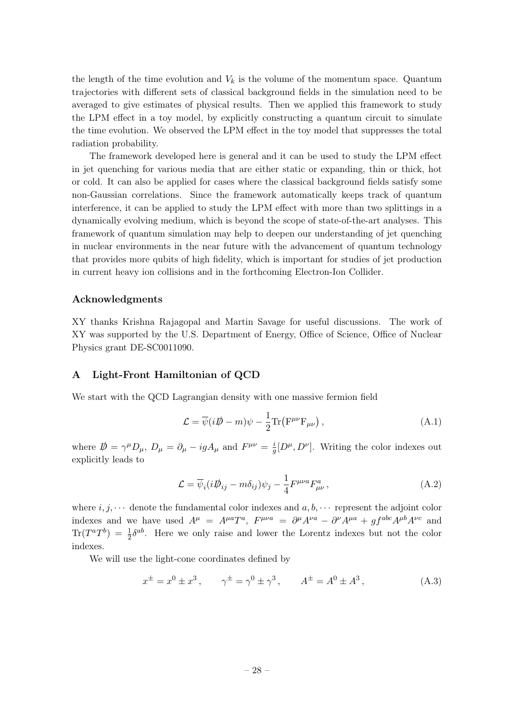the length of the time evolution and $V_k$ is the volume of the momentum space. Quantum trajectories with different sets of classical background fields in the simulation need to be averaged to give estimates of physical results. Then we applied this framework to study the LPM effect in a toy model, by explicitly constructing a quantum circuit to simulate the time evolution. We observed the LPM effect in the toy model that suppresses the total radiation probability.

The framework developed here is general and it can be used to study the LPM effect in jet quenching for various media that are either static or expanding, thin or thick, hot or cold. It can also be applied for cases where the classical background fields satisfy some non-Gaussian correlations. Since the framework automatically keeps track of quantum interference, it can be applied to study the LPM effect with more than two splittings in a dynamically evolving medium, which is beyond the scope of state-of-the-art analyses. This framework of quantum simulation may help to deepen our understanding of jet quenching in nuclear environments in the near future with the advancement of quantum technology that provides more qubits of high fidelity, which is important for studies of jet production in current heavy ion collisions and in the forthcoming Electron-Ion Collider.

### Acknowledgments

XY thanks Krishna Rajagopal and Martin Savage for useful discussions. The work of XY was supported by the U.S. Department of Energy, Office of Science, Office of Nuclear Physics grant DE-SC0011090.

## A Light-Front Hamiltonian of QCD

We start with the QCD Lagrangian density with one massive fermion field

$$
\mathcal{L} = \overline{\psi}(i\not{D} - m)\psi - \frac{1}{2}\mathrm{Tr}\big(\mathrm{F}^{\mu\nu}\mathrm{F}_{\mu\nu}\big)\,, \tag{A.1}
$$

where $\not{D} = \gamma^\mu D_\mu$, $D_\mu = \partial_\mu - igA_\mu$ and $F^{\mu\nu} = \frac{i}{g}[D^\mu, D^\nu]$. Writing the color indexes out explicitly leads to

$$
\mathcal{L} = \overline{\psi}_i(i\not{D}_{ij} - m\delta_{ij})\psi_j - \frac{1}{4}F^{\mu\nu a}F^a_{\mu\nu}\,, \tag{A.2}
$$

where $i, j, \cdots$ denote the fundamental color indexes and $a, b, \cdots$ represent the adjoint color indexes and we have used $A^\mu = A^{\mu a}T^a$, $F^{\mu\nu a} = \partial^\mu A^{\nu a} - \partial^\nu A^{\mu a} + gf^{abc}A^{\mu b}A^{\nu c}$ and $\mathrm{Tr}(T^aT^b) = \frac{1}{2}\delta^{ab}$. Here we only raise and lower the Lorentz indexes but not the color indexes.

We will use the light-cone coordinates defined by

$$
x^\pm = x^0 \pm x^3\,, \qquad \gamma^\pm = \gamma^0 \pm \gamma^3\,, \qquad A^\pm = A^0 \pm A^3\,, \tag{A.3}
$$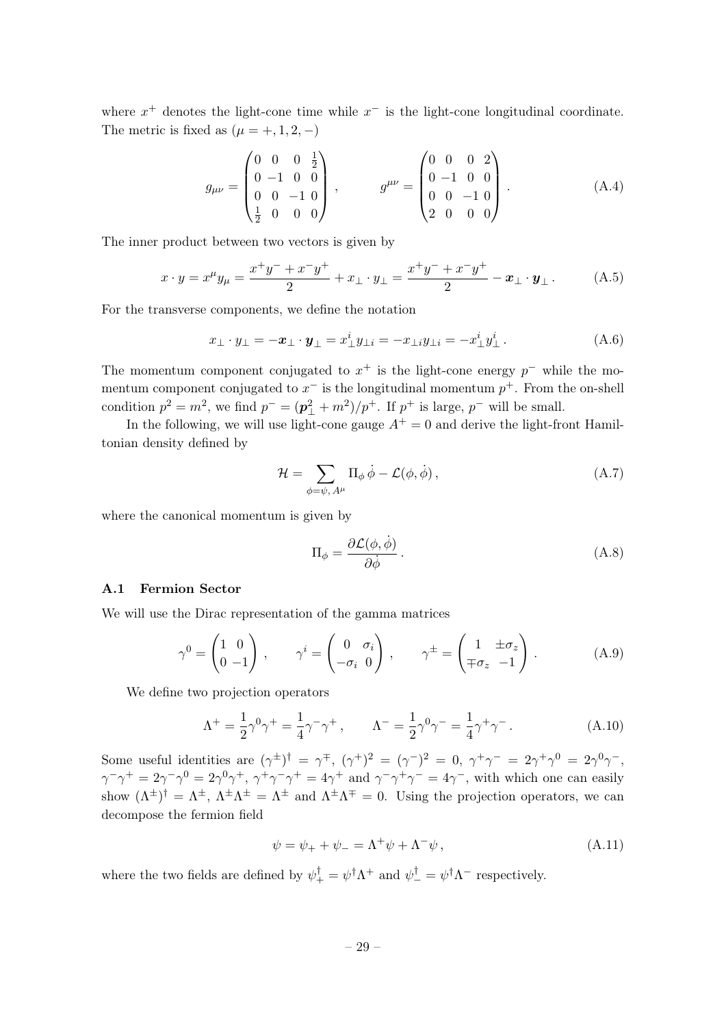where $x^+$ denotes the light-cone time while $x^-$ is the light-cone longitudinal coordinate. The metric is fixed as ($\mu = +, 1, 2, -$)

$$g_{\mu\nu} = \begin{pmatrix} 0 & 0 & 0 & \frac{1}{2} \\ 0 & -1 & 0 & 0 \\ 0 & 0 & -1 & 0 \\ \frac{1}{2} & 0 & 0 & 0 \end{pmatrix} , \qquad g^{\mu\nu} = \begin{pmatrix} 0 & 0 & 0 & 2 \\ 0 & -1 & 0 & 0 \\ 0 & 0 & -1 & 0 \\ 2 & 0 & 0 & 0 \end{pmatrix} . \tag{A.4}$$

The inner product between two vectors is given by

$$x \cdot y = x^\mu y_\mu = \frac{x^+ y^- + x^- y^+}{2} + x_\perp \cdot y_\perp = \frac{x^+ y^- + x^- y^+}{2} - \boldsymbol{x}_\perp \cdot \boldsymbol{y}_\perp . \tag{A.5}$$

For the transverse components, we define the notation

$$x_\perp \cdot y_\perp = -\boldsymbol{x}_\perp \cdot \boldsymbol{y}_\perp = x_\perp^i y_{\perp i} = -x_{\perp i} y_{\perp i} = -x_\perp^i y_\perp^i . \tag{A.6}$$

The momentum component conjugated to $x^+$ is the light-cone energy $p^-$ while the momentum component conjugated to $x^-$ is the longitudinal momentum $p^+$. From the on-shell condition $p^2 = m^2$, we find $p^- = (\boldsymbol{p}_\perp^2 + m^2)/p^+$. If $p^+$ is large, $p^-$ will be small.

In the following, we will use light-cone gauge $A^+ = 0$ and derive the light-front Hamiltonian density defined by

$$\mathcal{H} = \sum_{\phi = \psi,\, A^\mu} \Pi_\phi \, \dot{\phi} - \mathcal{L}(\phi, \dot{\phi}) , \tag{A.7}$$

where the canonical momentum is given by

$$\Pi_\phi = \frac{\partial \mathcal{L}(\phi, \dot{\phi})}{\partial \dot{\phi}} . \tag{A.8}$$

### A.1 Fermion Sector

We will use the Dirac representation of the gamma matrices

$$\gamma^0 = \begin{pmatrix} 1 & 0 \\ 0 & -1 \end{pmatrix} , \qquad \gamma^i = \begin{pmatrix} 0 & \sigma_i \\ -\sigma_i & 0 \end{pmatrix} , \qquad \gamma^\pm = \begin{pmatrix} 1 & \pm\sigma_z \\ \mp\sigma_z & -1 \end{pmatrix} . \tag{A.9}$$

We define two projection operators

$$\Lambda^+ = \frac{1}{2}\gamma^0 \gamma^+ = \frac{1}{4}\gamma^- \gamma^+ , \qquad \Lambda^- = \frac{1}{2}\gamma^0 \gamma^- = \frac{1}{4}\gamma^+ \gamma^- . \tag{A.10}$$

Some useful identities are $(\gamma^\pm)^\dagger = \gamma^\mp$, $(\gamma^+)^2 = (\gamma^-)^2 = 0$, $\gamma^+\gamma^- = 2\gamma^+\gamma^0 = 2\gamma^0\gamma^-$, $\gamma^-\gamma^+ = 2\gamma^-\gamma^0 = 2\gamma^0\gamma^+$, $\gamma^+\gamma^-\gamma^+ = 4\gamma^+$ and $\gamma^-\gamma^+\gamma^- = 4\gamma^-$, with which one can easily show $(\Lambda^\pm)^\dagger = \Lambda^\pm$, $\Lambda^\pm\Lambda^\pm = \Lambda^\pm$ and $\Lambda^\pm\Lambda^\mp = 0$. Using the projection operators, we can decompose the fermion field

$$\psi = \psi_+ + \psi_- = \Lambda^+ \psi + \Lambda^- \psi , \tag{A.11}$$

where the two fields are defined by $\psi_+^\dagger = \psi^\dagger \Lambda^+$ and $\psi_-^\dagger = \psi^\dagger \Lambda^-$ respectively.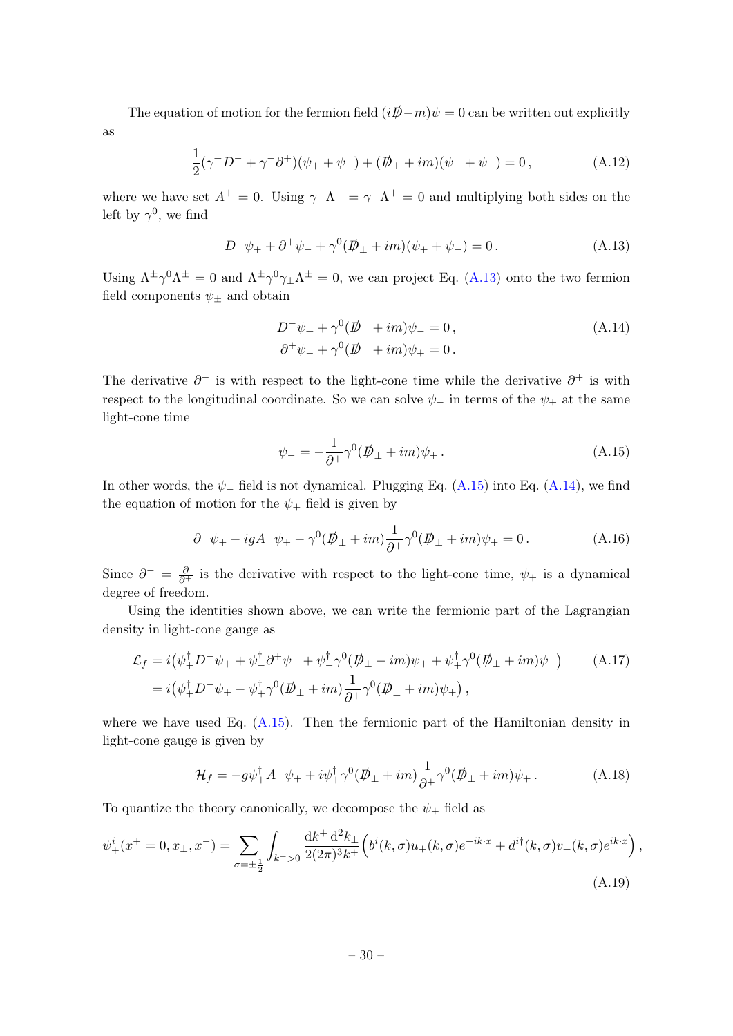The equation of motion for the fermion field $(i\not{D} - m)\psi = 0$ can be written out explicitly as

$$\frac{1}{2}(\gamma^+ D^- + \gamma^- \partial^+)(\psi_+ + \psi_-) + (\not{D}_\perp + im)(\psi_+ + \psi_-) = 0\,, \tag{A.12}$$

where we have set $A^+ = 0$. Using $\gamma^+\Lambda^- = \gamma^-\Lambda^+ = 0$ and multiplying both sides on the left by $\gamma^0$, we find

$$D^-\psi_+ + \partial^+\psi_- + \gamma^0(\not{D}_\perp + im)(\psi_+ + \psi_-) = 0\,. \tag{A.13}$$

Using $\Lambda^\pm\gamma^0\Lambda^\pm = 0$ and $\Lambda^\pm\gamma^0\gamma_\perp\Lambda^\pm = 0$, we can project Eq. (A.13) onto the two fermion field components $\psi_\pm$ and obtain

$$\begin{aligned} D^-\psi_+ + \gamma^0(\not{D}_\perp + im)\psi_- &= 0\,, \\ \partial^+\psi_- + \gamma^0(\not{D}_\perp + im)\psi_+ &= 0\,. \end{aligned} \tag{A.14}$$

The derivative $\partial^-$ is with respect to the light-cone time while the derivative $\partial^+$ is with respect to the longitudinal coordinate. So we can solve $\psi_-$ in terms of the $\psi_+$ at the same light-cone time

$$\psi_- = -\frac{1}{\partial^+}\gamma^0(\not{D}_\perp + im)\psi_+\,. \tag{A.15}$$

In other words, the $\psi_-$ field is not dynamical. Plugging Eq. (A.15) into Eq. (A.14), we find the equation of motion for the $\psi_+$ field is given by

$$\partial^-\psi_+ - igA^-\psi_+ - \gamma^0(\not{D}_\perp + im)\frac{1}{\partial^+}\gamma^0(\not{D}_\perp + im)\psi_+ = 0\,. \tag{A.16}$$

Since $\partial^- = \frac{\partial}{\partial x^+}$ is the derivative with respect to the light-cone time, $\psi_+$ is a dynamical degree of freedom.

Using the identities shown above, we can write the fermionic part of the Lagrangian density in light-cone gauge as

$$\begin{aligned} \mathcal{L}_f &= i\big(\psi_+^\dagger D^-\psi_+ + \psi_-^\dagger\partial^+\psi_- + \psi_-^\dagger\gamma^0(\not{D}_\perp + im)\psi_+ + \psi_+^\dagger\gamma^0(\not{D}_\perp + im)\psi_-\big) \\ &= i\big(\psi_+^\dagger D^-\psi_+ - \psi_+^\dagger\gamma^0(\not{D}_\perp + im)\frac{1}{\partial^+}\gamma^0(\not{D}_\perp + im)\psi_+\big)\,, \end{aligned} \tag{A.17}$$

where we have used Eq. (A.15). Then the fermionic part of the Hamiltonian density in light-cone gauge is given by

$$\mathcal{H}_f = -g\psi_+^\dagger A^-\psi_+ + i\psi_+^\dagger\gamma^0(\not{D}_\perp + im)\frac{1}{\partial^+}\gamma^0(\not{D}_\perp + im)\psi_+\,. \tag{A.18}$$

To quantize the theory canonically, we decompose the $\psi_+$ field as

$$\psi_+^i(x^+ = 0, x_\perp, x^-) = \sum_{\sigma=\pm\frac{1}{2}}\int_{k^+>0}\frac{\mathrm{d}k^+\,\mathrm{d}^2k_\perp}{2(2\pi)^3k^+}\Big(b^i(k,\sigma)u_+(k,\sigma)e^{-ik\cdot x} + d^{i\dagger}(k,\sigma)v_+(k,\sigma)e^{ik\cdot x}\Big)\,, \tag{A.19}$$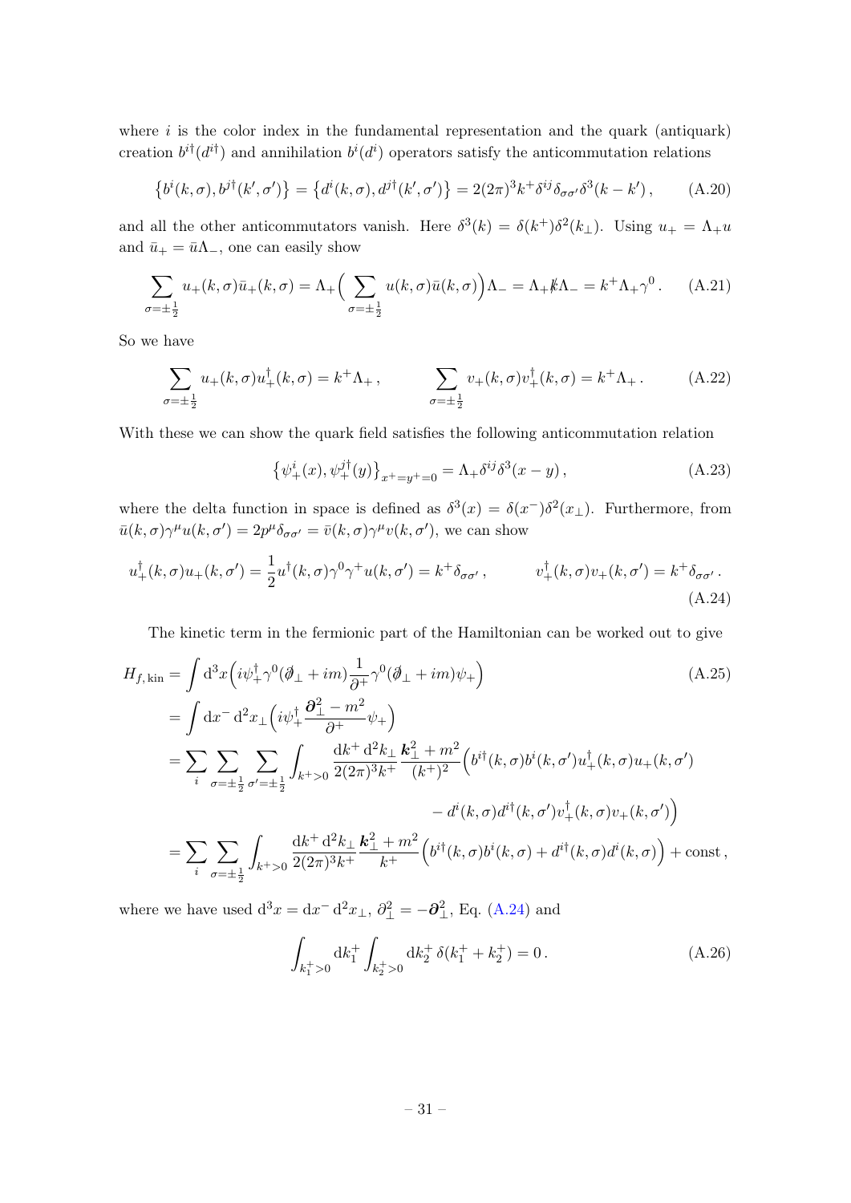where $i$ is the color index in the fundamental representation and the quark (antiquark) creation $b^{i\dagger}(d^{i\dagger})$ and annihilation $b^i(d^i)$ operators satisfy the anticommutation relations

$$\left\{b^i(k,\sigma), b^{j\dagger}(k',\sigma')\right\} = \left\{d^i(k,\sigma), d^{j\dagger}(k',\sigma')\right\} = 2(2\pi)^3 k^+ \delta^{ij}\delta_{\sigma\sigma'}\delta^3(k-k')\,, \tag{A.20}$$

and all the other anticommutators vanish. Here $\delta^3(k) = \delta(k^+)\delta^2(k_\perp)$. Using $u_+ = \Lambda_+ u$ and $\bar{u}_+ = \bar{u}\Lambda_-$, one can easily show

$$\sum_{\sigma=\pm\frac{1}{2}} u_+(k,\sigma)\bar{u}_+(k,\sigma) = \Lambda_+\Big(\sum_{\sigma=\pm\frac{1}{2}} u(k,\sigma)\bar{u}(k,\sigma)\Big)\Lambda_- = \Lambda_+ \not{k}\Lambda_- = k^+\Lambda_+\gamma^0\,. \tag{A.21}$$

So we have

$$\sum_{\sigma=\pm\frac{1}{2}} u_+(k,\sigma)u_+^\dagger(k,\sigma) = k^+\Lambda_+\,, \qquad \sum_{\sigma=\pm\frac{1}{2}} v_+(k,\sigma)v_+^\dagger(k,\sigma) = k^+\Lambda_+\,. \tag{A.22}$$

With these we can show the quark field satisfies the following anticommutation relation

$$\left\{\psi_+^i(x), \psi_+^{j\dagger}(y)\right\}_{x^+=y^+=0} = \Lambda_+\delta^{ij}\delta^3(x-y)\,, \tag{A.23}$$

where the delta function in space is defined as $\delta^3(x) = \delta(x^-)\delta^2(x_\perp)$. Furthermore, from $\bar{u}(k,\sigma)\gamma^\mu u(k,\sigma') = 2p^\mu\delta_{\sigma\sigma'} = \bar{v}(k,\sigma)\gamma^\mu v(k,\sigma')$, we can show

$$u_+^\dagger(k,\sigma)u_+(k,\sigma') = \frac{1}{2}u^\dagger(k,\sigma)\gamma^0\gamma^+ u(k,\sigma') = k^+\delta_{\sigma\sigma'}\,, \qquad v_+^\dagger(k,\sigma)v_+(k,\sigma') = k^+\delta_{\sigma\sigma'}\,. \tag{A.24}$$

The kinetic term in the fermionic part of the Hamiltonian can be worked out to give

$$\begin{aligned}
H_{f,\,\mathrm{kin}} &= \int \mathrm{d}^3x\Big(i\psi_+^\dagger\gamma^0(\not{\partial}_\perp + im)\frac{1}{\partial^+}\gamma^0(\not{\partial}_\perp + im)\psi_+\Big) \\
&= \int \mathrm{d}x^-\,\mathrm{d}^2x_\perp\Big(i\psi_+^\dagger\frac{\boldsymbol{\partial}_\perp^2 - m^2}{\partial^+}\psi_+\Big) \\
&= \sum_i\sum_{\sigma=\pm\frac{1}{2}}\sum_{\sigma'=\pm\frac{1}{2}}\int_{k^+>0}\frac{\mathrm{d}k^+\,\mathrm{d}^2k_\perp}{2(2\pi)^3k^+}\frac{\boldsymbol{k}_\perp^2 + m^2}{(k^+)^2}\Big(b^{i\dagger}(k,\sigma)b^i(k,\sigma')u_+^\dagger(k,\sigma)u_+(k,\sigma') \\
&\qquad\qquad - d^i(k,\sigma)d^{i\dagger}(k,\sigma')v_+^\dagger(k,\sigma)v_+(k,\sigma')\Big) \\
&= \sum_i\sum_{\sigma=\pm\frac{1}{2}}\int_{k^+>0}\frac{\mathrm{d}k^+\,\mathrm{d}^2k_\perp}{2(2\pi)^3k^+}\frac{\boldsymbol{k}_\perp^2 + m^2}{k^+}\Big(b^{i\dagger}(k,\sigma)b^i(k,\sigma) + d^{i\dagger}(k,\sigma)d^i(k,\sigma)\Big) + \mathrm{const}\,,
\end{aligned} \tag{A.25}$$

where we have used $\mathrm{d}^3x = \mathrm{d}x^-\,\mathrm{d}^2x_\perp$, $\partial_\perp^2 = -\boldsymbol{\partial}_\perp^2$, Eq. (A.24) and

$$\int_{k_1^+>0}\mathrm{d}k_1^+\int_{k_2^+>0}\mathrm{d}k_2^+\,\delta(k_1^+ + k_2^+) = 0\,. \tag{A.26}$$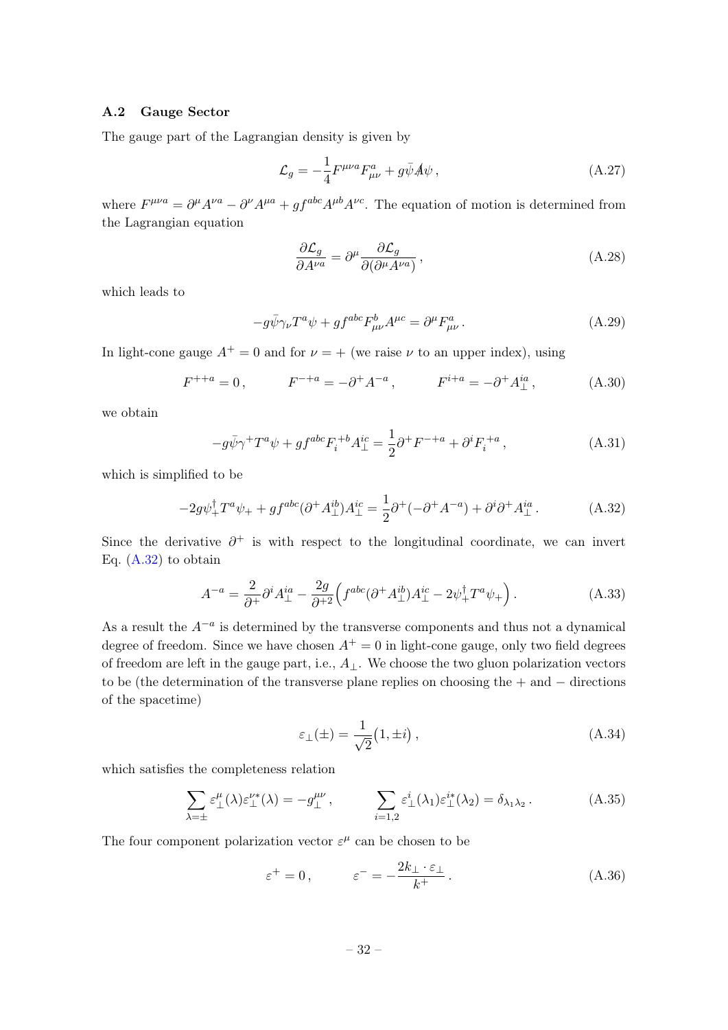### A.2 Gauge Sector

The gauge part of the Lagrangian density is given by

$$\mathcal{L}_g = -\frac{1}{4} F^{\mu\nu a} F^a_{\mu\nu} + g\bar{\psi} \not{A} \psi \,, \tag{A.27}$$

where $F^{\mu\nu a} = \partial^\mu A^{\nu a} - \partial^\nu A^{\mu a} + g f^{abc} A^{\mu b} A^{\nu c}$. The equation of motion is determined from the Lagrangian equation

$$\frac{\partial \mathcal{L}_g}{\partial A^{\nu a}} = \partial^\mu \frac{\partial \mathcal{L}_g}{\partial(\partial^\mu A^{\nu a})} \,, \tag{A.28}$$

which leads to

$$-g\bar{\psi}\gamma_\nu T^a \psi + g f^{abc} F^b_{\mu\nu} A^{\mu c} = \partial^\mu F^a_{\mu\nu} \,. \tag{A.29}$$

In light-cone gauge $A^+ = 0$ and for $\nu = +$ (we raise $\nu$ to an upper index), using

$$F^{++a} = 0 \,, \qquad F^{-+a} = -\partial^+ A^{-a} \,, \qquad F^{i+a} = -\partial^+ A^{ia}_\perp \,, \tag{A.30}$$

we obtain

$$-g\bar{\psi}\gamma^+ T^a \psi + g f^{abc} F_i^{\ +b} A^{ic}_\perp = \frac{1}{2}\partial^+ F^{-+a} + \partial^i F_i^{\ +a} \,, \tag{A.31}$$

which is simplified to be

$$-2g\psi_+^\dagger T^a \psi_+ + g f^{abc} (\partial^+ A^{ib}_\perp) A^{ic}_\perp = \frac{1}{2}\partial^+(-\partial^+ A^{-a}) + \partial^i \partial^+ A^{ia}_\perp \,. \tag{A.32}$$

Since the derivative $\partial^+$ is with respect to the longitudinal coordinate, we can invert Eq. (A.32) to obtain

$$A^{-a} = \frac{2}{\partial^+}\partial^i A^{ia}_\perp - \frac{2g}{\partial^{+2}}\Big( f^{abc}(\partial^+ A^{ib}_\perp) A^{ic}_\perp - 2\psi_+^\dagger T^a \psi_+ \Big) \,. \tag{A.33}$$

As a result the $A^{-a}$ is determined by the transverse components and thus not a dynamical degree of freedom. Since we have chosen $A^+ = 0$ in light-cone gauge, only two field degrees of freedom are left in the gauge part, i.e., $A_\perp$. We choose the two gluon polarization vectors to be (the determination of the transverse plane replies on choosing the + and − directions of the spacetime)

$$\varepsilon_\perp(\pm) = \frac{1}{\sqrt{2}}\big(1, \pm i\big) \,, \tag{A.34}$$

which satisfies the completeness relation

$$\sum_{\lambda=\pm} \varepsilon^\mu_\perp(\lambda) \varepsilon^{\nu *}_\perp(\lambda) = -g^{\mu\nu}_\perp \,, \qquad \sum_{i=1,2} \varepsilon^i_\perp(\lambda_1) \varepsilon^{i*}_\perp(\lambda_2) = \delta_{\lambda_1 \lambda_2} \,. \tag{A.35}$$

The four component polarization vector $\varepsilon^\mu$ can be chosen to be

$$\varepsilon^+ = 0 \,, \qquad \varepsilon^- = -\frac{2k_\perp \cdot \varepsilon_\perp}{k^+} \,. \tag{A.36}$$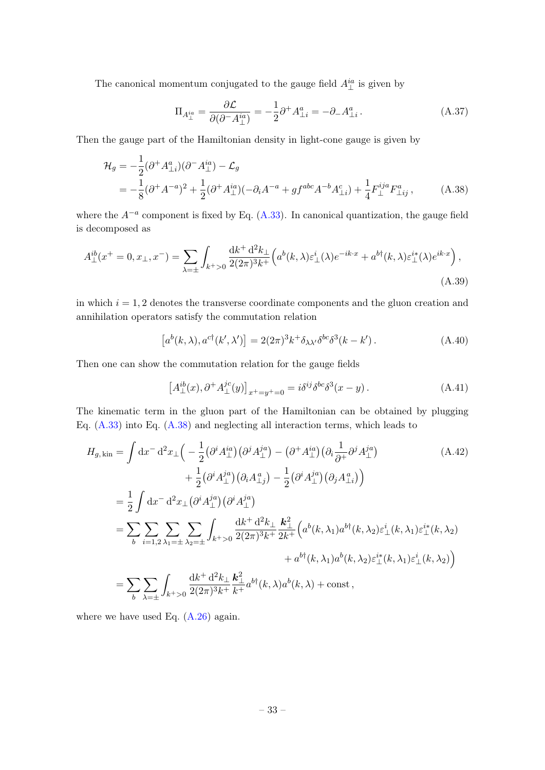The canonical momentum conjugated to the gauge field $A^{ia}_{\perp}$ is given by

$$\Pi_{A^{ia}_{\perp}} = \frac{\partial \mathcal{L}}{\partial(\partial^- A^{ia}_{\perp})} = -\frac{1}{2}\partial^+ A^a_{\perp i} = -\partial_- A^a_{\perp i}\,. \tag{A.37}$$

Then the gauge part of the Hamiltonian density in light-cone gauge is given by

$$\begin{aligned}
\mathcal{H}_g &= -\frac{1}{2}(\partial^+ A^a_{\perp i})(\partial^- A^{ia}_{\perp}) - \mathcal{L}_g \\
&= -\frac{1}{8}(\partial^+ A^{-a})^2 + \frac{1}{2}(\partial^+ A^{ia}_{\perp})(-\partial_i A^{-a} + g f^{abc} A^{-b} A^c_{\perp i}) + \frac{1}{4} F^{ija}_{\perp} F^a_{\perp ij}\,,
\end{aligned} \tag{A.38}$$

where the $A^{-a}$ component is fixed by Eq. (A.33). In canonical quantization, the gauge field is decomposed as

$$A^{ib}_{\perp}(x^+ = 0, x_\perp, x^-) = \sum_{\lambda=\pm} \int_{k^+>0} \frac{\mathrm{d}k^+\,\mathrm{d}^2k_\perp}{2(2\pi)^3 k^+} \Big( a^b(k,\lambda) \varepsilon^i_\perp(\lambda) e^{-ik\cdot x} + a^{b\dagger}(k,\lambda)\varepsilon^{i*}_\perp(\lambda) e^{ik\cdot x} \Big)\,, \tag{A.39}$$

in which $i = 1, 2$ denotes the transverse coordinate components and the gluon creation and annihilation operators satisfy the commutation relation

$$\left[a^b(k,\lambda), a^{c\dagger}(k',\lambda')\right] = 2(2\pi)^3 k^+ \delta_{\lambda\lambda'} \delta^{bc} \delta^3(k-k')\,. \tag{A.40}$$

Then one can show the commutation relation for the gauge fields

$$\left[A^{ib}_\perp(x), \partial^+ A^{jc}_\perp(y)\right]_{x^+=y^+=0} = i\delta^{ij}\delta^{bc}\delta^3(x-y)\,. \tag{A.41}$$

The kinematic term in the gluon part of the Hamiltonian can be obtained by plugging Eq. (A.33) into Eq. (A.38) and neglecting all interaction terms, which leads to

$$\begin{aligned}
H_{g,\,\mathrm{kin}} &= \int \mathrm{d}x^-\,\mathrm{d}^2x_\perp \Big( -\frac{1}{2}\big(\partial^i A^{ia}_\perp\big)\big(\partial^j A^{ja}_\perp\big) - \big(\partial^+ A^{ia}_\perp\big)\big(\partial_i \frac{1}{\partial^+}\partial^j A^{ja}_\perp\big) \\
&\qquad + \frac{1}{2}\big(\partial^i A^{ja}_\perp\big)\big(\partial_i A^a_{\perp j}\big) - \frac{1}{2}\big(\partial^i A^{ja}_\perp\big)\big(\partial_j A^a_{\perp i}\big)\Big) \\
&= \frac{1}{2}\int \mathrm{d}x^-\,\mathrm{d}^2x_\perp \big(\partial^i A^{ja}_\perp\big)\big(\partial^i A^{ja}_\perp\big) \\
&= \sum_b \sum_{i=1,2} \sum_{\lambda_1=\pm} \sum_{\lambda_2=\pm} \int_{k^+>0} \frac{\mathrm{d}k^+\,\mathrm{d}^2k_\perp}{2(2\pi)^3 k^+} \frac{\boldsymbol{k}^2_\perp}{2k^+} \Big( a^b(k,\lambda_1) a^{b\dagger}(k,\lambda_2) \varepsilon^i_\perp(k,\lambda_1)\varepsilon^{i*}_\perp(k,\lambda_2) \\
&\qquad + a^{b\dagger}(k,\lambda_1) a^b(k,\lambda_2) \varepsilon^{i*}_\perp(k,\lambda_1)\varepsilon^i_\perp(k,\lambda_2)\Big) \\
&= \sum_b \sum_{\lambda=\pm} \int_{k^+>0} \frac{\mathrm{d}k^+\,\mathrm{d}^2k_\perp}{2(2\pi)^3 k^+} \frac{\boldsymbol{k}^2_\perp}{k^+} a^{b\dagger}(k,\lambda) a^b(k,\lambda) + \mathrm{const}\,,
\end{aligned} \tag{A.42}$$

where we have used Eq. (A.26) again.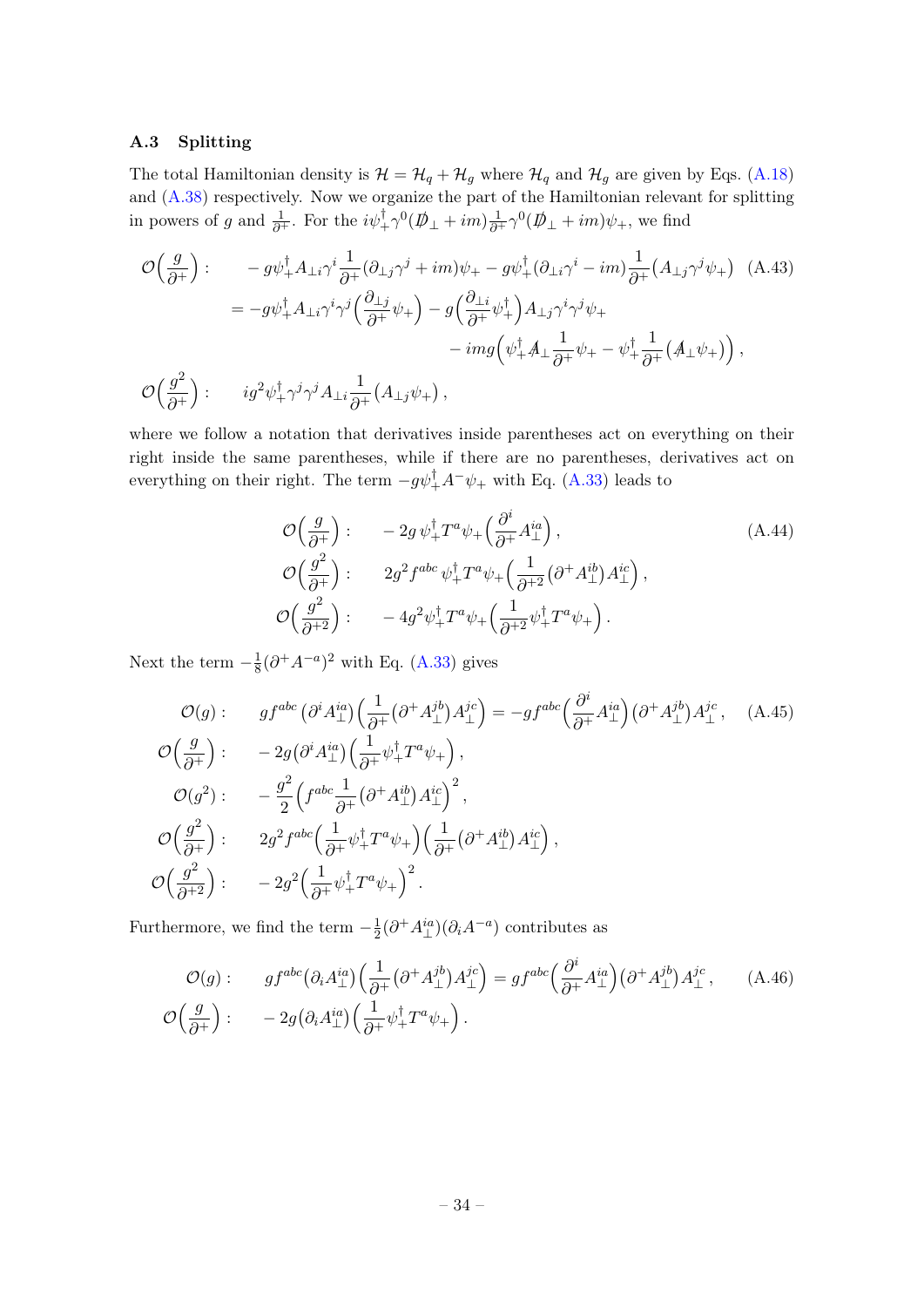### A.3 Splitting

The total Hamiltonian density is $\mathcal{H} = \mathcal{H}_q + \mathcal{H}_g$ where $\mathcal{H}_q$ and $\mathcal{H}_g$ are given by Eqs. (A.18) and (A.38) respectively. Now we organize the part of the Hamiltonian relevant for splitting in powers of $g$ and $\frac{1}{\partial^+}$. For the $i\psi_+^\dagger\gamma^0(\not{D}_\perp + im)\frac{1}{\partial^+}\gamma^0(\not{D}_\perp + im)\psi_+$, we find

$$
\begin{aligned}
\mathcal{O}\Big(\frac{g}{\partial^+}\Big): \quad & -g\psi_+^\dagger A_{\perp i}\gamma^i\frac{1}{\partial^+}(\partial_{\perp j}\gamma^j + im)\psi_+ - g\psi_+^\dagger(\partial_{\perp i}\gamma^i - im)\frac{1}{\partial^+}\big(A_{\perp j}\gamma^j\psi_+\big) \\
&= -g\psi_+^\dagger A_{\perp i}\gamma^i\gamma^j\Big(\frac{\partial_{\perp j}}{\partial^+}\psi_+\Big) - g\Big(\frac{\partial_{\perp i}}{\partial^+}\psi_+^\dagger\Big)A_{\perp j}\gamma^i\gamma^j\psi_+ \\
&\qquad - img\Big(\psi_+^\dagger \not{A}_\perp\frac{1}{\partial^+}\psi_+ - \psi_+^\dagger\frac{1}{\partial^+}\big(\not{A}_\perp\psi_+\big)\Big)\,, \\
\mathcal{O}\Big(\frac{g^2}{\partial^+}\Big): \quad & ig^2\psi_+^\dagger\gamma^j\gamma^j A_{\perp i}\frac{1}{\partial^+}\big(A_{\perp j}\psi_+\big)\,,
\end{aligned}
\tag{A.43}
$$

where we follow a notation that derivatives inside parentheses act on everything on their right inside the same parentheses, while if there are no parentheses, derivatives act on everything on their right. The term $-g\psi_+^\dagger A^-\psi_+$ with Eq. (A.33) leads to

$$
\begin{aligned}
\mathcal{O}\Big(\frac{g}{\partial^+}\Big): \quad & -2g\,\psi_+^\dagger T^a\psi_+\Big(\frac{\partial^i}{\partial^+}A_\perp^{ia}\Big)\,, \\
\mathcal{O}\Big(\frac{g^2}{\partial^+}\Big): \quad & 2g^2 f^{abc}\,\psi_+^\dagger T^a\psi_+\Big(\frac{1}{\partial^{+2}}\big(\partial^+A_\perp^{ib}\big)A_\perp^{ic}\Big)\,, \\
\mathcal{O}\Big(\frac{g^2}{\partial^{+2}}\Big): \quad & -4g^2\psi_+^\dagger T^a\psi_+\Big(\frac{1}{\partial^{+2}}\psi_+^\dagger T^a\psi_+\Big)\,.
\end{aligned}
\tag{A.44}
$$

Next the term $-\frac{1}{8}(\partial^+A^{-a})^2$ with Eq. (A.33) gives

$$
\begin{aligned}
\mathcal{O}(g): \quad & gf^{abc}\,\big(\partial^iA_\perp^{ia}\big)\Big(\frac{1}{\partial^+}\big(\partial^+A_\perp^{jb}\big)A_\perp^{jc}\Big) = -gf^{abc}\Big(\frac{\partial^i}{\partial^+}A_\perp^{ia}\Big)\big(\partial^+A_\perp^{jb}\big)A_\perp^{jc}\,, \\
\mathcal{O}\Big(\frac{g}{\partial^+}\Big): \quad & -2g\big(\partial^iA_\perp^{ia}\big)\Big(\frac{1}{\partial^+}\psi_+^\dagger T^a\psi_+\Big)\,, \\
\mathcal{O}(g^2): \quad & -\frac{g^2}{2}\Big(f^{abc}\frac{1}{\partial^+}\big(\partial^+A_\perp^{ib}\big)A_\perp^{ic}\Big)^2\,, \\
\mathcal{O}\Big(\frac{g^2}{\partial^+}\Big): \quad & 2g^2f^{abc}\Big(\frac{1}{\partial^+}\psi_+^\dagger T^a\psi_+\Big)\Big(\frac{1}{\partial^+}\big(\partial^+A_\perp^{ib}\big)A_\perp^{ic}\Big)\,, \\
\mathcal{O}\Big(\frac{g^2}{\partial^{+2}}\Big): \quad & -2g^2\Big(\frac{1}{\partial^+}\psi_+^\dagger T^a\psi_+\Big)^2\,.
\end{aligned}
\tag{A.45}
$$

Furthermore, we find the term $-\frac{1}{2}(\partial^+A_\perp^{ia})(\partial_iA^{-a})$ contributes as

$$
\begin{aligned}
\mathcal{O}(g): \quad & gf^{abc}\big(\partial_iA_\perp^{ia}\big)\Big(\frac{1}{\partial^+}\big(\partial^+A_\perp^{jb}\big)A_\perp^{jc}\Big) = gf^{abc}\Big(\frac{\partial^i}{\partial^+}A_\perp^{ia}\Big)\big(\partial^+A_\perp^{jb}\big)A_\perp^{jc}\,, \\
\mathcal{O}\Big(\frac{g}{\partial^+}\Big): \quad & -2g\big(\partial_iA_\perp^{ia}\big)\Big(\frac{1}{\partial^+}\psi_+^\dagger T^a\psi_+\Big)\,.
\end{aligned}
\tag{A.46}
$$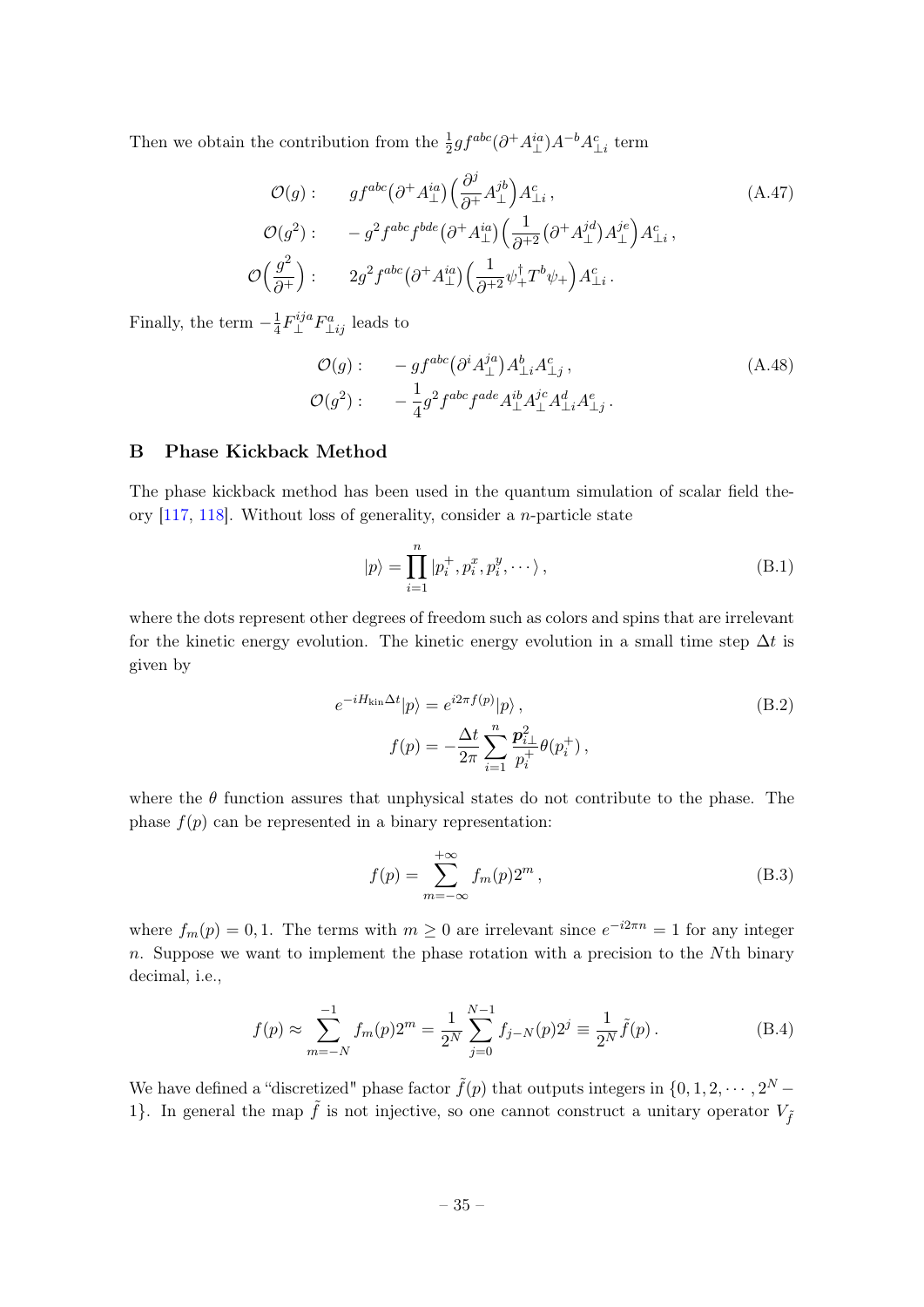Then we obtain the contribution from the $\frac{1}{2}gf^{abc}(\partial^+ A_\perp^{ia})A^{-b}A^c_{\perp i}$ term

$$
\begin{aligned}
\mathcal{O}(g): \quad & gf^{abc}\big(\partial^+ A_\perp^{ia}\big)\Big(\frac{\partial^j}{\partial^+}A_\perp^{jb}\Big)A^c_{\perp i}\,, \\
\mathcal{O}(g^2): \quad & -g^2 f^{abc}f^{bde}\big(\partial^+ A_\perp^{ia}\big)\Big(\frac{1}{\partial^{+2}}\big(\partial^+ A_\perp^{jd}\big)A_\perp^{je}\Big)A^c_{\perp i}\,, \\
\mathcal{O}\Big(\frac{g^2}{\partial^+}\Big): \quad & 2g^2 f^{abc}\big(\partial^+ A_\perp^{ia}\big)\Big(\frac{1}{\partial^{+2}}\psi_+^\dagger T^b\psi_+\Big)A^c_{\perp i}\,.
\end{aligned}
\tag{A.47}
$$

Finally, the term $-\frac{1}{4}F_\perp^{ija}F^a_{\perp ij}$ leads to

$$
\begin{aligned}
\mathcal{O}(g): \quad & -gf^{abc}\big(\partial^i A_\perp^{ja}\big)A^b_{\perp i}A^c_{\perp j}\,, \\
\mathcal{O}(g^2): \quad & -\frac{1}{4}g^2 f^{abc}f^{ade}A_\perp^{ib}A_\perp^{jc}A^d_{\perp i}A^e_{\perp j}\,.
\end{aligned}
\tag{A.48}
$$

## B Phase Kickback Method

The phase kickback method has been used in the quantum simulation of scalar field theory [117, 118]. Without loss of generality, consider a $n$-particle state

$$
|p\rangle = \prod_{i=1}^{n}|p_i^+, p_i^x, p_i^y, \cdots\rangle\,,
\tag{B.1}
$$

where the dots represent other degrees of freedom such as colors and spins that are irrelevant for the kinetic energy evolution. The kinetic energy evolution in a small time step $\Delta t$ is given by

$$
\begin{aligned}
e^{-iH_{\rm kin}\Delta t}|p\rangle &= e^{i2\pi f(p)}|p\rangle\,, \\
f(p) &= -\frac{\Delta t}{2\pi}\sum_{i=1}^{n}\frac{\boldsymbol{p}_{i\perp}^2}{p_i^+}\theta(p_i^+)\,,
\end{aligned}
\tag{B.2}
$$

where the $\theta$ function assures that unphysical states do not contribute to the phase. The phase $f(p)$ can be represented in a binary representation:

$$
f(p) = \sum_{m=-\infty}^{+\infty} f_m(p)2^m\,,
\tag{B.3}
$$

where $f_m(p) = 0, 1$. The terms with $m \geq 0$ are irrelevant since $e^{-i2\pi n} = 1$ for any integer $n$. Suppose we want to implement the phase rotation with a precision to the $N$th binary decimal, i.e.,

$$
f(p) \approx \sum_{m=-N}^{-1} f_m(p)2^m = \frac{1}{2^N}\sum_{j=0}^{N-1} f_{j-N}(p)2^j \equiv \frac{1}{2^N}\tilde{f}(p)\,.
\tag{B.4}
$$

We have defined a "discretized" phase factor $\tilde{f}(p)$ that outputs integers in $\{0, 1, 2, \cdots, 2^N - 1\}$. In general the map $\tilde{f}$ is not injective, so one cannot construct a unitary operator $V_{\tilde{f}}$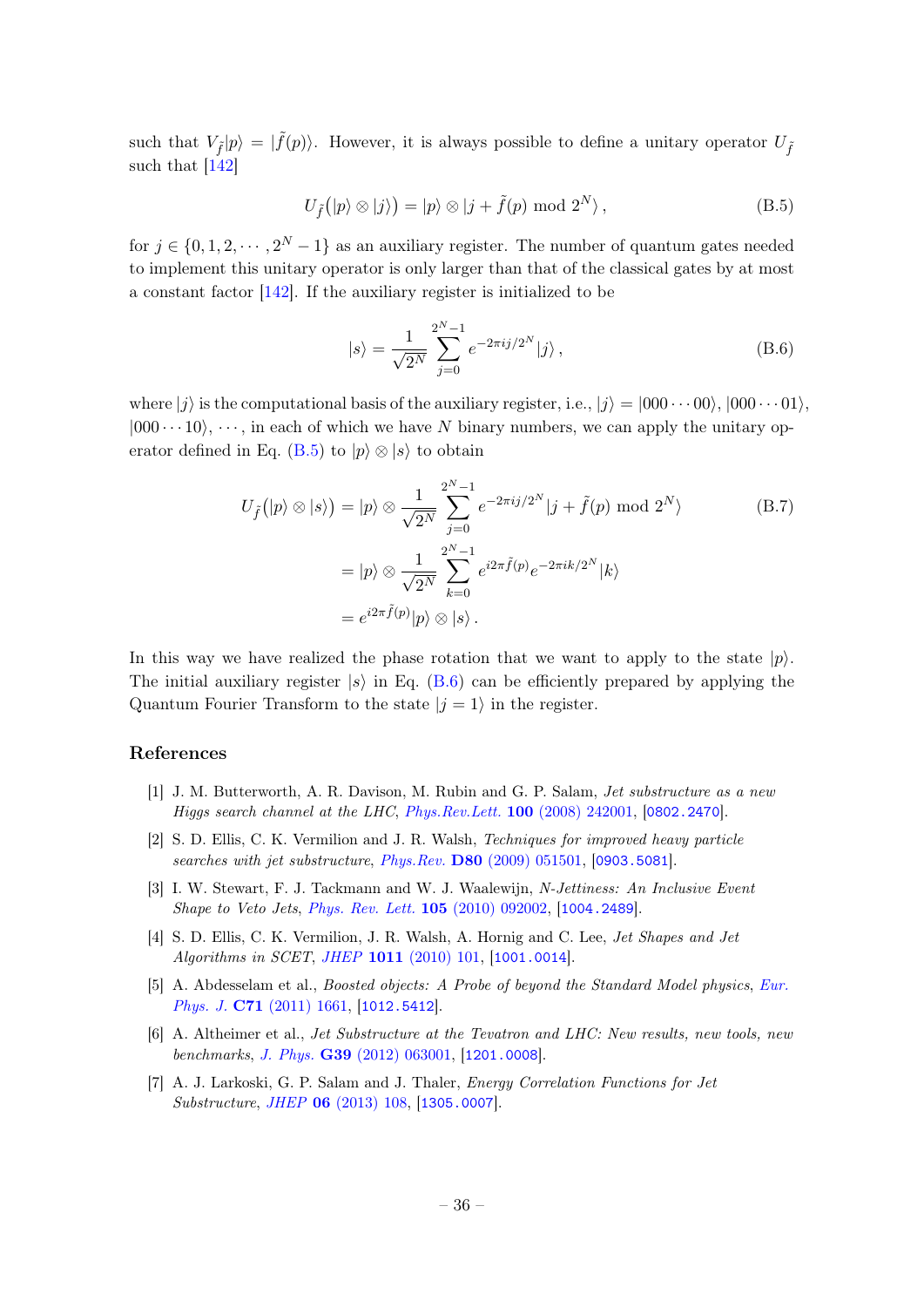such that $V_{\tilde{f}}|p\rangle = |\tilde{f}(p)\rangle$. However, it is always possible to define a unitary operator $U_{\tilde{f}}$ such that [142]

$$U_{\tilde{f}}\big(|p\rangle \otimes |j\rangle\big) = |p\rangle \otimes |j + \tilde{f}(p) \bmod 2^N\rangle\,, \tag{B.5}$$

for $j \in \{0, 1, 2, \cdots, 2^N - 1\}$ as an auxiliary register. The number of quantum gates needed to implement this unitary operator is only larger than that of the classical gates by at most a constant factor [142]. If the auxiliary register is initialized to be

$$|s\rangle = \frac{1}{\sqrt{2^N}} \sum_{j=0}^{2^N-1} e^{-2\pi i j/2^N} |j\rangle\,, \tag{B.6}$$

where $|j\rangle$ is the computational basis of the auxiliary register, i.e., $|j\rangle = |000\cdots00\rangle$, $|000\cdots01\rangle$, $|000\cdots10\rangle$, $\cdots$, in each of which we have $N$ binary numbers, we can apply the unitary operator defined in Eq. (B.5) to $|p\rangle \otimes |s\rangle$ to obtain

$$\begin{aligned}
U_{\tilde{f}}\big(|p\rangle \otimes |s\rangle\big) &= |p\rangle \otimes \frac{1}{\sqrt{2^N}} \sum_{j=0}^{2^N-1} e^{-2\pi i j/2^N} |j + \tilde{f}(p) \bmod 2^N\rangle \\
&= |p\rangle \otimes \frac{1}{\sqrt{2^N}} \sum_{k=0}^{2^N-1} e^{i2\pi \tilde{f}(p)} e^{-2\pi i k/2^N} |k\rangle \\
&= e^{i2\pi \tilde{f}(p)} |p\rangle \otimes |s\rangle\,.
\end{aligned} \tag{B.7}$$

In this way we have realized the phase rotation that we want to apply to the state $|p\rangle$. The initial auxiliary register $|s\rangle$ in Eq. (B.6) can be efficiently prepared by applying the Quantum Fourier Transform to the state $|j = 1\rangle$ in the register.

## References

[1] J. M. Butterworth, A. R. Davison, M. Rubin and G. P. Salam, *Jet substructure as a new Higgs search channel at the LHC*, *Phys.Rev.Lett.* **100** (2008) 242001, [0802.2470].

[2] S. D. Ellis, C. K. Vermilion and J. R. Walsh, *Techniques for improved heavy particle searches with jet substructure*, *Phys.Rev.* **D80** (2009) 051501, [0903.5081].

[3] I. W. Stewart, F. J. Tackmann and W. J. Waalewijn, *N-Jettiness: An Inclusive Event Shape to Veto Jets*, *Phys. Rev. Lett.* **105** (2010) 092002, [1004.2489].

[4] S. D. Ellis, C. K. Vermilion, J. R. Walsh, A. Hornig and C. Lee, *Jet Shapes and Jet Algorithms in SCET*, *JHEP* **1011** (2010) 101, [1001.0014].

[5] A. Abdesselam et al., *Boosted objects: A Probe of beyond the Standard Model physics*, *Eur. Phys. J.* **C71** (2011) 1661, [1012.5412].

[6] A. Altheimer et al., *Jet Substructure at the Tevatron and LHC: New results, new tools, new benchmarks*, *J. Phys.* **G39** (2012) 063001, [1201.0008].

[7] A. J. Larkoski, G. P. Salam and J. Thaler, *Energy Correlation Functions for Jet Substructure*, *JHEP* **06** (2013) 108, [1305.0007].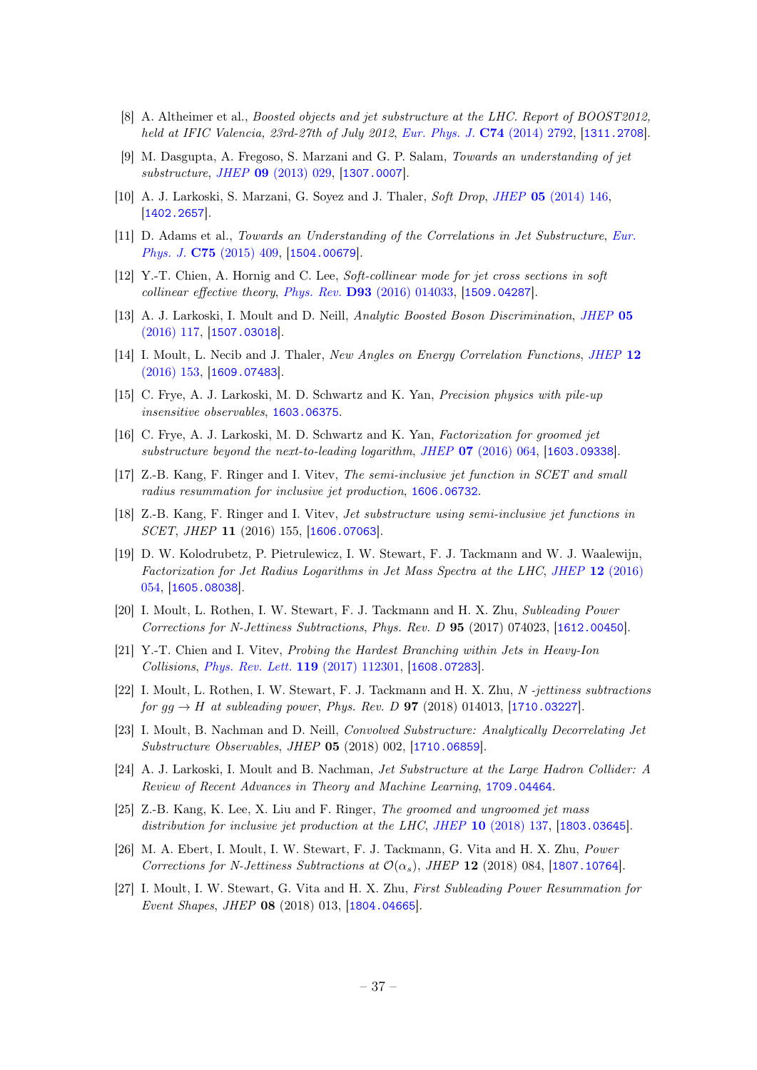[8] A. Altheimer et al., *Boosted objects and jet substructure at the LHC. Report of BOOST2012, held at IFIC Valencia, 23rd-27th of July 2012*, *Eur. Phys. J.* **C74** (2014) 2792, [1311.2708].

[9] M. Dasgupta, A. Fregoso, S. Marzani and G. P. Salam, *Towards an understanding of jet substructure*, *JHEP* **09** (2013) 029, [1307.0007].

[10] A. J. Larkoski, S. Marzani, G. Soyez and J. Thaler, *Soft Drop*, *JHEP* **05** (2014) 146, [1402.2657].

[11] D. Adams et al., *Towards an Understanding of the Correlations in Jet Substructure*, *Eur. Phys. J.* **C75** (2015) 409, [1504.00679].

[12] Y.-T. Chien, A. Hornig and C. Lee, *Soft-collinear mode for jet cross sections in soft collinear effective theory*, *Phys. Rev.* **D93** (2016) 014033, [1509.04287].

[13] A. J. Larkoski, I. Moult and D. Neill, *Analytic Boosted Boson Discrimination*, *JHEP* **05** (2016) 117, [1507.03018].

[14] I. Moult, L. Necib and J. Thaler, *New Angles on Energy Correlation Functions*, *JHEP* **12** (2016) 153, [1609.07483].

[15] C. Frye, A. J. Larkoski, M. D. Schwartz and K. Yan, *Precision physics with pile-up insensitive observables*, 1603.06375.

[16] C. Frye, A. J. Larkoski, M. D. Schwartz and K. Yan, *Factorization for groomed jet substructure beyond the next-to-leading logarithm*, *JHEP* **07** (2016) 064, [1603.09338].

[17] Z.-B. Kang, F. Ringer and I. Vitev, *The semi-inclusive jet function in SCET and small radius resummation for inclusive jet production*, 1606.06732.

[18] Z.-B. Kang, F. Ringer and I. Vitev, *Jet substructure using semi-inclusive jet functions in SCET*, *JHEP* **11** (2016) 155, [1606.07063].

[19] D. W. Kolodrubetz, P. Pietrulewicz, I. W. Stewart, F. J. Tackmann and W. J. Waalewijn, *Factorization for Jet Radius Logarithms in Jet Mass Spectra at the LHC*, *JHEP* **12** (2016) 054, [1605.08038].

[20] I. Moult, L. Rothen, I. W. Stewart, F. J. Tackmann and H. X. Zhu, *Subleading Power Corrections for N-Jettiness Subtractions*, *Phys. Rev. D* **95** (2017) 074023, [1612.00450].

[21] Y.-T. Chien and I. Vitev, *Probing the Hardest Branching within Jets in Heavy-Ion Collisions*, *Phys. Rev. Lett.* **119** (2017) 112301, [1608.07283].

[22] I. Moult, L. Rothen, I. W. Stewart, F. J. Tackmann and H. X. Zhu, *N -jettiness subtractions for $gg \to H$ at subleading power*, *Phys. Rev. D* **97** (2018) 014013, [1710.03227].

[23] I. Moult, B. Nachman and D. Neill, *Convolved Substructure: Analytically Decorrelating Jet Substructure Observables*, *JHEP* **05** (2018) 002, [1710.06859].

[24] A. J. Larkoski, I. Moult and B. Nachman, *Jet Substructure at the Large Hadron Collider: A Review of Recent Advances in Theory and Machine Learning*, 1709.04464.

[25] Z.-B. Kang, K. Lee, X. Liu and F. Ringer, *The groomed and ungroomed jet mass distribution for inclusive jet production at the LHC*, *JHEP* **10** (2018) 137, [1803.03645].

[26] M. A. Ebert, I. Moult, I. W. Stewart, F. J. Tackmann, G. Vita and H. X. Zhu, *Power Corrections for N-Jettiness Subtractions at $\mathcal{O}(\alpha_s)$*, *JHEP* **12** (2018) 084, [1807.10764].

[27] I. Moult, I. W. Stewart, G. Vita and H. X. Zhu, *First Subleading Power Resummation for Event Shapes*, *JHEP* **08** (2018) 013, [1804.04665].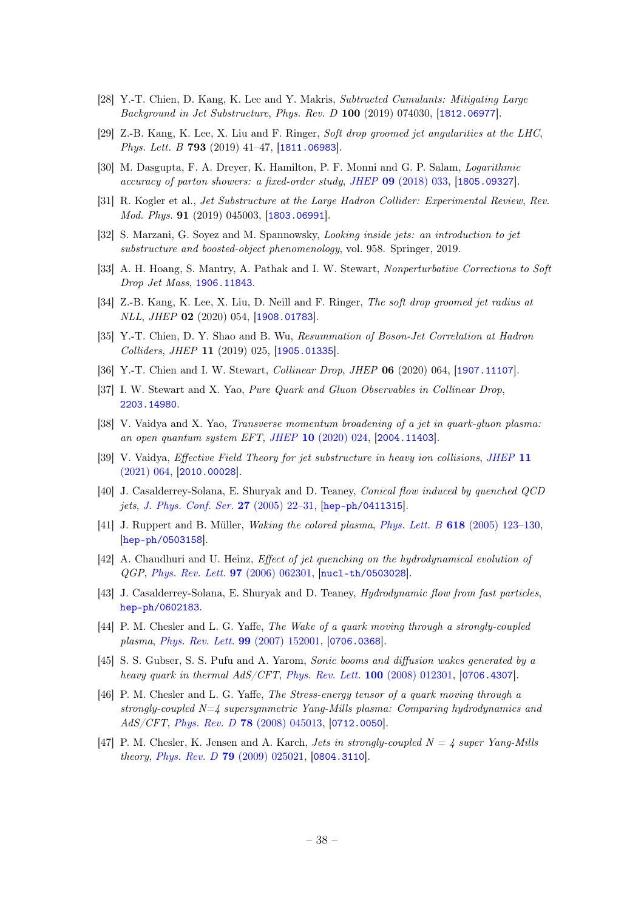[28] Y.-T. Chien, D. Kang, K. Lee and Y. Makris, *Subtracted Cumulants: Mitigating Large Background in Jet Substructure*, *Phys. Rev. D* **100** (2019) 074030, [1812.06977].

[29] Z.-B. Kang, K. Lee, X. Liu and F. Ringer, *Soft drop groomed jet angularities at the LHC*, *Phys. Lett. B* **793** (2019) 41–47, [1811.06983].

[30] M. Dasgupta, F. A. Dreyer, K. Hamilton, P. F. Monni and G. P. Salam, *Logarithmic accuracy of parton showers: a fixed-order study*, *JHEP* **09** (2018) 033, [1805.09327].

[31] R. Kogler et al., *Jet Substructure at the Large Hadron Collider: Experimental Review*, *Rev. Mod. Phys.* **91** (2019) 045003, [1803.06991].

[32] S. Marzani, G. Soyez and M. Spannowsky, *Looking inside jets: an introduction to jet substructure and boosted-object phenomenology*, vol. 958. Springer, 2019.

[33] A. H. Hoang, S. Mantry, A. Pathak and I. W. Stewart, *Nonperturbative Corrections to Soft Drop Jet Mass*, 1906.11843.

[34] Z.-B. Kang, K. Lee, X. Liu, D. Neill and F. Ringer, *The soft drop groomed jet radius at NLL*, *JHEP* **02** (2020) 054, [1908.01783].

[35] Y.-T. Chien, D. Y. Shao and B. Wu, *Resummation of Boson-Jet Correlation at Hadron Colliders*, *JHEP* **11** (2019) 025, [1905.01335].

[36] Y.-T. Chien and I. W. Stewart, *Collinear Drop*, *JHEP* **06** (2020) 064, [1907.11107].

[37] I. W. Stewart and X. Yao, *Pure Quark and Gluon Observables in Collinear Drop*, 2203.14980.

[38] V. Vaidya and X. Yao, *Transverse momentum broadening of a jet in quark-gluon plasma: an open quantum system EFT*, *JHEP* **10** (2020) 024, [2004.11403].

[39] V. Vaidya, *Effective Field Theory for jet substructure in heavy ion collisions*, *JHEP* **11** (2021) 064, [2010.00028].

[40] J. Casalderrey-Solana, E. Shuryak and D. Teaney, *Conical flow induced by quenched QCD jets*, *J. Phys. Conf. Ser.* **27** (2005) 22–31, [hep-ph/0411315].

[41] J. Ruppert and B. Müller, *Waking the colored plasma*, *Phys. Lett. B* **618** (2005) 123–130, [hep-ph/0503158].

[42] A. Chaudhuri and U. Heinz, *Effect of jet quenching on the hydrodynamical evolution of QGP*, *Phys. Rev. Lett.* **97** (2006) 062301, [nucl-th/0503028].

[43] J. Casalderrey-Solana, E. Shuryak and D. Teaney, *Hydrodynamic flow from fast particles*, hep-ph/0602183.

[44] P. M. Chesler and L. G. Yaffe, *The Wake of a quark moving through a strongly-coupled plasma*, *Phys. Rev. Lett.* **99** (2007) 152001, [0706.0368].

[45] S. S. Gubser, S. S. Pufu and A. Yarom, *Sonic booms and diffusion wakes generated by a heavy quark in thermal AdS/CFT*, *Phys. Rev. Lett.* **100** (2008) 012301, [0706.4307].

[46] P. M. Chesler and L. G. Yaffe, *The Stress-energy tensor of a quark moving through a strongly-coupled N=4 supersymmetric Yang-Mills plasma: Comparing hydrodynamics and AdS/CFT*, *Phys. Rev. D* **78** (2008) 045013, [0712.0050].

[47] P. M. Chesler, K. Jensen and A. Karch, *Jets in strongly-coupled $N = 4$ super Yang-Mills theory*, *Phys. Rev. D* **79** (2009) 025021, [0804.3110].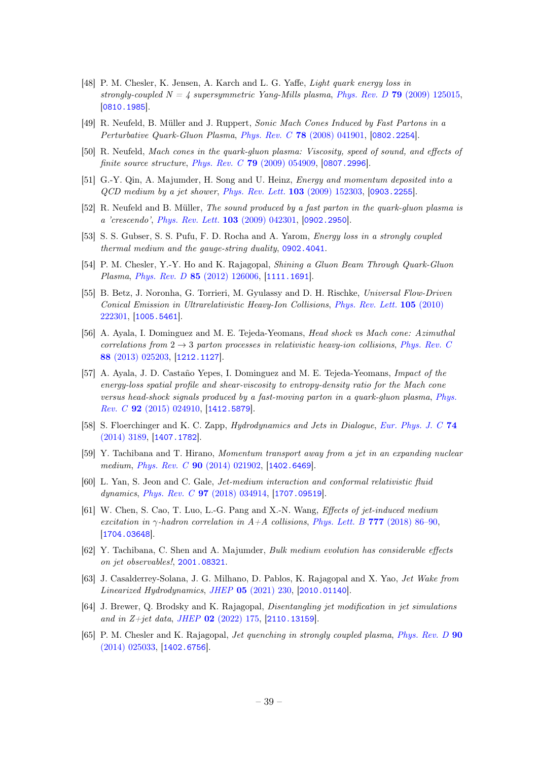[48] P. M. Chesler, K. Jensen, A. Karch and L. G. Yaffe, *Light quark energy loss in strongly-coupled $N = 4$ supersymmetric Yang-Mills plasma*, *Phys. Rev. D* **79** (2009) 125015, [0810.1985].

[49] R. Neufeld, B. Müller and J. Ruppert, *Sonic Mach Cones Induced by Fast Partons in a Perturbative Quark-Gluon Plasma*, *Phys. Rev. C* **78** (2008) 041901, [0802.2254].

[50] R. Neufeld, *Mach cones in the quark-gluon plasma: Viscosity, speed of sound, and effects of finite source structure*, *Phys. Rev. C* **79** (2009) 054909, [0807.2996].

[51] G.-Y. Qin, A. Majumder, H. Song and U. Heinz, *Energy and momentum deposited into a QCD medium by a jet shower*, *Phys. Rev. Lett.* **103** (2009) 152303, [0903.2255].

[52] R. Neufeld and B. Müller, *The sound produced by a fast parton in the quark-gluon plasma is a 'crescendo'*, *Phys. Rev. Lett.* **103** (2009) 042301, [0902.2950].

[53] S. S. Gubser, S. S. Pufu, F. D. Rocha and A. Yarom, *Energy loss in a strongly coupled thermal medium and the gauge-string duality*, 0902.4041.

[54] P. M. Chesler, Y.-Y. Ho and K. Rajagopal, *Shining a Gluon Beam Through Quark-Gluon Plasma*, *Phys. Rev. D* **85** (2012) 126006, [1111.1691].

[55] B. Betz, J. Noronha, G. Torrieri, M. Gyulassy and D. H. Rischke, *Universal Flow-Driven Conical Emission in Ultrarelativistic Heavy-Ion Collisions*, *Phys. Rev. Lett.* **105** (2010) 222301, [1005.5461].

[56] A. Ayala, I. Dominguez and M. E. Tejeda-Yeomans, *Head shock vs Mach cone: Azimuthal correlations from $2 \to 3$ parton processes in relativistic heavy-ion collisions*, *Phys. Rev. C* **88** (2013) 025203, [1212.1127].

[57] A. Ayala, J. D. Castaño Yepes, I. Dominguez and M. E. Tejeda-Yeomans, *Impact of the energy-loss spatial profile and shear-viscosity to entropy-density ratio for the Mach cone versus head-shock signals produced by a fast-moving parton in a quark-gluon plasma*, *Phys. Rev. C* **92** (2015) 024910, [1412.5879].

[58] S. Floerchinger and K. C. Zapp, *Hydrodynamics and Jets in Dialogue*, *Eur. Phys. J. C* **74** (2014) 3189, [1407.1782].

[59] Y. Tachibana and T. Hirano, *Momentum transport away from a jet in an expanding nuclear medium*, *Phys. Rev. C* **90** (2014) 021902, [1402.6469].

[60] L. Yan, S. Jeon and C. Gale, *Jet-medium interaction and conformal relativistic fluid dynamics*, *Phys. Rev. C* **97** (2018) 034914, [1707.09519].

[61] W. Chen, S. Cao, T. Luo, L.-G. Pang and X.-N. Wang, *Effects of jet-induced medium excitation in $\gamma$-hadron correlation in A+A collisions*, *Phys. Lett. B* **777** (2018) 86–90, [1704.03648].

[62] Y. Tachibana, C. Shen and A. Majumder, *Bulk medium evolution has considerable effects on jet observables!*, 2001.08321.

[63] J. Casalderrey-Solana, J. G. Milhano, D. Pablos, K. Rajagopal and X. Yao, *Jet Wake from Linearized Hydrodynamics*, *JHEP* **05** (2021) 230, [2010.01140].

[64] J. Brewer, Q. Brodsky and K. Rajagopal, *Disentangling jet modification in jet simulations and in Z+jet data*, *JHEP* **02** (2022) 175, [2110.13159].

[65] P. M. Chesler and K. Rajagopal, *Jet quenching in strongly coupled plasma*, *Phys. Rev. D* **90** (2014) 025033, [1402.6756].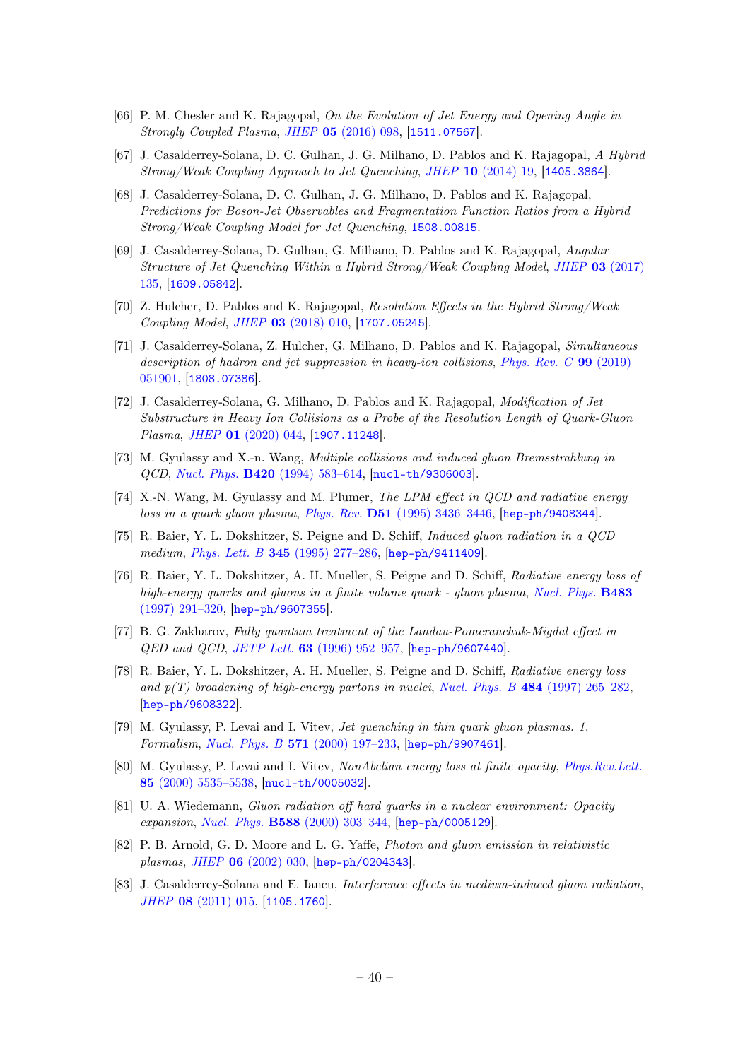[66] P. M. Chesler and K. Rajagopal, *On the Evolution of Jet Energy and Opening Angle in Strongly Coupled Plasma*, *JHEP* **05** (2016) 098, [1511.07567].

[67] J. Casalderrey-Solana, D. C. Gulhan, J. G. Milhano, D. Pablos and K. Rajagopal, *A Hybrid Strong/Weak Coupling Approach to Jet Quenching*, *JHEP* **10** (2014) 19, [1405.3864].

[68] J. Casalderrey-Solana, D. C. Gulhan, J. G. Milhano, D. Pablos and K. Rajagopal, *Predictions for Boson-Jet Observables and Fragmentation Function Ratios from a Hybrid Strong/Weak Coupling Model for Jet Quenching*, 1508.00815.

[69] J. Casalderrey-Solana, D. Gulhan, G. Milhano, D. Pablos and K. Rajagopal, *Angular Structure of Jet Quenching Within a Hybrid Strong/Weak Coupling Model*, *JHEP* **03** (2017) 135, [1609.05842].

[70] Z. Hulcher, D. Pablos and K. Rajagopal, *Resolution Effects in the Hybrid Strong/Weak Coupling Model*, *JHEP* **03** (2018) 010, [1707.05245].

[71] J. Casalderrey-Solana, Z. Hulcher, G. Milhano, D. Pablos and K. Rajagopal, *Simultaneous description of hadron and jet suppression in heavy-ion collisions*, *Phys. Rev. C* **99** (2019) 051901, [1808.07386].

[72] J. Casalderrey-Solana, G. Milhano, D. Pablos and K. Rajagopal, *Modification of Jet Substructure in Heavy Ion Collisions as a Probe of the Resolution Length of Quark-Gluon Plasma*, *JHEP* **01** (2020) 044, [1907.11248].

[73] M. Gyulassy and X.-n. Wang, *Multiple collisions and induced gluon Bremsstrahlung in QCD*, *Nucl. Phys.* **B420** (1994) 583–614, [nucl-th/9306003].

[74] X.-N. Wang, M. Gyulassy and M. Plumer, *The LPM effect in QCD and radiative energy loss in a quark gluon plasma*, *Phys. Rev.* **D51** (1995) 3436–3446, [hep-ph/9408344].

[75] R. Baier, Y. L. Dokshitzer, S. Peigne and D. Schiff, *Induced gluon radiation in a QCD medium*, *Phys. Lett. B* **345** (1995) 277–286, [hep-ph/9411409].

[76] R. Baier, Y. L. Dokshitzer, A. H. Mueller, S. Peigne and D. Schiff, *Radiative energy loss of high-energy quarks and gluons in a finite volume quark - gluon plasma*, *Nucl. Phys.* **B483** (1997) 291–320, [hep-ph/9607355].

[77] B. G. Zakharov, *Fully quantum treatment of the Landau-Pomeranchuk-Migdal effect in QED and QCD*, *JETP Lett.* **63** (1996) 952–957, [hep-ph/9607440].

[78] R. Baier, Y. L. Dokshitzer, A. H. Mueller, S. Peigne and D. Schiff, *Radiative energy loss and p(T) broadening of high-energy partons in nuclei*, *Nucl. Phys. B* **484** (1997) 265–282, [hep-ph/9608322].

[79] M. Gyulassy, P. Levai and I. Vitev, *Jet quenching in thin quark gluon plasmas. 1. Formalism*, *Nucl. Phys. B* **571** (2000) 197–233, [hep-ph/9907461].

[80] M. Gyulassy, P. Levai and I. Vitev, *NonAbelian energy loss at finite opacity*, *Phys.Rev.Lett.* **85** (2000) 5535–5538, [nucl-th/0005032].

[81] U. A. Wiedemann, *Gluon radiation off hard quarks in a nuclear environment: Opacity expansion*, *Nucl. Phys.* **B588** (2000) 303–344, [hep-ph/0005129].

[82] P. B. Arnold, G. D. Moore and L. G. Yaffe, *Photon and gluon emission in relativistic plasmas*, *JHEP* **06** (2002) 030, [hep-ph/0204343].

[83] J. Casalderrey-Solana and E. Iancu, *Interference effects in medium-induced gluon radiation*, *JHEP* **08** (2011) 015, [1105.1760].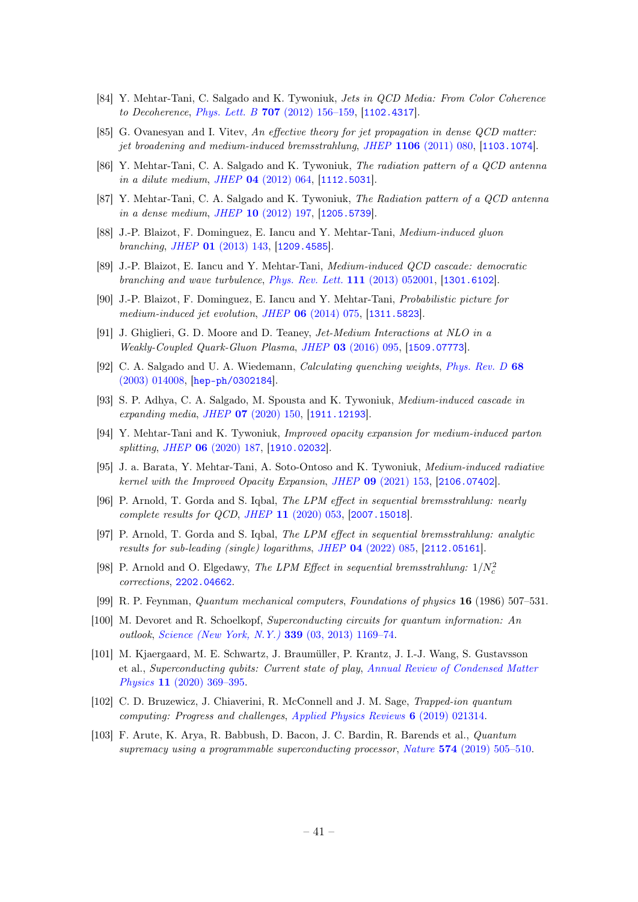- [84] Y. Mehtar-Tani, C. Salgado and K. Tywoniuk, *Jets in QCD Media: From Color Coherence to Decoherence*, *Phys. Lett. B* **707** (2012) 156–159, [1102.4317].
- [85] G. Ovanesyan and I. Vitev, *An effective theory for jet propagation in dense QCD matter: jet broadening and medium-induced bremsstrahlung*, *JHEP* **1106** (2011) 080, [1103.1074].
- [86] Y. Mehtar-Tani, C. A. Salgado and K. Tywoniuk, *The radiation pattern of a QCD antenna in a dilute medium*, *JHEP* **04** (2012) 064, [1112.5031].
- [87] Y. Mehtar-Tani, C. A. Salgado and K. Tywoniuk, *The Radiation pattern of a QCD antenna in a dense medium*, *JHEP* **10** (2012) 197, [1205.5739].
- [88] J.-P. Blaizot, F. Dominguez, E. Iancu and Y. Mehtar-Tani, *Medium-induced gluon branching*, *JHEP* **01** (2013) 143, [1209.4585].
- [89] J.-P. Blaizot, E. Iancu and Y. Mehtar-Tani, *Medium-induced QCD cascade: democratic branching and wave turbulence*, *Phys. Rev. Lett.* **111** (2013) 052001, [1301.6102].
- [90] J.-P. Blaizot, F. Dominguez, E. Iancu and Y. Mehtar-Tani, *Probabilistic picture for medium-induced jet evolution*, *JHEP* **06** (2014) 075, [1311.5823].
- [91] J. Ghiglieri, G. D. Moore and D. Teaney, *Jet-Medium Interactions at NLO in a Weakly-Coupled Quark-Gluon Plasma*, *JHEP* **03** (2016) 095, [1509.07773].
- [92] C. A. Salgado and U. A. Wiedemann, *Calculating quenching weights*, *Phys. Rev. D* **68** (2003) 014008, [hep-ph/0302184].
- [93] S. P. Adhya, C. A. Salgado, M. Spousta and K. Tywoniuk, *Medium-induced cascade in expanding media*, *JHEP* **07** (2020) 150, [1911.12193].
- [94] Y. Mehtar-Tani and K. Tywoniuk, *Improved opacity expansion for medium-induced parton splitting*, *JHEP* **06** (2020) 187, [1910.02032].
- [95] J. a. Barata, Y. Mehtar-Tani, A. Soto-Ontoso and K. Tywoniuk, *Medium-induced radiative kernel with the Improved Opacity Expansion*, *JHEP* **09** (2021) 153, [2106.07402].
- [96] P. Arnold, T. Gorda and S. Iqbal, *The LPM effect in sequential bremsstrahlung: nearly complete results for QCD*, *JHEP* **11** (2020) 053, [2007.15018].
- [97] P. Arnold, T. Gorda and S. Iqbal, *The LPM effect in sequential bremsstrahlung: analytic results for sub-leading (single) logarithms*, *JHEP* **04** (2022) 085, [2112.05161].
- [98] P. Arnold and O. Elgedawy, *The LPM Effect in sequential bremsstrahlung: $1/N_c^2$ corrections*, 2202.04662.
- [99] R. P. Feynman, *Quantum mechanical computers*, Foundations of physics **16** (1986) 507–531.
- [100] M. Devoret and R. Schoelkopf, *Superconducting circuits for quantum information: An outlook*, *Science (New York, N.Y.)* **339** (03, 2013) 1169–74.
- [101] M. Kjaergaard, M. E. Schwartz, J. Braumüller, P. Krantz, J. I.-J. Wang, S. Gustavsson et al., *Superconducting qubits: Current state of play*, *Annual Review of Condensed Matter Physics* **11** (2020) 369–395.
- [102] C. D. Bruzewicz, J. Chiaverini, R. McConnell and J. M. Sage, *Trapped-ion quantum computing: Progress and challenges*, *Applied Physics Reviews* **6** (2019) 021314.
- [103] F. Arute, K. Arya, R. Babbush, D. Bacon, J. C. Bardin, R. Barends et al., *Quantum supremacy using a programmable superconducting processor*, *Nature* **574** (2019) 505–510.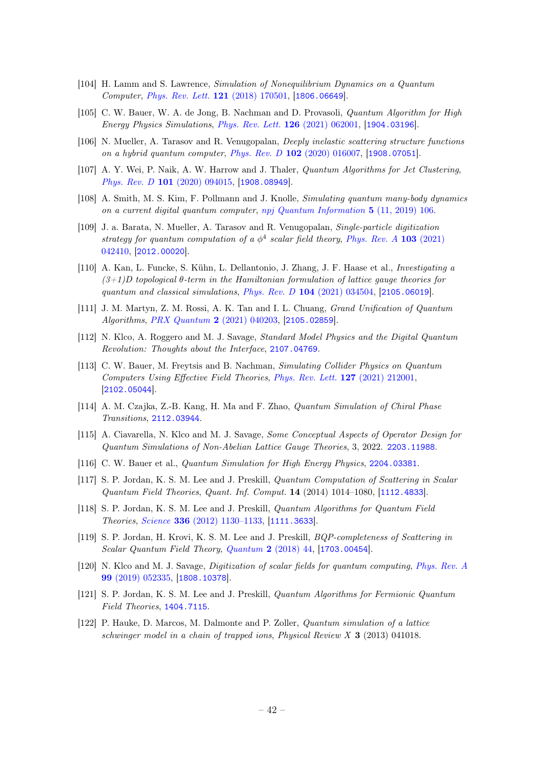[104] H. Lamm and S. Lawrence, *Simulation of Nonequilibrium Dynamics on a Quantum Computer*, *Phys. Rev. Lett.* **121** (2018) 170501, [1806.06649].

[105] C. W. Bauer, W. A. de Jong, B. Nachman and D. Provasoli, *Quantum Algorithm for High Energy Physics Simulations*, *Phys. Rev. Lett.* **126** (2021) 062001, [1904.03196].

[106] N. Mueller, A. Tarasov and R. Venugopalan, *Deeply inelastic scattering structure functions on a hybrid quantum computer*, *Phys. Rev. D* **102** (2020) 016007, [1908.07051].

[107] A. Y. Wei, P. Naik, A. W. Harrow and J. Thaler, *Quantum Algorithms for Jet Clustering*, *Phys. Rev. D* **101** (2020) 094015, [1908.08949].

[108] A. Smith, M. S. Kim, F. Pollmann and J. Knolle, *Simulating quantum many-body dynamics on a current digital quantum computer*, *npj Quantum Information* **5** (11, 2019) 106.

[109] J. a. Barata, N. Mueller, A. Tarasov and R. Venugopalan, *Single-particle digitization strategy for quantum computation of a $\phi^4$ scalar field theory*, *Phys. Rev. A* **103** (2021) 042410, [2012.00020].

[110] A. Kan, L. Funcke, S. Kühn, L. Dellantonio, J. Zhang, J. F. Haase et al., *Investigating a (3+1)D topological θ-term in the Hamiltonian formulation of lattice gauge theories for quantum and classical simulations*, *Phys. Rev. D* **104** (2021) 034504, [2105.06019].

[111] J. M. Martyn, Z. M. Rossi, A. K. Tan and I. L. Chuang, *Grand Unification of Quantum Algorithms*, *PRX Quantum* **2** (2021) 040203, [2105.02859].

[112] N. Klco, A. Roggero and M. J. Savage, *Standard Model Physics and the Digital Quantum Revolution: Thoughts about the Interface*, 2107.04769.

[113] C. W. Bauer, M. Freytsis and B. Nachman, *Simulating Collider Physics on Quantum Computers Using Effective Field Theories*, *Phys. Rev. Lett.* **127** (2021) 212001, [2102.05044].

[114] A. M. Czajka, Z.-B. Kang, H. Ma and F. Zhao, *Quantum Simulation of Chiral Phase Transitions*, 2112.03944.

[115] A. Ciavarella, N. Klco and M. J. Savage, *Some Conceptual Aspects of Operator Design for Quantum Simulations of Non-Abelian Lattice Gauge Theories*, 3, 2022. 2203.11988.

[116] C. W. Bauer et al., *Quantum Simulation for High Energy Physics*, 2204.03381.

[117] S. P. Jordan, K. S. M. Lee and J. Preskill, *Quantum Computation of Scattering in Scalar Quantum Field Theories*, *Quant. Inf. Comput.* **14** (2014) 1014–1080, [1112.4833].

[118] S. P. Jordan, K. S. M. Lee and J. Preskill, *Quantum Algorithms for Quantum Field Theories*, *Science* **336** (2012) 1130–1133, [1111.3633].

[119] S. P. Jordan, H. Krovi, K. S. M. Lee and J. Preskill, *BQP-completeness of Scattering in Scalar Quantum Field Theory*, *Quantum* **2** (2018) 44, [1703.00454].

[120] N. Klco and M. J. Savage, *Digitization of scalar fields for quantum computing*, *Phys. Rev. A* **99** (2019) 052335, [1808.10378].

[121] S. P. Jordan, K. S. M. Lee and J. Preskill, *Quantum Algorithms for Fermionic Quantum Field Theories*, 1404.7115.

[122] P. Hauke, D. Marcos, M. Dalmonte and P. Zoller, *Quantum simulation of a lattice schwinger model in a chain of trapped ions*, *Physical Review X* **3** (2013) 041018.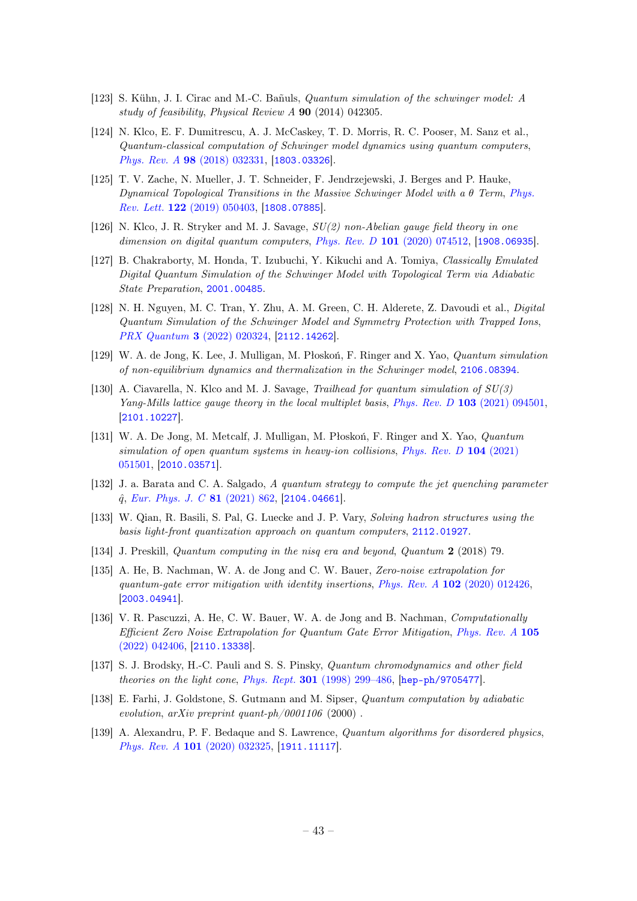[123] S. Kühn, J. I. Cirac and M.-C. Bañuls, *Quantum simulation of the schwinger model: A study of feasibility*, *Physical Review A* **90** (2014) 042305.

[124] N. Klco, E. F. Dumitrescu, A. J. McCaskey, T. D. Morris, R. C. Pooser, M. Sanz et al., *Quantum-classical computation of Schwinger model dynamics using quantum computers*, *Phys. Rev. A* **98** (2018) 032331, [1803.03326].

[125] T. V. Zache, N. Mueller, J. T. Schneider, F. Jendrzejewski, J. Berges and P. Hauke, *Dynamical Topological Transitions in the Massive Schwinger Model with a θ Term*, *Phys. Rev. Lett.* **122** (2019) 050403, [1808.07885].

[126] N. Klco, J. R. Stryker and M. J. Savage, *SU(2) non-Abelian gauge field theory in one dimension on digital quantum computers*, *Phys. Rev. D* **101** (2020) 074512, [1908.06935].

[127] B. Chakraborty, M. Honda, T. Izubuchi, Y. Kikuchi and A. Tomiya, *Classically Emulated Digital Quantum Simulation of the Schwinger Model with Topological Term via Adiabatic State Preparation*, 2001.00485.

[128] N. H. Nguyen, M. C. Tran, Y. Zhu, A. M. Green, C. H. Alderete, Z. Davoudi et al., *Digital Quantum Simulation of the Schwinger Model and Symmetry Protection with Trapped Ions*, *PRX Quantum* **3** (2022) 020324, [2112.14262].

[129] W. A. de Jong, K. Lee, J. Mulligan, M. Płoskoń, F. Ringer and X. Yao, *Quantum simulation of non-equilibrium dynamics and thermalization in the Schwinger model*, 2106.08394.

[130] A. Ciavarella, N. Klco and M. J. Savage, *Trailhead for quantum simulation of SU(3) Yang-Mills lattice gauge theory in the local multiplet basis*, *Phys. Rev. D* **103** (2021) 094501, [2101.10227].

[131] W. A. De Jong, M. Metcalf, J. Mulligan, M. Płoskoń, F. Ringer and X. Yao, *Quantum simulation of open quantum systems in heavy-ion collisions*, *Phys. Rev. D* **104** (2021) 051501, [2010.03571].

[132] J. a. Barata and C. A. Salgado, *A quantum strategy to compute the jet quenching parameter* $\hat{q}$, *Eur. Phys. J. C* **81** (2021) 862, [2104.04661].

[133] W. Qian, R. Basili, S. Pal, G. Luecke and J. P. Vary, *Solving hadron structures using the basis light-front quantization approach on quantum computers*, 2112.01927.

[134] J. Preskill, *Quantum computing in the nisq era and beyond*, *Quantum* **2** (2018) 79.

[135] A. He, B. Nachman, W. A. de Jong and C. W. Bauer, *Zero-noise extrapolation for quantum-gate error mitigation with identity insertions*, *Phys. Rev. A* **102** (2020) 012426, [2003.04941].

[136] V. R. Pascuzzi, A. He, C. W. Bauer, W. A. de Jong and B. Nachman, *Computationally Efficient Zero Noise Extrapolation for Quantum Gate Error Mitigation*, *Phys. Rev. A* **105** (2022) 042406, [2110.13338].

[137] S. J. Brodsky, H.-C. Pauli and S. S. Pinsky, *Quantum chromodynamics and other field theories on the light cone*, *Phys. Rept.* **301** (1998) 299–486, [hep-ph/9705477].

[138] E. Farhi, J. Goldstone, S. Gutmann and M. Sipser, *Quantum computation by adiabatic evolution*, *arXiv preprint quant-ph/0001106* (2000) .

[139] A. Alexandru, P. F. Bedaque and S. Lawrence, *Quantum algorithms for disordered physics*, *Phys. Rev. A* **101** (2020) 032325, [1911.11117].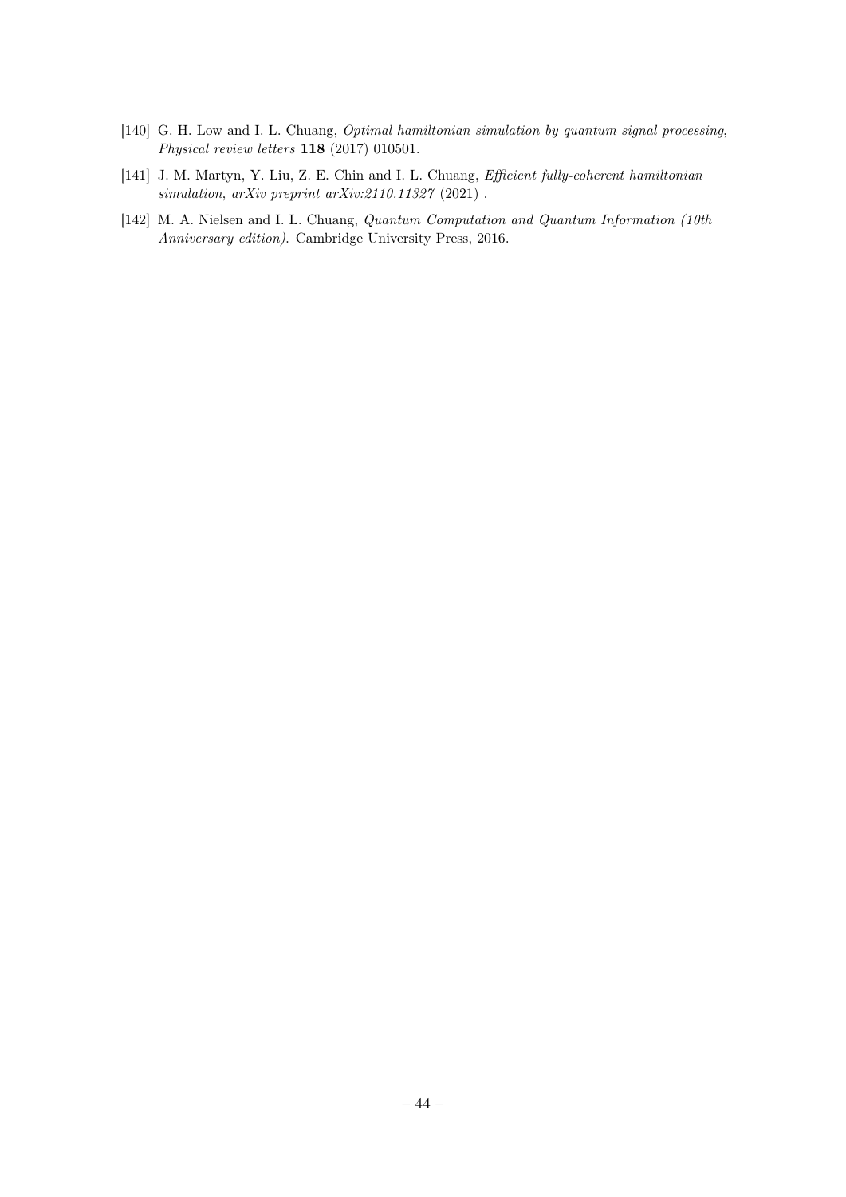[140] G. H. Low and I. L. Chuang, *Optimal hamiltonian simulation by quantum signal processing*, *Physical review letters* **118** (2017) 010501.

[141] J. M. Martyn, Y. Liu, Z. E. Chin and I. L. Chuang, *Efficient fully-coherent hamiltonian simulation*, *arXiv preprint arXiv:2110.11327* (2021) .

[142] M. A. Nielsen and I. L. Chuang, *Quantum Computation and Quantum Information (10th Anniversary edition).* Cambridge University Press, 2016.